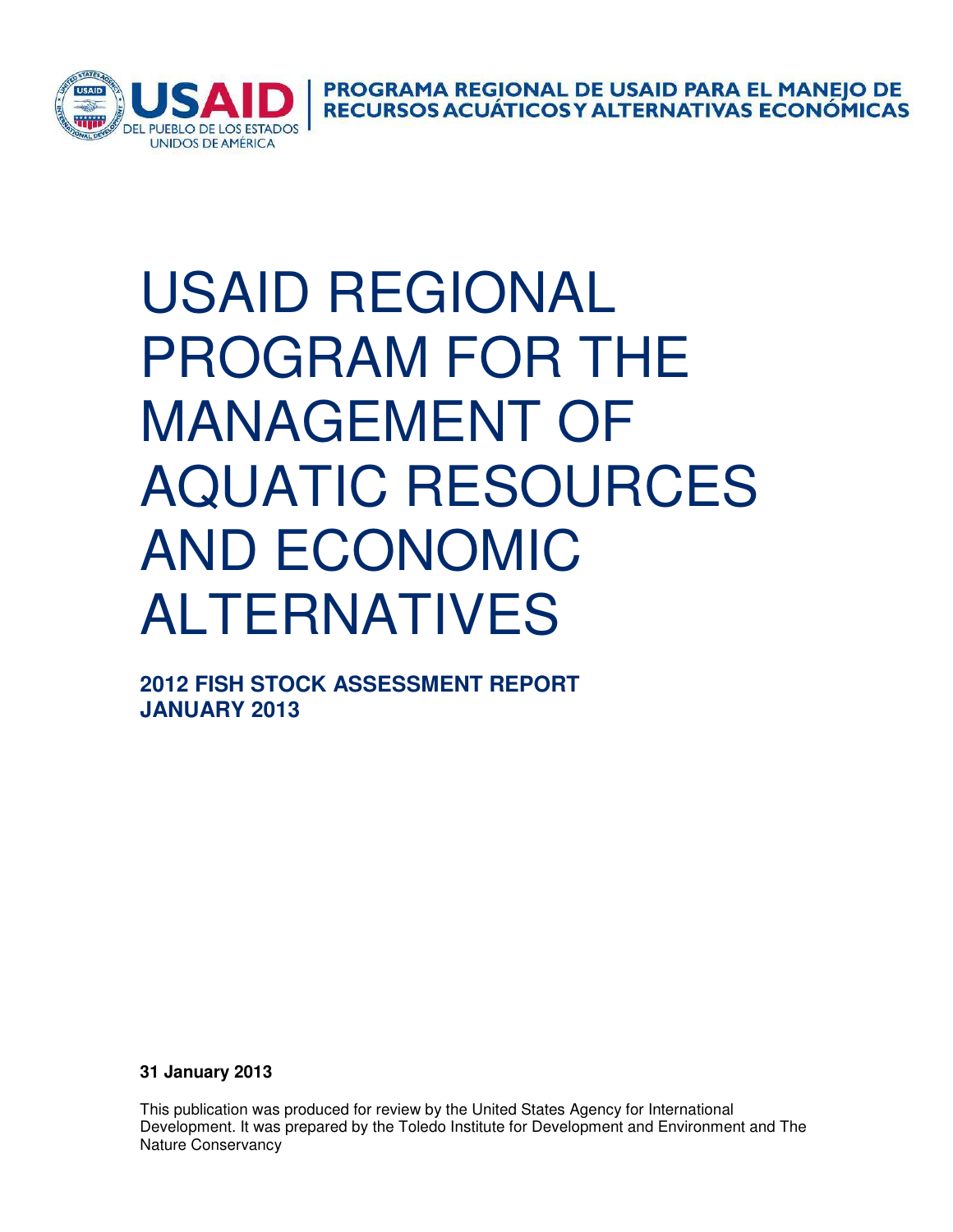USAID DEL PUEBLO DE LOS ESTADOS UNIDOS DE AMÉRICA | PROGRAMA REGIONAL DE USAID PARA EL MANEJO DE RECURSOS ACUÁTICOS Y ALTERNATIVAS ECONÓMICAS

# USAID REGIONAL PROGRAM FOR THE MANAGEMENT OF AQUATIC RESOURCES AND ECONOMIC ALTERNATIVES

**2012 FISH STOCK ASSESSMENT REPORT**
**JANUARY 2013**

**31 January 2013**

This publication was produced for review by the United States Agency for International Development. It was prepared by the Toledo Institute for Development and Environment and The Nature Conservancy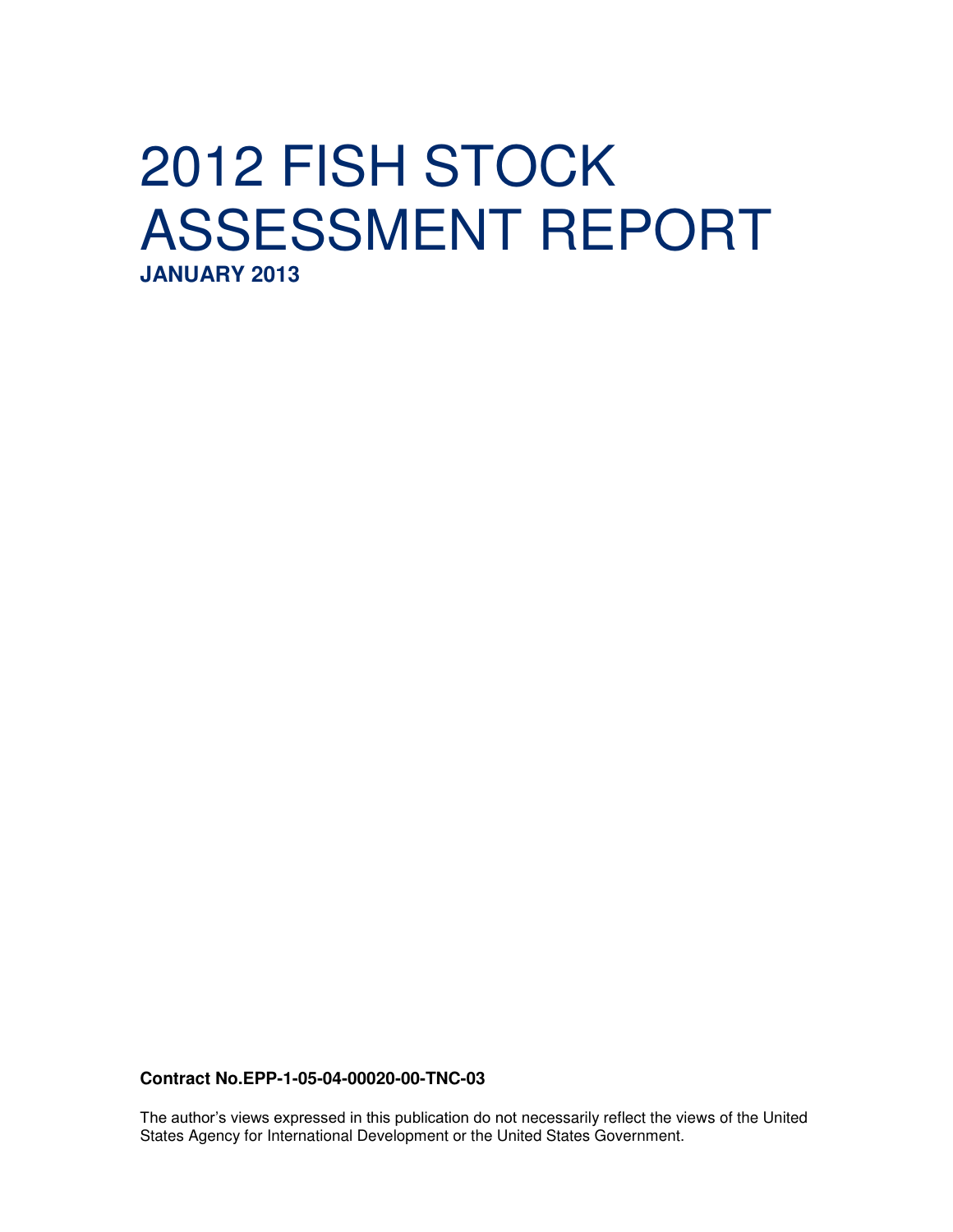# 2012 FISH STOCK ASSESSMENT REPORT

**JANUARY 2013**

**Contract No.EPP-1-05-04-00020-00-TNC-03**

The author's views expressed in this publication do not necessarily reflect the views of the United States Agency for International Development or the United States Government.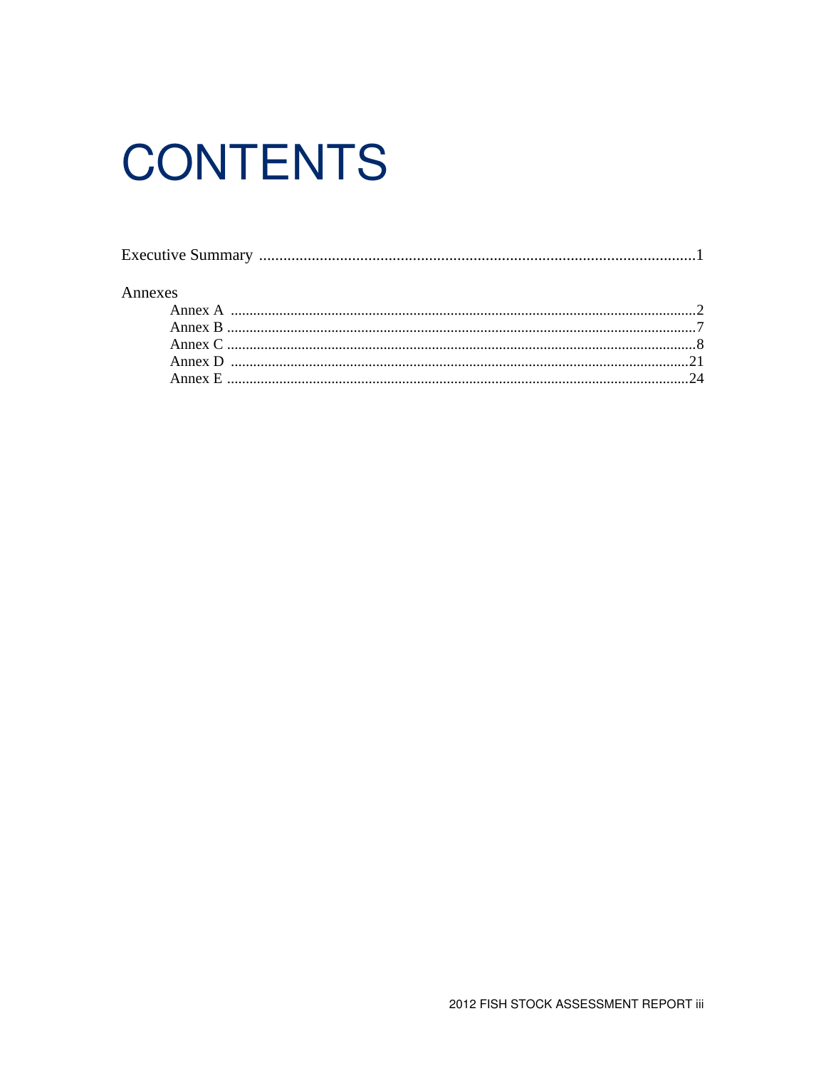# CONTENTS

Executive Summary ..............................................................................................................1

Annexes

- Annex A ..........................................................................................................................2
- Annex B ..........................................................................................................................7
- Annex C ..........................................................................................................................8
- Annex D ........................................................................................................................21
- Annex E ........................................................................................................................24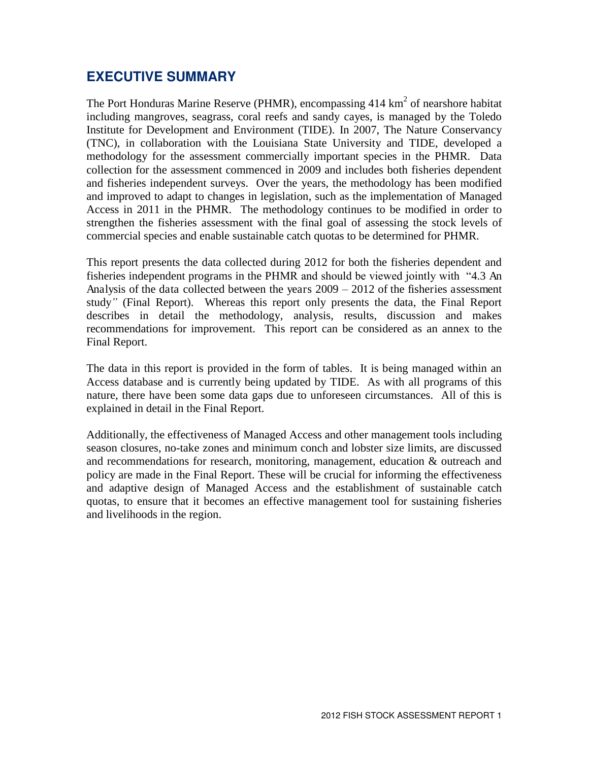## EXECUTIVE SUMMARY

The Port Honduras Marine Reserve (PHMR), encompassing 414 $km^2$ of nearshore habitat including mangroves, seagrass, coral reefs and sandy cayes, is managed by the Toledo Institute for Development and Environment (TIDE). In 2007, The Nature Conservancy (TNC), in collaboration with the Louisiana State University and TIDE, developed a methodology for the assessment commercially important species in the PHMR. Data collection for the assessment commenced in 2009 and includes both fisheries dependent and fisheries independent surveys. Over the years, the methodology has been modified and improved to adapt to changes in legislation, such as the implementation of Managed Access in 2011 in the PHMR. The methodology continues to be modified in order to strengthen the fisheries assessment with the final goal of assessing the stock levels of commercial species and enable sustainable catch quotas to be determined for PHMR.

This report presents the data collected during 2012 for both the fisheries dependent and fisheries independent programs in the PHMR and should be viewed jointly with "4.3 An Analysis of the data collected between the years 2009 – 2012 of the fisheries assessment study" (Final Report). Whereas this report only presents the data, the Final Report describes in detail the methodology, analysis, results, discussion and makes recommendations for improvement. This report can be considered as an annex to the Final Report.

The data in this report is provided in the form of tables. It is being managed within an Access database and is currently being updated by TIDE. As with all programs of this nature, there have been some data gaps due to unforeseen circumstances. All of this is explained in detail in the Final Report.

Additionally, the effectiveness of Managed Access and other management tools including season closures, no-take zones and minimum conch and lobster size limits, are discussed and recommendations for research, monitoring, management, education & outreach and policy are made in the Final Report. These will be crucial for informing the effectiveness and adaptive design of Managed Access and the establishment of sustainable catch quotas, to ensure that it becomes an effective management tool for sustaining fisheries and livelihoods in the region.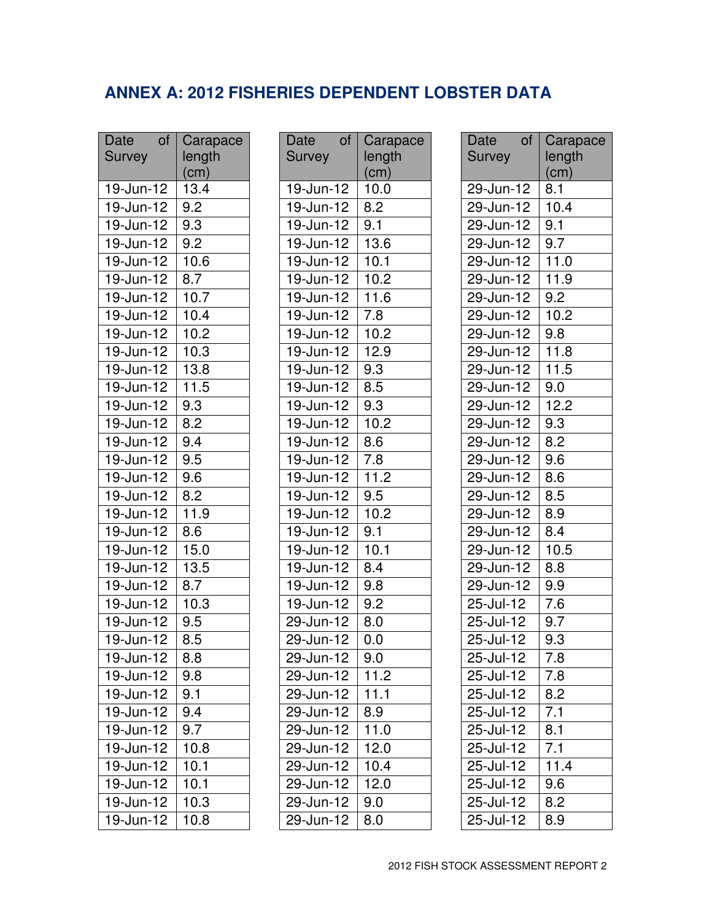## ANNEX A: 2012 FISHERIES DEPENDENT LOBSTER DATA

| Date of Survey | Carapace length (cm) |
|---|---|
| 19-Jun-12 | 13.4 |
| 19-Jun-12 | 9.2 |
| 19-Jun-12 | 9.3 |
| 19-Jun-12 | 9.2 |
| 19-Jun-12 | 10.6 |
| 19-Jun-12 | 8.7 |
| 19-Jun-12 | 10.7 |
| 19-Jun-12 | 10.4 |
| 19-Jun-12 | 10.2 |
| 19-Jun-12 | 10.3 |
| 19-Jun-12 | 13.8 |
| 19-Jun-12 | 11.5 |
| 19-Jun-12 | 9.3 |
| 19-Jun-12 | 8.2 |
| 19-Jun-12 | 9.4 |
| 19-Jun-12 | 9.5 |
| 19-Jun-12 | 9.6 |
| 19-Jun-12 | 8.2 |
| 19-Jun-12 | 11.9 |
| 19-Jun-12 | 8.6 |
| 19-Jun-12 | 15.0 |
| 19-Jun-12 | 13.5 |
| 19-Jun-12 | 8.7 |
| 19-Jun-12 | 10.3 |
| 19-Jun-12 | 9.5 |
| 19-Jun-12 | 8.5 |
| 19-Jun-12 | 8.8 |
| 19-Jun-12 | 9.8 |
| 19-Jun-12 | 9.1 |
| 19-Jun-12 | 9.4 |
| 19-Jun-12 | 9.7 |
| 19-Jun-12 | 10.8 |
| 19-Jun-12 | 10.1 |
| 19-Jun-12 | 10.1 |
| 19-Jun-12 | 10.3 |
| 19-Jun-12 | 10.8 |

| Date of Survey | Carapace length (cm) |
|---|---|
| 19-Jun-12 | 10.0 |
| 19-Jun-12 | 8.2 |
| 19-Jun-12 | 9.1 |
| 19-Jun-12 | 13.6 |
| 19-Jun-12 | 10.1 |
| 19-Jun-12 | 10.2 |
| 19-Jun-12 | 11.6 |
| 19-Jun-12 | 7.8 |
| 19-Jun-12 | 10.2 |
| 19-Jun-12 | 12.9 |
| 19-Jun-12 | 9.3 |
| 19-Jun-12 | 8.5 |
| 19-Jun-12 | 9.3 |
| 19-Jun-12 | 10.2 |
| 19-Jun-12 | 8.6 |
| 19-Jun-12 | 7.8 |
| 19-Jun-12 | 11.2 |
| 19-Jun-12 | 9.5 |
| 19-Jun-12 | 10.2 |
| 19-Jun-12 | 9.1 |
| 19-Jun-12 | 10.1 |
| 19-Jun-12 | 8.4 |
| 19-Jun-12 | 9.8 |
| 19-Jun-12 | 9.2 |
| 29-Jun-12 | 8.0 |
| 29-Jun-12 | 0.0 |
| 29-Jun-12 | 9.0 |
| 29-Jun-12 | 11.2 |
| 29-Jun-12 | 11.1 |
| 29-Jun-12 | 8.9 |
| 29-Jun-12 | 11.0 |
| 29-Jun-12 | 12.0 |
| 29-Jun-12 | 10.4 |
| 29-Jun-12 | 12.0 |
| 29-Jun-12 | 9.0 |
| 29-Jun-12 | 8.0 |

| Date of Survey | Carapace length (cm) |
|---|---|
| 29-Jun-12 | 8.1 |
| 29-Jun-12 | 10.4 |
| 29-Jun-12 | 9.1 |
| 29-Jun-12 | 9.7 |
| 29-Jun-12 | 11.0 |
| 29-Jun-12 | 11.9 |
| 29-Jun-12 | 9.2 |
| 29-Jun-12 | 10.2 |
| 29-Jun-12 | 9.8 |
| 29-Jun-12 | 11.8 |
| 29-Jun-12 | 11.5 |
| 29-Jun-12 | 9.0 |
| 29-Jun-12 | 12.2 |
| 29-Jun-12 | 9.3 |
| 29-Jun-12 | 8.2 |
| 29-Jun-12 | 9.6 |
| 29-Jun-12 | 8.6 |
| 29-Jun-12 | 8.5 |
| 29-Jun-12 | 8.9 |
| 29-Jun-12 | 8.4 |
| 29-Jun-12 | 10.5 |
| 29-Jun-12 | 8.8 |
| 29-Jun-12 | 9.9 |
| 25-Jul-12 | 7.6 |
| 25-Jul-12 | 9.7 |
| 25-Jul-12 | 9.3 |
| 25-Jul-12 | 7.8 |
| 25-Jul-12 | 7.8 |
| 25-Jul-12 | 8.2 |
| 25-Jul-12 | 7.1 |
| 25-Jul-12 | 8.1 |
| 25-Jul-12 | 7.1 |
| 25-Jul-12 | 11.4 |
| 25-Jul-12 | 9.6 |
| 25-Jul-12 | 8.2 |
| 25-Jul-12 | 8.9 |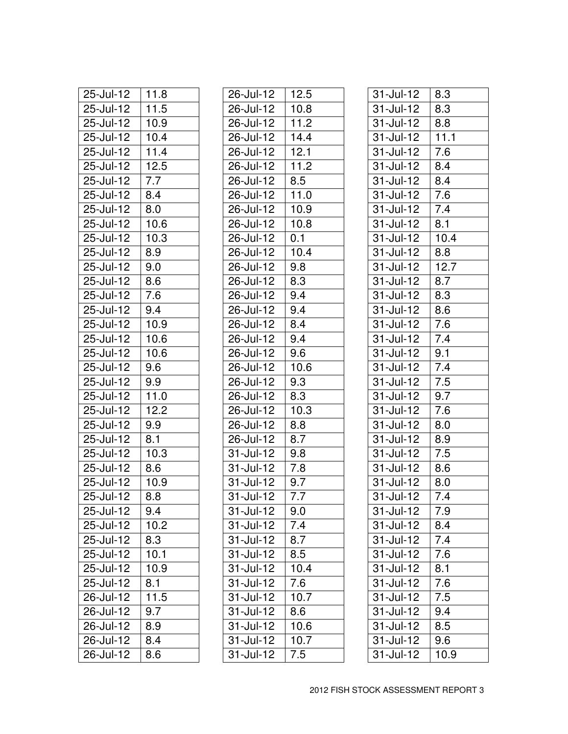| | |
|---|---|
| 25-Jul-12 | 11.8 |
| 25-Jul-12 | 11.5 |
| 25-Jul-12 | 10.9 |
| 25-Jul-12 | 10.4 |
| 25-Jul-12 | 11.4 |
| 25-Jul-12 | 12.5 |
| 25-Jul-12 | 7.7 |
| 25-Jul-12 | 8.4 |
| 25-Jul-12 | 8.0 |
| 25-Jul-12 | 10.6 |
| 25-Jul-12 | 10.3 |
| 25-Jul-12 | 8.9 |
| 25-Jul-12 | 9.0 |
| 25-Jul-12 | 8.6 |
| 25-Jul-12 | 7.6 |
| 25-Jul-12 | 9.4 |
| 25-Jul-12 | 10.9 |
| 25-Jul-12 | 10.6 |
| 25-Jul-12 | 10.6 |
| 25-Jul-12 | 9.6 |
| 25-Jul-12 | 9.9 |
| 25-Jul-12 | 11.0 |
| 25-Jul-12 | 12.2 |
| 25-Jul-12 | 9.9 |
| 25-Jul-12 | 8.1 |
| 25-Jul-12 | 10.3 |
| 25-Jul-12 | 8.6 |
| 25-Jul-12 | 10.9 |
| 25-Jul-12 | 8.8 |
| 25-Jul-12 | 9.4 |
| 25-Jul-12 | 10.2 |
| 25-Jul-12 | 8.3 |
| 25-Jul-12 | 10.1 |
| 25-Jul-12 | 10.9 |
| 25-Jul-12 | 8.1 |
| 26-Jul-12 | 11.5 |
| 26-Jul-12 | 9.7 |
| 26-Jul-12 | 8.9 |
| 26-Jul-12 | 8.4 |
| 26-Jul-12 | 8.6 |
| 26-Jul-12 | 12.5 |
| 26-Jul-12 | 10.8 |
| 26-Jul-12 | 11.2 |
| 26-Jul-12 | 14.4 |
| 26-Jul-12 | 12.1 |
| 26-Jul-12 | 11.2 |
| 26-Jul-12 | 8.5 |
| 26-Jul-12 | 11.0 |
| 26-Jul-12 | 10.9 |
| 26-Jul-12 | 10.8 |
| 26-Jul-12 | 0.1 |
| 26-Jul-12 | 10.4 |
| 26-Jul-12 | 9.8 |
| 26-Jul-12 | 8.3 |
| 26-Jul-12 | 9.4 |
| 26-Jul-12 | 9.4 |
| 26-Jul-12 | 8.4 |
| 26-Jul-12 | 9.4 |
| 26-Jul-12 | 9.6 |
| 26-Jul-12 | 10.6 |
| 26-Jul-12 | 9.3 |
| 26-Jul-12 | 8.3 |
| 26-Jul-12 | 10.3 |
| 26-Jul-12 | 8.8 |
| 26-Jul-12 | 8.7 |
| 31-Jul-12 | 9.8 |
| 31-Jul-12 | 7.8 |
| 31-Jul-12 | 9.7 |
| 31-Jul-12 | 7.7 |
| 31-Jul-12 | 9.0 |
| 31-Jul-12 | 7.4 |
| 31-Jul-12 | 8.7 |
| 31-Jul-12 | 8.5 |
| 31-Jul-12 | 10.4 |
| 31-Jul-12 | 7.6 |
| 31-Jul-12 | 10.7 |
| 31-Jul-12 | 8.6 |
| 31-Jul-12 | 10.6 |
| 31-Jul-12 | 10.7 |
| 31-Jul-12 | 7.5 |
| 31-Jul-12 | 8.3 |
| 31-Jul-12 | 8.3 |
| 31-Jul-12 | 8.8 |
| 31-Jul-12 | 11.1 |
| 31-Jul-12 | 7.6 |
| 31-Jul-12 | 8.4 |
| 31-Jul-12 | 8.4 |
| 31-Jul-12 | 7.6 |
| 31-Jul-12 | 7.4 |
| 31-Jul-12 | 8.1 |
| 31-Jul-12 | 10.4 |
| 31-Jul-12 | 8.8 |
| 31-Jul-12 | 12.7 |
| 31-Jul-12 | 8.7 |
| 31-Jul-12 | 8.3 |
| 31-Jul-12 | 8.6 |
| 31-Jul-12 | 7.6 |
| 31-Jul-12 | 7.4 |
| 31-Jul-12 | 9.1 |
| 31-Jul-12 | 7.4 |
| 31-Jul-12 | 7.5 |
| 31-Jul-12 | 9.7 |
| 31-Jul-12 | 7.6 |
| 31-Jul-12 | 8.0 |
| 31-Jul-12 | 8.9 |
| 31-Jul-12 | 7.5 |
| 31-Jul-12 | 8.6 |
| 31-Jul-12 | 8.0 |
| 31-Jul-12 | 7.4 |
| 31-Jul-12 | 7.9 |
| 31-Jul-12 | 8.4 |
| 31-Jul-12 | 7.4 |
| 31-Jul-12 | 7.6 |
| 31-Jul-12 | 8.1 |
| 31-Jul-12 | 7.6 |
| 31-Jul-12 | 7.5 |
| 31-Jul-12 | 9.4 |
| 31-Jul-12 | 8.5 |
| 31-Jul-12 | 9.6 |
| 31-Jul-12 | 10.9 |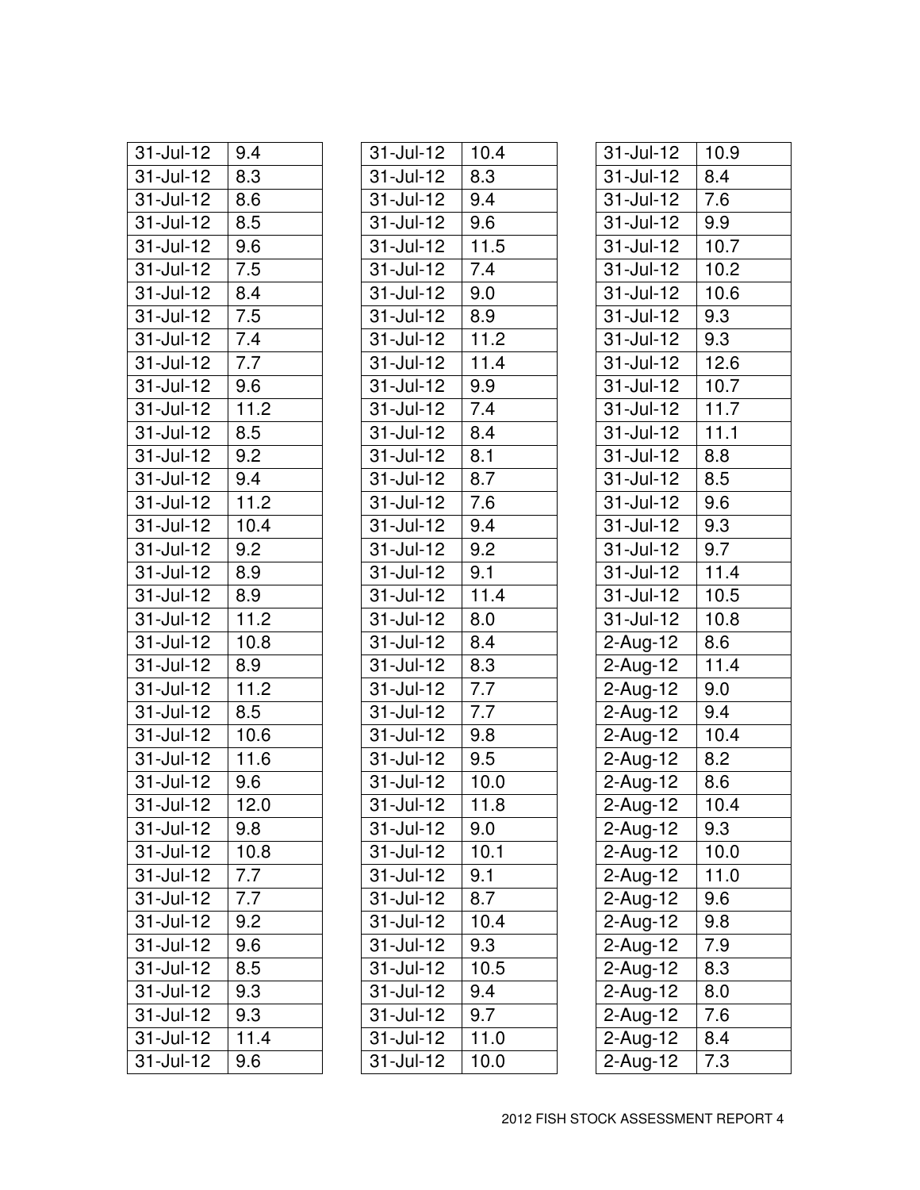| 31-Jul-12 | 9.4 |
|---|---|
| 31-Jul-12 | 8.3 |
| 31-Jul-12 | 8.6 |
| 31-Jul-12 | 8.5 |
| 31-Jul-12 | 9.6 |
| 31-Jul-12 | 7.5 |
| 31-Jul-12 | 8.4 |
| 31-Jul-12 | 7.5 |
| 31-Jul-12 | 7.4 |
| 31-Jul-12 | 7.7 |
| 31-Jul-12 | 9.6 |
| 31-Jul-12 | 11.2 |
| 31-Jul-12 | 8.5 |
| 31-Jul-12 | 9.2 |
| 31-Jul-12 | 9.4 |
| 31-Jul-12 | 11.2 |
| 31-Jul-12 | 10.4 |
| 31-Jul-12 | 9.2 |
| 31-Jul-12 | 8.9 |
| 31-Jul-12 | 8.9 |
| 31-Jul-12 | 11.2 |
| 31-Jul-12 | 10.8 |
| 31-Jul-12 | 8.9 |
| 31-Jul-12 | 11.2 |
| 31-Jul-12 | 8.5 |
| 31-Jul-12 | 10.6 |
| 31-Jul-12 | 11.6 |
| 31-Jul-12 | 9.6 |
| 31-Jul-12 | 12.0 |
| 31-Jul-12 | 9.8 |
| 31-Jul-12 | 10.8 |
| 31-Jul-12 | 7.7 |
| 31-Jul-12 | 7.7 |
| 31-Jul-12 | 9.2 |
| 31-Jul-12 | 9.6 |
| 31-Jul-12 | 8.5 |
| 31-Jul-12 | 9.3 |
| 31-Jul-12 | 9.3 |
| 31-Jul-12 | 11.4 |
| 31-Jul-12 | 9.6 |

| 31-Jul-12 | 10.4 |
|---|---|
| 31-Jul-12 | 8.3 |
| 31-Jul-12 | 9.4 |
| 31-Jul-12 | 9.6 |
| 31-Jul-12 | 11.5 |
| 31-Jul-12 | 7.4 |
| 31-Jul-12 | 9.0 |
| 31-Jul-12 | 8.9 |
| 31-Jul-12 | 11.2 |
| 31-Jul-12 | 11.4 |
| 31-Jul-12 | 9.9 |
| 31-Jul-12 | 7.4 |
| 31-Jul-12 | 8.4 |
| 31-Jul-12 | 8.1 |
| 31-Jul-12 | 8.7 |
| 31-Jul-12 | 7.6 |
| 31-Jul-12 | 9.4 |
| 31-Jul-12 | 9.2 |
| 31-Jul-12 | 9.1 |
| 31-Jul-12 | 11.4 |
| 31-Jul-12 | 8.0 |
| 31-Jul-12 | 8.4 |
| 31-Jul-12 | 8.3 |
| 31-Jul-12 | 7.7 |
| 31-Jul-12 | 7.7 |
| 31-Jul-12 | 9.8 |
| 31-Jul-12 | 9.5 |
| 31-Jul-12 | 10.0 |
| 31-Jul-12 | 11.8 |
| 31-Jul-12 | 9.0 |
| 31-Jul-12 | 10.1 |
| 31-Jul-12 | 9.1 |
| 31-Jul-12 | 8.7 |
| 31-Jul-12 | 10.4 |
| 31-Jul-12 | 9.3 |
| 31-Jul-12 | 10.5 |
| 31-Jul-12 | 9.4 |
| 31-Jul-12 | 9.7 |
| 31-Jul-12 | 11.0 |
| 31-Jul-12 | 10.0 |

| 31-Jul-12 | 10.9 |
|---|---|
| 31-Jul-12 | 8.4 |
| 31-Jul-12 | 7.6 |
| 31-Jul-12 | 9.9 |
| 31-Jul-12 | 10.7 |
| 31-Jul-12 | 10.2 |
| 31-Jul-12 | 10.6 |
| 31-Jul-12 | 9.3 |
| 31-Jul-12 | 9.3 |
| 31-Jul-12 | 12.6 |
| 31-Jul-12 | 10.7 |
| 31-Jul-12 | 11.7 |
| 31-Jul-12 | 11.1 |
| 31-Jul-12 | 8.8 |
| 31-Jul-12 | 8.5 |
| 31-Jul-12 | 9.6 |
| 31-Jul-12 | 9.3 |
| 31-Jul-12 | 9.7 |
| 31-Jul-12 | 11.4 |
| 31-Jul-12 | 10.5 |
| 31-Jul-12 | 10.8 |
| 2-Aug-12 | 8.6 |
| 2-Aug-12 | 11.4 |
| 2-Aug-12 | 9.0 |
| 2-Aug-12 | 9.4 |
| 2-Aug-12 | 10.4 |
| 2-Aug-12 | 8.2 |
| 2-Aug-12 | 8.6 |
| 2-Aug-12 | 10.4 |
| 2-Aug-12 | 9.3 |
| 2-Aug-12 | 10.0 |
| 2-Aug-12 | 11.0 |
| 2-Aug-12 | 9.6 |
| 2-Aug-12 | 9.8 |
| 2-Aug-12 | 7.9 |
| 2-Aug-12 | 8.3 |
| 2-Aug-12 | 8.0 |
| 2-Aug-12 | 7.6 |
| 2-Aug-12 | 8.4 |
| 2-Aug-12 | 7.3 |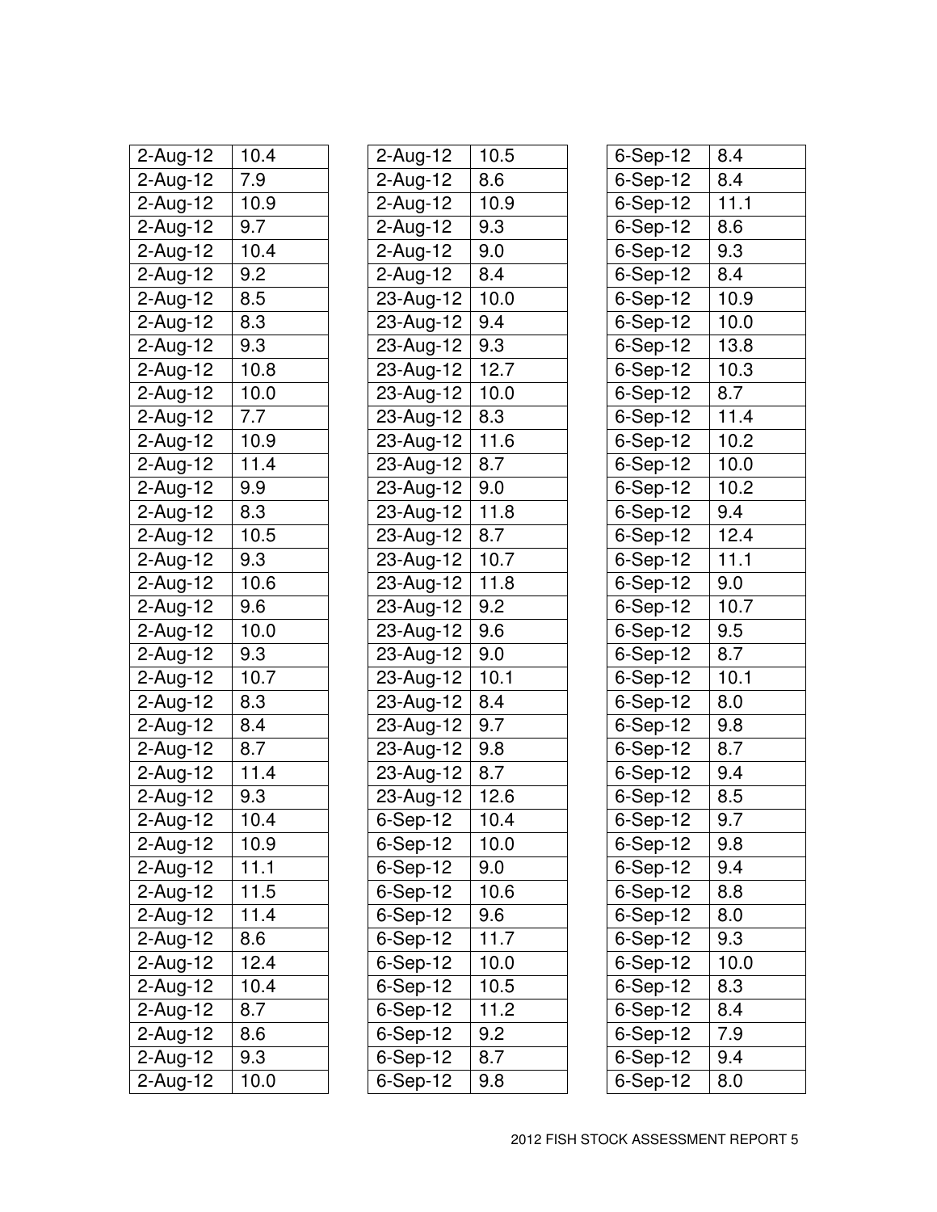| | |
|---|---|
| 2-Aug-12 | 10.4 |
| 2-Aug-12 | 7.9 |
| 2-Aug-12 | 10.9 |
| 2-Aug-12 | 9.7 |
| 2-Aug-12 | 10.4 |
| 2-Aug-12 | 9.2 |
| 2-Aug-12 | 8.5 |
| 2-Aug-12 | 8.3 |
| 2-Aug-12 | 9.3 |
| 2-Aug-12 | 10.8 |
| 2-Aug-12 | 10.0 |
| 2-Aug-12 | 7.7 |
| 2-Aug-12 | 10.9 |
| 2-Aug-12 | 11.4 |
| 2-Aug-12 | 9.9 |
| 2-Aug-12 | 8.3 |
| 2-Aug-12 | 10.5 |
| 2-Aug-12 | 9.3 |
| 2-Aug-12 | 10.6 |
| 2-Aug-12 | 9.6 |
| 2-Aug-12 | 10.0 |
| 2-Aug-12 | 9.3 |
| 2-Aug-12 | 10.7 |
| 2-Aug-12 | 8.3 |
| 2-Aug-12 | 8.4 |
| 2-Aug-12 | 8.7 |
| 2-Aug-12 | 11.4 |
| 2-Aug-12 | 9.3 |
| 2-Aug-12 | 10.4 |
| 2-Aug-12 | 10.9 |
| 2-Aug-12 | 11.1 |
| 2-Aug-12 | 11.5 |
| 2-Aug-12 | 11.4 |
| 2-Aug-12 | 8.6 |
| 2-Aug-12 | 12.4 |
| 2-Aug-12 | 10.4 |
| 2-Aug-12 | 8.7 |
| 2-Aug-12 | 8.6 |
| 2-Aug-12 | 9.3 |
| 2-Aug-12 | 10.0 |
| 2-Aug-12 | 10.5 |
| 2-Aug-12 | 8.6 |
| 2-Aug-12 | 10.9 |
| 2-Aug-12 | 9.3 |
| 2-Aug-12 | 9.0 |
| 2-Aug-12 | 8.4 |
| 23-Aug-12 | 10.0 |
| 23-Aug-12 | 9.4 |
| 23-Aug-12 | 9.3 |
| 23-Aug-12 | 12.7 |
| 23-Aug-12 | 10.0 |
| 23-Aug-12 | 8.3 |
| 23-Aug-12 | 11.6 |
| 23-Aug-12 | 8.7 |
| 23-Aug-12 | 9.0 |
| 23-Aug-12 | 11.8 |
| 23-Aug-12 | 8.7 |
| 23-Aug-12 | 10.7 |
| 23-Aug-12 | 11.8 |
| 23-Aug-12 | 9.2 |
| 23-Aug-12 | 9.6 |
| 23-Aug-12 | 9.0 |
| 23-Aug-12 | 10.1 |
| 23-Aug-12 | 8.4 |
| 23-Aug-12 | 9.7 |
| 23-Aug-12 | 9.8 |
| 23-Aug-12 | 8.7 |
| 23-Aug-12 | 12.6 |
| 6-Sep-12 | 10.4 |
| 6-Sep-12 | 10.0 |
| 6-Sep-12 | 9.0 |
| 6-Sep-12 | 10.6 |
| 6-Sep-12 | 9.6 |
| 6-Sep-12 | 11.7 |
| 6-Sep-12 | 10.0 |
| 6-Sep-12 | 10.5 |
| 6-Sep-12 | 11.2 |
| 6-Sep-12 | 9.2 |
| 6-Sep-12 | 8.7 |
| 6-Sep-12 | 9.8 |
| 6-Sep-12 | 8.4 |
| 6-Sep-12 | 8.4 |
| 6-Sep-12 | 11.1 |
| 6-Sep-12 | 8.6 |
| 6-Sep-12 | 9.3 |
| 6-Sep-12 | 8.4 |
| 6-Sep-12 | 10.9 |
| 6-Sep-12 | 10.0 |
| 6-Sep-12 | 13.8 |
| 6-Sep-12 | 10.3 |
| 6-Sep-12 | 8.7 |
| 6-Sep-12 | 11.4 |
| 6-Sep-12 | 10.2 |
| 6-Sep-12 | 10.0 |
| 6-Sep-12 | 10.2 |
| 6-Sep-12 | 9.4 |
| 6-Sep-12 | 12.4 |
| 6-Sep-12 | 11.1 |
| 6-Sep-12 | 9.0 |
| 6-Sep-12 | 10.7 |
| 6-Sep-12 | 9.5 |
| 6-Sep-12 | 8.7 |
| 6-Sep-12 | 10.1 |
| 6-Sep-12 | 8.0 |
| 6-Sep-12 | 9.8 |
| 6-Sep-12 | 8.7 |
| 6-Sep-12 | 9.4 |
| 6-Sep-12 | 8.5 |
| 6-Sep-12 | 9.7 |
| 6-Sep-12 | 9.8 |
| 6-Sep-12 | 9.4 |
| 6-Sep-12 | 8.8 |
| 6-Sep-12 | 8.0 |
| 6-Sep-12 | 9.3 |
| 6-Sep-12 | 10.0 |
| 6-Sep-12 | 8.3 |
| 6-Sep-12 | 8.4 |
| 6-Sep-12 | 7.9 |
| 6-Sep-12 | 9.4 |
| 6-Sep-12 | 8.0 |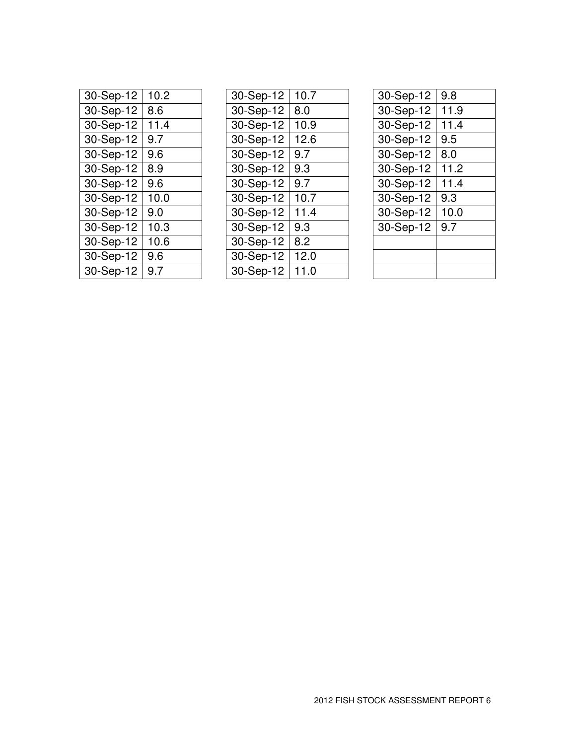| 30-Sep-12 | 10.2 |
|---|---|
| 30-Sep-12 | 8.6 |
| 30-Sep-12 | 11.4 |
| 30-Sep-12 | 9.7 |
| 30-Sep-12 | 9.6 |
| 30-Sep-12 | 8.9 |
| 30-Sep-12 | 9.6 |
| 30-Sep-12 | 10.0 |
| 30-Sep-12 | 9.0 |
| 30-Sep-12 | 10.3 |
| 30-Sep-12 | 10.6 |
| 30-Sep-12 | 9.6 |
| 30-Sep-12 | 9.7 |

| 30-Sep-12 | 10.7 |
|---|---|
| 30-Sep-12 | 8.0 |
| 30-Sep-12 | 10.9 |
| 30-Sep-12 | 12.6 |
| 30-Sep-12 | 9.7 |
| 30-Sep-12 | 9.3 |
| 30-Sep-12 | 9.7 |
| 30-Sep-12 | 10.7 |
| 30-Sep-12 | 11.4 |
| 30-Sep-12 | 9.3 |
| 30-Sep-12 | 8.2 |
| 30-Sep-12 | 12.0 |
| 30-Sep-12 | 11.0 |

| 30-Sep-12 | 9.8 |
|---|---|
| 30-Sep-12 | 11.9 |
| 30-Sep-12 | 11.4 |
| 30-Sep-12 | 9.5 |
| 30-Sep-12 | 8.0 |
| 30-Sep-12 | 11.2 |
| 30-Sep-12 | 11.4 |
| 30-Sep-12 | 9.3 |
| 30-Sep-12 | 10.0 |
| 30-Sep-12 | 9.7 |
| | |
| | |
| | |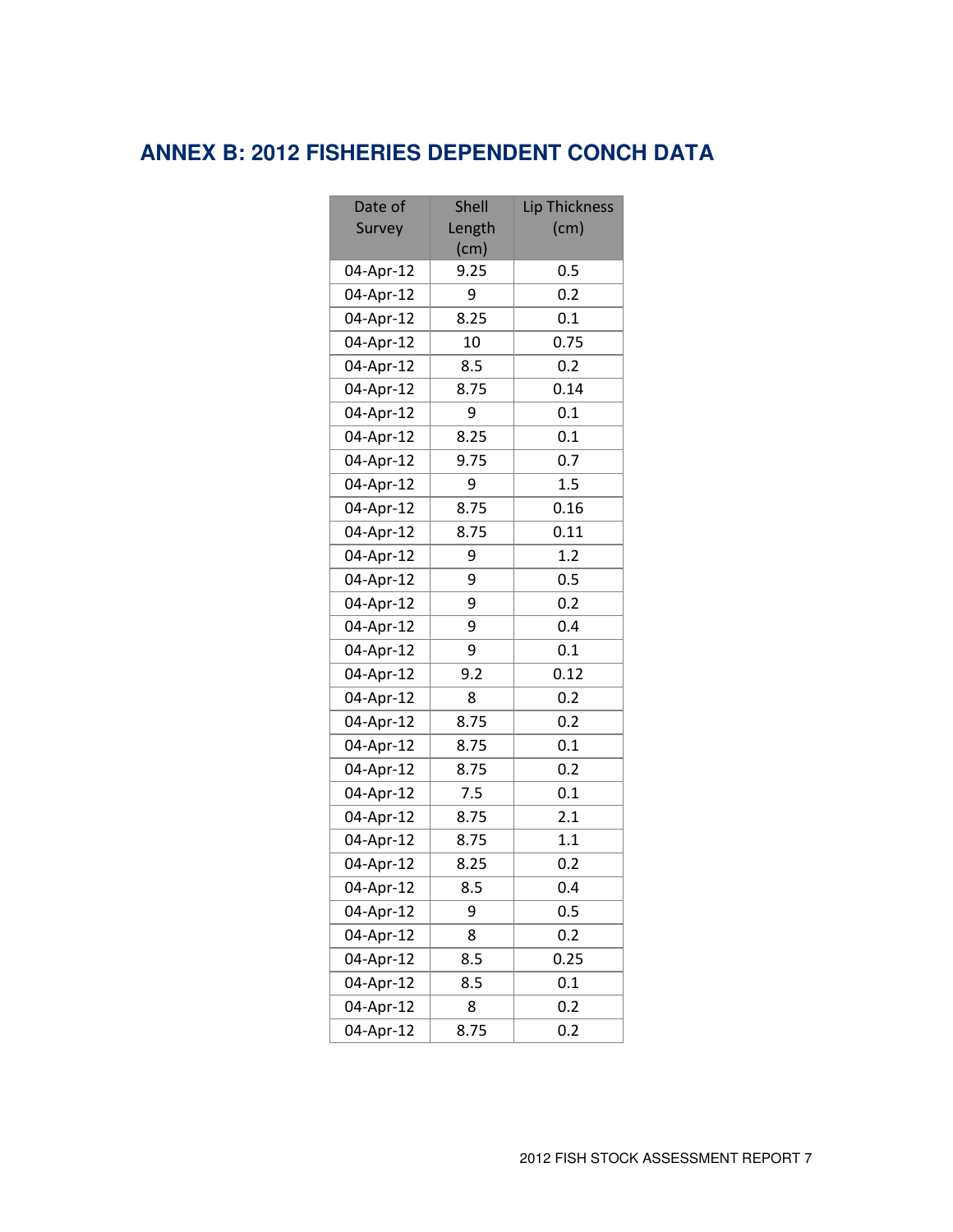## ANNEX B: 2012 FISHERIES DEPENDENT CONCH DATA

| Date of Survey | Shell Length (cm) | Lip Thickness (cm) |
|---|---|---|
| 04-Apr-12 | 9.25 | 0.5 |
| 04-Apr-12 | 9 | 0.2 |
| 04-Apr-12 | 8.25 | 0.1 |
| 04-Apr-12 | 10 | 0.75 |
| 04-Apr-12 | 8.5 | 0.2 |
| 04-Apr-12 | 8.75 | 0.14 |
| 04-Apr-12 | 9 | 0.1 |
| 04-Apr-12 | 8.25 | 0.1 |
| 04-Apr-12 | 9.75 | 0.7 |
| 04-Apr-12 | 9 | 1.5 |
| 04-Apr-12 | 8.75 | 0.16 |
| 04-Apr-12 | 8.75 | 0.11 |
| 04-Apr-12 | 9 | 1.2 |
| 04-Apr-12 | 9 | 0.5 |
| 04-Apr-12 | 9 | 0.2 |
| 04-Apr-12 | 9 | 0.4 |
| 04-Apr-12 | 9 | 0.1 |
| 04-Apr-12 | 9.2 | 0.12 |
| 04-Apr-12 | 8 | 0.2 |
| 04-Apr-12 | 8.75 | 0.2 |
| 04-Apr-12 | 8.75 | 0.1 |
| 04-Apr-12 | 8.75 | 0.2 |
| 04-Apr-12 | 7.5 | 0.1 |
| 04-Apr-12 | 8.75 | 2.1 |
| 04-Apr-12 | 8.75 | 1.1 |
| 04-Apr-12 | 8.25 | 0.2 |
| 04-Apr-12 | 8.5 | 0.4 |
| 04-Apr-12 | 9 | 0.5 |
| 04-Apr-12 | 8 | 0.2 |
| 04-Apr-12 | 8.5 | 0.25 |
| 04-Apr-12 | 8.5 | 0.1 |
| 04-Apr-12 | 8 | 0.2 |
| 04-Apr-12 | 8.75 | 0.2 |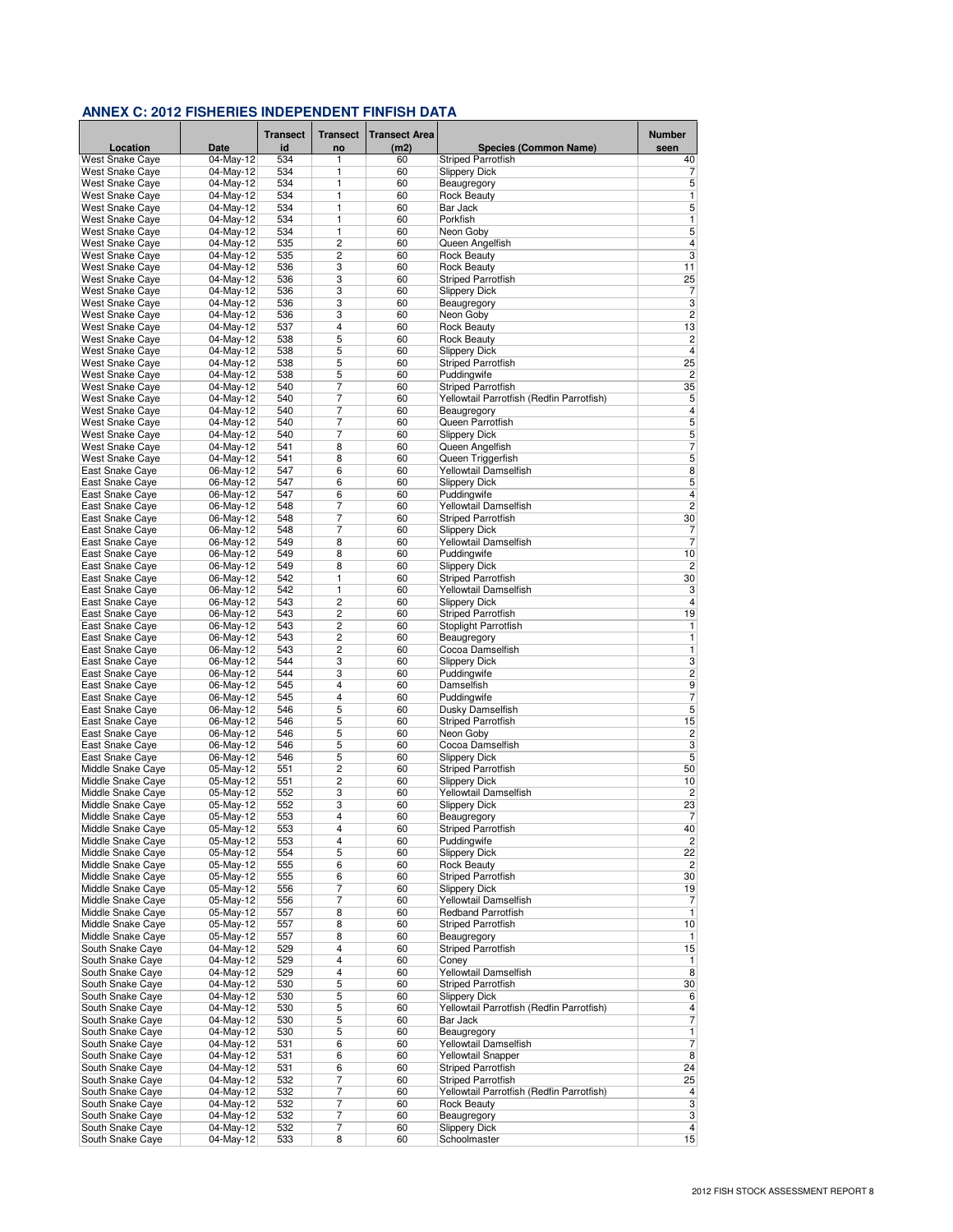## ANNEX C: 2012 FISHERIES INDEPENDENT FINFISH DATA

| Location | Date | Transect id | Transect no | Transect Area (m2) | Species (Common Name) | Number seen |
|---|---|---|---|---|---|---|
| West Snake Caye | 04-May-12 | 534 | 1 | 60 | Striped Parrotfish | 40 |
| West Snake Caye | 04-May-12 | 534 | 1 | 60 | Slippery Dick | 7 |
| West Snake Caye | 04-May-12 | 534 | 1 | 60 | Beaugregory | 5 |
| West Snake Caye | 04-May-12 | 534 | 1 | 60 | Rock Beauty | 1 |
| West Snake Caye | 04-May-12 | 534 | 1 | 60 | Bar Jack | 5 |
| West Snake Caye | 04-May-12 | 534 | 1 | 60 | Porkfish | 1 |
| West Snake Caye | 04-May-12 | 534 | 1 | 60 | Neon Goby | 5 |
| West Snake Caye | 04-May-12 | 535 | 2 | 60 | Queen Angelfish | 4 |
| West Snake Caye | 04-May-12 | 535 | 2 | 60 | Rock Beauty | 3 |
| West Snake Caye | 04-May-12 | 536 | 3 | 60 | Rock Beauty | 11 |
| West Snake Caye | 04-May-12 | 536 | 3 | 60 | Striped Parrotfish | 25 |
| West Snake Caye | 04-May-12 | 536 | 3 | 60 | Slippery Dick | 7 |
| West Snake Caye | 04-May-12 | 536 | 3 | 60 | Beaugregory | 3 |
| West Snake Caye | 04-May-12 | 536 | 3 | 60 | Neon Goby | 2 |
| West Snake Caye | 04-May-12 | 537 | 4 | 60 | Rock Beauty | 13 |
| West Snake Caye | 04-May-12 | 538 | 5 | 60 | Rock Beauty | 2 |
| West Snake Caye | 04-May-12 | 538 | 5 | 60 | Slippery Dick | 4 |
| West Snake Caye | 04-May-12 | 538 | 5 | 60 | Striped Parrotfish | 25 |
| West Snake Caye | 04-May-12 | 538 | 5 | 60 | Puddingwife | 2 |
| West Snake Caye | 04-May-12 | 540 | 7 | 60 | Striped Parrotfish | 35 |
| West Snake Caye | 04-May-12 | 540 | 7 | 60 | Yellowtail Parrotfish (Redfin Parrotfish) | 5 |
| West Snake Caye | 04-May-12 | 540 | 7 | 60 | Beaugregory | 4 |
| West Snake Caye | 04-May-12 | 540 | 7 | 60 | Queen Parrotfish | 5 |
| West Snake Caye | 04-May-12 | 540 | 7 | 60 | Slippery Dick | 5 |
| West Snake Caye | 04-May-12 | 541 | 8 | 60 | Queen Angelfish | 7 |
| West Snake Caye | 04-May-12 | 541 | 8 | 60 | Queen Triggerfish | 5 |
| East Snake Caye | 06-May-12 | 547 | 6 | 60 | Yellowtail Damselfish | 8 |
| East Snake Caye | 06-May-12 | 547 | 6 | 60 | Slippery Dick | 5 |
| East Snake Caye | 06-May-12 | 547 | 6 | 60 | Puddingwife | 4 |
| East Snake Caye | 06-May-12 | 548 | 7 | 60 | Yellowtail Damselfish | 2 |
| East Snake Caye | 06-May-12 | 548 | 7 | 60 | Striped Parrotfish | 30 |
| East Snake Caye | 06-May-12 | 548 | 7 | 60 | Slippery Dick | 7 |
| East Snake Caye | 06-May-12 | 549 | 8 | 60 | Yellowtail Damselfish | 7 |
| East Snake Caye | 06-May-12 | 549 | 8 | 60 | Puddingwife | 10 |
| East Snake Caye | 06-May-12 | 549 | 8 | 60 | Slippery Dick | 2 |
| East Snake Caye | 06-May-12 | 542 | 1 | 60 | Striped Parrotfish | 30 |
| East Snake Caye | 06-May-12 | 542 | 1 | 60 | Yellowtail Damselfish | 3 |
| East Snake Caye | 06-May-12 | 543 | 2 | 60 | Slippery Dick | 4 |
| East Snake Caye | 06-May-12 | 543 | 2 | 60 | Striped Parrotfish | 19 |
| East Snake Caye | 06-May-12 | 543 | 2 | 60 | Stoplight Parrotfish | 1 |
| East Snake Caye | 06-May-12 | 543 | 2 | 60 | Beaugregory | 1 |
| East Snake Caye | 06-May-12 | 543 | 2 | 60 | Cocoa Damselfish | 1 |
| East Snake Caye | 06-May-12 | 544 | 3 | 60 | Slippery Dick | 3 |
| East Snake Caye | 06-May-12 | 544 | 3 | 60 | Puddingwife | 2 |
| East Snake Caye | 06-May-12 | 545 | 4 | 60 | Damselfish | 9 |
| East Snake Caye | 06-May-12 | 545 | 4 | 60 | Puddingwife | 7 |
| East Snake Caye | 06-May-12 | 546 | 5 | 60 | Dusky Damselfish | 5 |
| East Snake Caye | 06-May-12 | 546 | 5 | 60 | Striped Parrotfish | 15 |
| East Snake Caye | 06-May-12 | 546 | 5 | 60 | Neon Goby | 2 |
| East Snake Caye | 06-May-12 | 546 | 5 | 60 | Cocoa Damselfish | 3 |
| East Snake Caye | 06-May-12 | 546 | 5 | 60 | Slippery Dick | 5 |
| Middle Snake Caye | 05-May-12 | 551 | 2 | 60 | Striped Parrotfish | 50 |
| Middle Snake Caye | 05-May-12 | 551 | 2 | 60 | Slippery Dick | 10 |
| Middle Snake Caye | 05-May-12 | 552 | 3 | 60 | Yellowtail Damselfish | 2 |
| Middle Snake Caye | 05-May-12 | 552 | 3 | 60 | Slippery Dick | 23 |
| Middle Snake Caye | 05-May-12 | 553 | 4 | 60 | Beaugregory | 7 |
| Middle Snake Caye | 05-May-12 | 553 | 4 | 60 | Striped Parrotfish | 40 |
| Middle Snake Caye | 05-May-12 | 553 | 4 | 60 | Puddingwife | 2 |
| Middle Snake Caye | 05-May-12 | 554 | 5 | 60 | Slippery Dick | 22 |
| Middle Snake Caye | 05-May-12 | 555 | 6 | 60 | Rock Beauty | 2 |
| Middle Snake Caye | 05-May-12 | 555 | 6 | 60 | Striped Parrotfish | 30 |
| Middle Snake Caye | 05-May-12 | 556 | 7 | 60 | Slippery Dick | 19 |
| Middle Snake Caye | 05-May-12 | 556 | 7 | 60 | Yellowtail Damselfish | 7 |
| Middle Snake Caye | 05-May-12 | 557 | 8 | 60 | Redband Parrotfish | 1 |
| Middle Snake Caye | 05-May-12 | 557 | 8 | 60 | Striped Parrotfish | 10 |
| Middle Snake Caye | 05-May-12 | 557 | 8 | 60 | Beaugregory | 1 |
| South Snake Caye | 04-May-12 | 529 | 4 | 60 | Striped Parrotfish | 15 |
| South Snake Caye | 04-May-12 | 529 | 4 | 60 | Coney | 1 |
| South Snake Caye | 04-May-12 | 529 | 4 | 60 | Yellowtail Damselfish | 8 |
| South Snake Caye | 04-May-12 | 530 | 5 | 60 | Striped Parrotfish | 30 |
| South Snake Caye | 04-May-12 | 530 | 5 | 60 | Slippery Dick | 6 |
| South Snake Caye | 04-May-12 | 530 | 5 | 60 | Yellowtail Parrotfish (Redfin Parrotfish) | 4 |
| South Snake Caye | 04-May-12 | 530 | 5 | 60 | Bar Jack | 7 |
| South Snake Caye | 04-May-12 | 530 | 5 | 60 | Beaugregory | 1 |
| South Snake Caye | 04-May-12 | 531 | 6 | 60 | Yellowtail Damselfish | 7 |
| South Snake Caye | 04-May-12 | 531 | 6 | 60 | Yellowtail Snapper | 8 |
| South Snake Caye | 04-May-12 | 531 | 6 | 60 | Striped Parrotfish | 24 |
| South Snake Caye | 04-May-12 | 532 | 7 | 60 | Striped Parrotfish | 25 |
| South Snake Caye | 04-May-12 | 532 | 7 | 60 | Yellowtail Parrotfish (Redfin Parrotfish) | 4 |
| South Snake Caye | 04-May-12 | 532 | 7 | 60 | Rock Beauty | 3 |
| South Snake Caye | 04-May-12 | 532 | 7 | 60 | Beaugregory | 3 |
| South Snake Caye | 04-May-12 | 532 | 7 | 60 | Slippery Dick | 4 |
| South Snake Caye | 04-May-12 | 533 | 8 | 60 | Schoolmaster | 15 |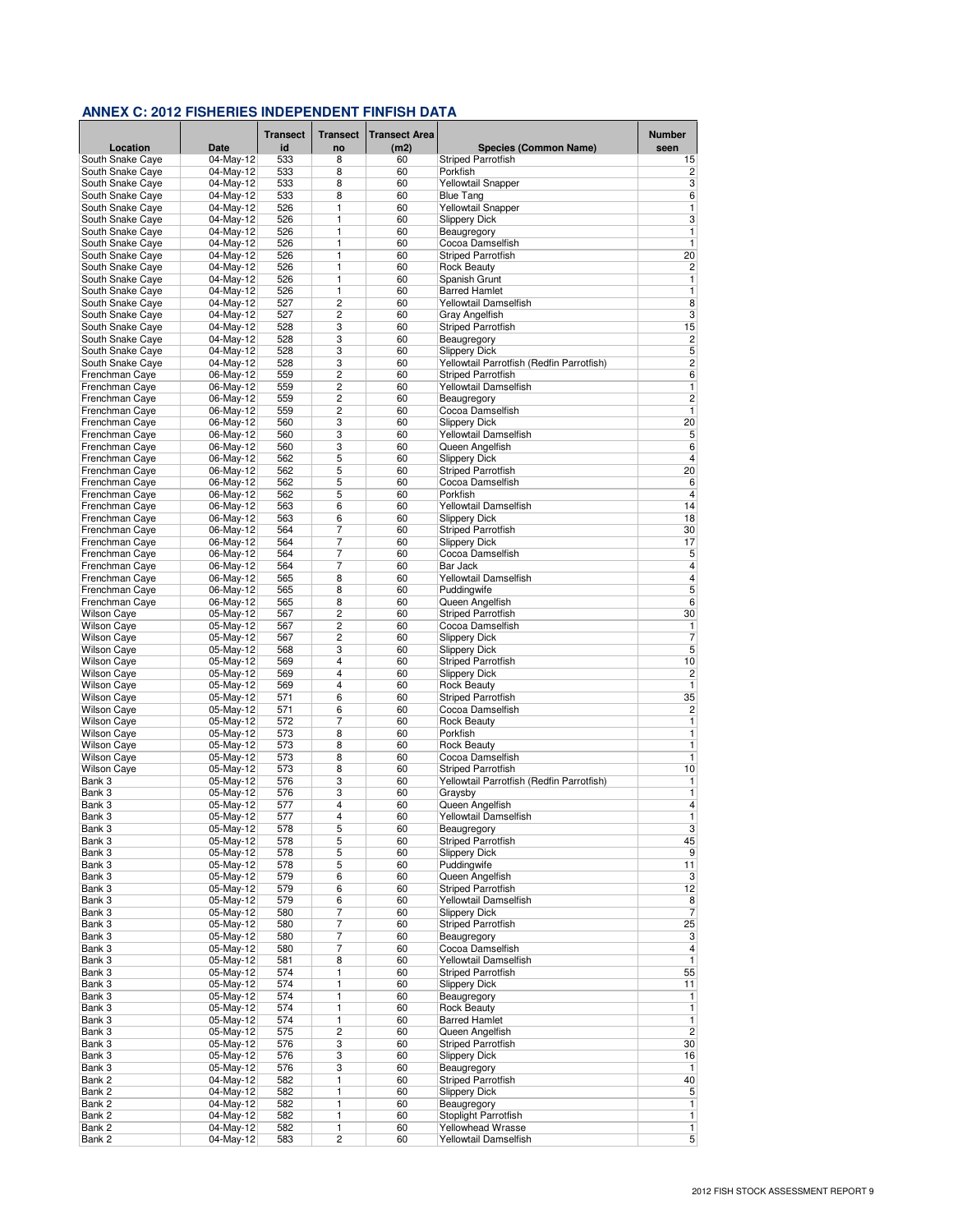## ANNEX C: 2012 FISHERIES INDEPENDENT FINFISH DATA

| Location | Date | Transect id | Transect no | Transect Area (m2) | Species (Common Name) | Number seen |
|---|---|---|---|---|---|---|
| South Snake Caye | 04-May-12 | 533 | 8 | 60 | Striped Parrotfish | 15 |
| South Snake Caye | 04-May-12 | 533 | 8 | 60 | Porkfish | 2 |
| South Snake Caye | 04-May-12 | 533 | 8 | 60 | Yellowtail Snapper | 3 |
| South Snake Caye | 04-May-12 | 533 | 8 | 60 | Blue Tang | 6 |
| South Snake Caye | 04-May-12 | 526 | 1 | 60 | Yellowtail Snapper | 1 |
| South Snake Caye | 04-May-12 | 526 | 1 | 60 | Slippery Dick | 3 |
| South Snake Caye | 04-May-12 | 526 | 1 | 60 | Beaugregory | 1 |
| South Snake Caye | 04-May-12 | 526 | 1 | 60 | Cocoa Damselfish | 1 |
| South Snake Caye | 04-May-12 | 526 | 1 | 60 | Striped Parrotfish | 20 |
| South Snake Caye | 04-May-12 | 526 | 1 | 60 | Rock Beauty | 2 |
| South Snake Caye | 04-May-12 | 526 | 1 | 60 | Spanish Grunt | 1 |
| South Snake Caye | 04-May-12 | 526 | 1 | 60 | Barred Hamlet | 1 |
| South Snake Caye | 04-May-12 | 527 | 2 | 60 | Yellowtail Damselfish | 8 |
| South Snake Caye | 04-May-12 | 527 | 2 | 60 | Gray Angelfish | 3 |
| South Snake Caye | 04-May-12 | 528 | 3 | 60 | Striped Parrotfish | 15 |
| South Snake Caye | 04-May-12 | 528 | 3 | 60 | Beaugregory | 2 |
| South Snake Caye | 04-May-12 | 528 | 3 | 60 | Slippery Dick | 5 |
| South Snake Caye | 04-May-12 | 528 | 3 | 60 | Yellowtail Parrotfish (Redfin Parrotfish) | 2 |
| Frenchman Caye | 06-May-12 | 559 | 2 | 60 | Striped Parrotfish | 6 |
| Frenchman Caye | 06-May-12 | 559 | 2 | 60 | Yellowtail Damselfish | 1 |
| Frenchman Caye | 06-May-12 | 559 | 2 | 60 | Beaugregory | 2 |
| Frenchman Caye | 06-May-12 | 559 | 2 | 60 | Cocoa Damselfish | 1 |
| Frenchman Caye | 06-May-12 | 560 | 3 | 60 | Slippery Dick | 20 |
| Frenchman Caye | 06-May-12 | 560 | 3 | 60 | Yellowtail Damselfish | 5 |
| Frenchman Caye | 06-May-12 | 560 | 3 | 60 | Queen Angelfish | 6 |
| Frenchman Caye | 06-May-12 | 562 | 5 | 60 | Slippery Dick | 4 |
| Frenchman Caye | 06-May-12 | 562 | 5 | 60 | Striped Parrotfish | 20 |
| Frenchman Caye | 06-May-12 | 562 | 5 | 60 | Cocoa Damselfish | 6 |
| Frenchman Caye | 06-May-12 | 562 | 5 | 60 | Porkfish | 4 |
| Frenchman Caye | 06-May-12 | 563 | 6 | 60 | Yellowtail Damselfish | 14 |
| Frenchman Caye | 06-May-12 | 563 | 6 | 60 | Slippery Dick | 18 |
| Frenchman Caye | 06-May-12 | 564 | 7 | 60 | Striped Parrotfish | 30 |
| Frenchman Caye | 06-May-12 | 564 | 7 | 60 | Slippery Dick | 17 |
| Frenchman Caye | 06-May-12 | 564 | 7 | 60 | Cocoa Damselfish | 5 |
| Frenchman Caye | 06-May-12 | 564 | 7 | 60 | Bar Jack | 4 |
| Frenchman Caye | 06-May-12 | 565 | 8 | 60 | Yellowtail Damselfish | 4 |
| Frenchman Caye | 06-May-12 | 565 | 8 | 60 | Puddingwife | 5 |
| Frenchman Caye | 06-May-12 | 565 | 8 | 60 | Queen Angelfish | 6 |
| Wilson Caye | 05-May-12 | 567 | 2 | 60 | Striped Parrotfish | 30 |
| Wilson Caye | 05-May-12 | 567 | 2 | 60 | Cocoa Damselfish | 1 |
| Wilson Caye | 05-May-12 | 567 | 2 | 60 | Slippery Dick | 7 |
| Wilson Caye | 05-May-12 | 568 | 3 | 60 | Slippery Dick | 5 |
| Wilson Caye | 05-May-12 | 569 | 4 | 60 | Striped Parrotfish | 10 |
| Wilson Caye | 05-May-12 | 569 | 4 | 60 | Slippery Dick | 2 |
| Wilson Caye | 05-May-12 | 569 | 4 | 60 | Rock Beauty | 1 |
| Wilson Caye | 05-May-12 | 571 | 6 | 60 | Striped Parrotfish | 35 |
| Wilson Caye | 05-May-12 | 571 | 6 | 60 | Cocoa Damselfish | 2 |
| Wilson Caye | 05-May-12 | 572 | 7 | 60 | Rock Beauty | 1 |
| Wilson Caye | 05-May-12 | 573 | 8 | 60 | Porkfish | 1 |
| Wilson Caye | 05-May-12 | 573 | 8 | 60 | Rock Beauty | 1 |
| Wilson Caye | 05-May-12 | 573 | 8 | 60 | Cocoa Damselfish | 1 |
| Wilson Caye | 05-May-12 | 573 | 8 | 60 | Striped Parrotfish | 10 |
| Bank 3 | 05-May-12 | 576 | 3 | 60 | Yellowtail Parrotfish (Redfin Parrotfish) | 1 |
| Bank 3 | 05-May-12 | 576 | 3 | 60 | Graysby | 1 |
| Bank 3 | 05-May-12 | 577 | 4 | 60 | Queen Angelfish | 4 |
| Bank 3 | 05-May-12 | 577 | 4 | 60 | Yellowtail Damselfish | 1 |
| Bank 3 | 05-May-12 | 578 | 5 | 60 | Beaugregory | 3 |
| Bank 3 | 05-May-12 | 578 | 5 | 60 | Striped Parrotfish | 45 |
| Bank 3 | 05-May-12 | 578 | 5 | 60 | Slippery Dick | 9 |
| Bank 3 | 05-May-12 | 578 | 5 | 60 | Puddingwife | 11 |
| Bank 3 | 05-May-12 | 579 | 6 | 60 | Queen Angelfish | 3 |
| Bank 3 | 05-May-12 | 579 | 6 | 60 | Striped Parrotfish | 12 |
| Bank 3 | 05-May-12 | 579 | 6 | 60 | Yellowtail Damselfish | 8 |
| Bank 3 | 05-May-12 | 580 | 7 | 60 | Slippery Dick | 7 |
| Bank 3 | 05-May-12 | 580 | 7 | 60 | Striped Parrotfish | 25 |
| Bank 3 | 05-May-12 | 580 | 7 | 60 | Beaugregory | 3 |
| Bank 3 | 05-May-12 | 580 | 7 | 60 | Cocoa Damselfish | 4 |
| Bank 3 | 05-May-12 | 581 | 8 | 60 | Yellowtail Damselfish | 1 |
| Bank 3 | 05-May-12 | 574 | 1 | 60 | Striped Parrotfish | 55 |
| Bank 3 | 05-May-12 | 574 | 1 | 60 | Slippery Dick | 11 |
| Bank 3 | 05-May-12 | 574 | 1 | 60 | Beaugregory | 1 |
| Bank 3 | 05-May-12 | 574 | 1 | 60 | Rock Beauty | 1 |
| Bank 3 | 05-May-12 | 574 | 1 | 60 | Barred Hamlet | 1 |
| Bank 3 | 05-May-12 | 575 | 2 | 60 | Queen Angelfish | 2 |
| Bank 3 | 05-May-12 | 576 | 3 | 60 | Striped Parrotfish | 30 |
| Bank 3 | 05-May-12 | 576 | 3 | 60 | Slippery Dick | 16 |
| Bank 3 | 05-May-12 | 576 | 3 | 60 | Beaugregory | 1 |
| Bank 2 | 04-May-12 | 582 | 1 | 60 | Striped Parrotfish | 40 |
| Bank 2 | 04-May-12 | 582 | 1 | 60 | Slippery Dick | 5 |
| Bank 2 | 04-May-12 | 582 | 1 | 60 | Beaugregory | 1 |
| Bank 2 | 04-May-12 | 582 | 1 | 60 | Stoplight Parrotfish | 1 |
| Bank 2 | 04-May-12 | 582 | 1 | 60 | Yellowhead Wrasse | 1 |
| Bank 2 | 04-May-12 | 583 | 2 | 60 | Yellowtail Damselfish | 5 |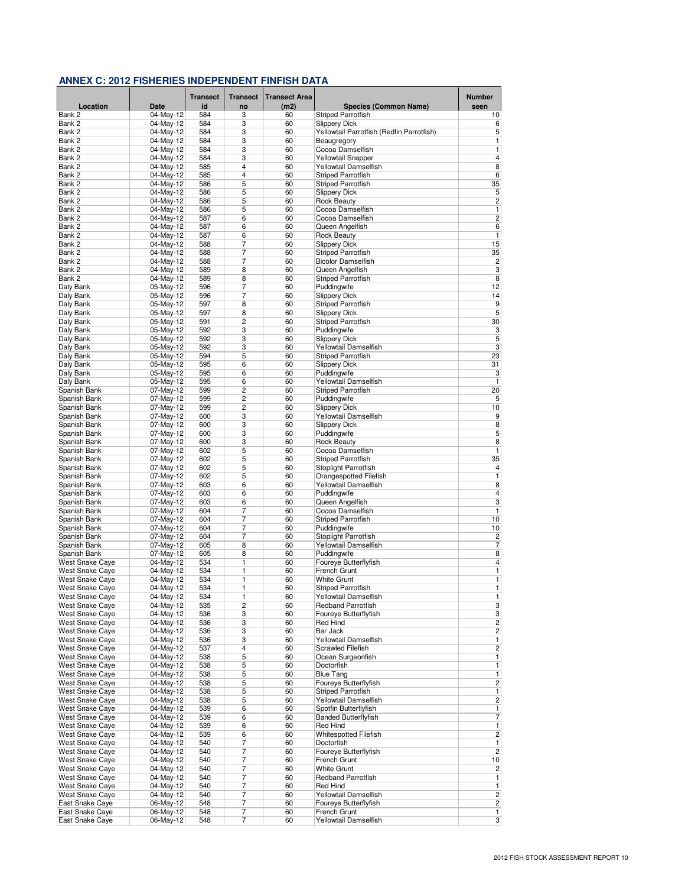## ANNEX C: 2012 FISHERIES INDEPENDENT FINFISH DATA

| Location | Date | Transect id | Transect no | Transect Area (m2) | Species (Common Name) | Number seen |
|---|---|---|---|---|---|---|
| Bank 2 | 04-May-12 | 584 | 3 | 60 | Striped Parrotfish | 10 |
| Bank 2 | 04-May-12 | 584 | 3 | 60 | Slippery Dick | 6 |
| Bank 2 | 04-May-12 | 584 | 3 | 60 | Yellowtail Parrotfish (Redfin Parrotfish) | 5 |
| Bank 2 | 04-May-12 | 584 | 3 | 60 | Beaugregory | 1 |
| Bank 2 | 04-May-12 | 584 | 3 | 60 | Cocoa Damselfish | 1 |
| Bank 2 | 04-May-12 | 584 | 3 | 60 | Yellowtail Snapper | 4 |
| Bank 2 | 04-May-12 | 585 | 4 | 60 | Yellowtail Damselfish | 8 |
| Bank 2 | 04-May-12 | 585 | 4 | 60 | Striped Parrotfish | 6 |
| Bank 2 | 04-May-12 | 586 | 5 | 60 | Striped Parrotfish | 35 |
| Bank 2 | 04-May-12 | 586 | 5 | 60 | Slippery Dick | 5 |
| Bank 2 | 04-May-12 | 586 | 5 | 60 | Rock Beauty | 2 |
| Bank 2 | 04-May-12 | 586 | 5 | 60 | Cocoa Damselfish | 1 |
| Bank 2 | 04-May-12 | 587 | 6 | 60 | Cocoa Damselfish | 2 |
| Bank 2 | 04-May-12 | 587 | 6 | 60 | Queen Angelfish | 6 |
| Bank 2 | 04-May-12 | 587 | 6 | 60 | Rock Beauty | 1 |
| Bank 2 | 04-May-12 | 588 | 7 | 60 | Slippery Dick | 15 |
| Bank 2 | 04-May-12 | 588 | 7 | 60 | Striped Parrotfish | 35 |
| Bank 2 | 04-May-12 | 588 | 7 | 60 | Bicolor Damselfish | 2 |
| Bank 2 | 04-May-12 | 589 | 8 | 60 | Queen Angelfish | 3 |
| Bank 2 | 04-May-12 | 589 | 8 | 60 | Striped Parrotfish | 8 |
| Daly Bank | 05-May-12 | 596 | 7 | 60 | Puddingwife | 12 |
| Daly Bank | 05-May-12 | 596 | 7 | 60 | Slippery Dick | 14 |
| Daly Bank | 05-May-12 | 597 | 8 | 60 | Striped Parrotfish | 9 |
| Daly Bank | 05-May-12 | 597 | 8 | 60 | Slippery Dick | 5 |
| Daly Bank | 05-May-12 | 591 | 2 | 60 | Striped Parrotfish | 30 |
| Daly Bank | 05-May-12 | 592 | 3 | 60 | Puddingwife | 3 |
| Daly Bank | 05-May-12 | 592 | 3 | 60 | Slippery Dick | 5 |
| Daly Bank | 05-May-12 | 592 | 3 | 60 | Yellowtail Damselfish | 3 |
| Daly Bank | 05-May-12 | 594 | 5 | 60 | Striped Parrotfish | 23 |
| Daly Bank | 05-May-12 | 595 | 6 | 60 | Slippery Dick | 31 |
| Daly Bank | 05-May-12 | 595 | 6 | 60 | Puddingwife | 3 |
| Daly Bank | 05-May-12 | 595 | 6 | 60 | Yellowtail Damselfish | 1 |
| Spanish Bank | 07-May-12 | 599 | 2 | 60 | Striped Parrotfish | 20 |
| Spanish Bank | 07-May-12 | 599 | 2 | 60 | Puddingwife | 5 |
| Spanish Bank | 07-May-12 | 599 | 2 | 60 | Slippery Dick | 10 |
| Spanish Bank | 07-May-12 | 600 | 3 | 60 | Yellowtail Damselfish | 9 |
| Spanish Bank | 07-May-12 | 600 | 3 | 60 | Slippery Dick | 8 |
| Spanish Bank | 07-May-12 | 600 | 3 | 60 | Puddingwife | 5 |
| Spanish Bank | 07-May-12 | 600 | 3 | 60 | Rock Beauty | 8 |
| Spanish Bank | 07-May-12 | 602 | 5 | 60 | Cocoa Damselfish | 1 |
| Spanish Bank | 07-May-12 | 602 | 5 | 60 | Striped Parrotfish | 35 |
| Spanish Bank | 07-May-12 | 602 | 5 | 60 | Stoplight Parrotfish | 4 |
| Spanish Bank | 07-May-12 | 602 | 5 | 60 | Orangespotted Filefish | 1 |
| Spanish Bank | 07-May-12 | 603 | 6 | 60 | Yellowtail Damselfish | 8 |
| Spanish Bank | 07-May-12 | 603 | 6 | 60 | Puddingwife | 4 |
| Spanish Bank | 07-May-12 | 603 | 6 | 60 | Queen Angelfish | 3 |
| Spanish Bank | 07-May-12 | 604 | 7 | 60 | Cocoa Damselfish | 1 |
| Spanish Bank | 07-May-12 | 604 | 7 | 60 | Striped Parrotfish | 10 |
| Spanish Bank | 07-May-12 | 604 | 7 | 60 | Puddingwife | 10 |
| Spanish Bank | 07-May-12 | 604 | 7 | 60 | Stoplight Parrotfish | 2 |
| Spanish Bank | 07-May-12 | 605 | 8 | 60 | Yellowtail Damselfish | 7 |
| Spanish Bank | 07-May-12 | 605 | 8 | 60 | Puddingwife | 8 |
| West Snake Caye | 04-May-12 | 534 | 1 | 60 | Foureye Butterflyfish | 4 |
| West Snake Caye | 04-May-12 | 534 | 1 | 60 | French Grunt | 1 |
| West Snake Caye | 04-May-12 | 534 | 1 | 60 | White Grunt | 1 |
| West Snake Caye | 04-May-12 | 534 | 1 | 60 | Striped Parrotfish | 1 |
| West Snake Caye | 04-May-12 | 534 | 1 | 60 | Yellowtail Damselfish | 1 |
| West Snake Caye | 04-May-12 | 535 | 2 | 60 | Redband Parrotfish | 3 |
| West Snake Caye | 04-May-12 | 536 | 3 | 60 | Foureye Butterflyfish | 3 |
| West Snake Caye | 04-May-12 | 536 | 3 | 60 | Red Hind | 2 |
| West Snake Caye | 04-May-12 | 536 | 3 | 60 | Bar Jack | 2 |
| West Snake Caye | 04-May-12 | 536 | 3 | 60 | Yellowtail Damselfish | 1 |
| West Snake Caye | 04-May-12 | 537 | 4 | 60 | Scrawled Filefish | 2 |
| West Snake Caye | 04-May-12 | 538 | 5 | 60 | Ocean Surgeonfish | 1 |
| West Snake Caye | 04-May-12 | 538 | 5 | 60 | Doctorfish | 1 |
| West Snake Caye | 04-May-12 | 538 | 5 | 60 | Blue Tang | 1 |
| West Snake Caye | 04-May-12 | 538 | 5 | 60 | Foureye Butterflyfish | 2 |
| West Snake Caye | 04-May-12 | 538 | 5 | 60 | Striped Parrotfish | 1 |
| West Snake Caye | 04-May-12 | 538 | 5 | 60 | Yellowtail Damselfish | 2 |
| West Snake Caye | 04-May-12 | 539 | 6 | 60 | Spotfin Butterflyfish | 1 |
| West Snake Caye | 04-May-12 | 539 | 6 | 60 | Banded Butterflyfish | 7 |
| West Snake Caye | 04-May-12 | 539 | 6 | 60 | Red Hind | 1 |
| West Snake Caye | 04-May-12 | 539 | 6 | 60 | Whitespotted Filefish | 2 |
| West Snake Caye | 04-May-12 | 540 | 7 | 60 | Doctorfish | 1 |
| West Snake Caye | 04-May-12 | 540 | 7 | 60 | Foureye Butterflyfish | 2 |
| West Snake Caye | 04-May-12 | 540 | 7 | 60 | French Grunt | 10 |
| West Snake Caye | 04-May-12 | 540 | 7 | 60 | White Grunt | 2 |
| West Snake Caye | 04-May-12 | 540 | 7 | 60 | Redband Parrotfish | 1 |
| West Snake Caye | 04-May-12 | 540 | 7 | 60 | Red Hind | 1 |
| West Snake Caye | 04-May-12 | 540 | 7 | 60 | Yellowtail Damselfish | 2 |
| East Snake Caye | 06-May-12 | 548 | 7 | 60 | Foureye Butterflyfish | 2 |
| East Snake Caye | 06-May-12 | 548 | 7 | 60 | French Grunt | 1 |
| East Snake Caye | 06-May-12 | 548 | 7 | 60 | Yellowtail Damselfish | 3 |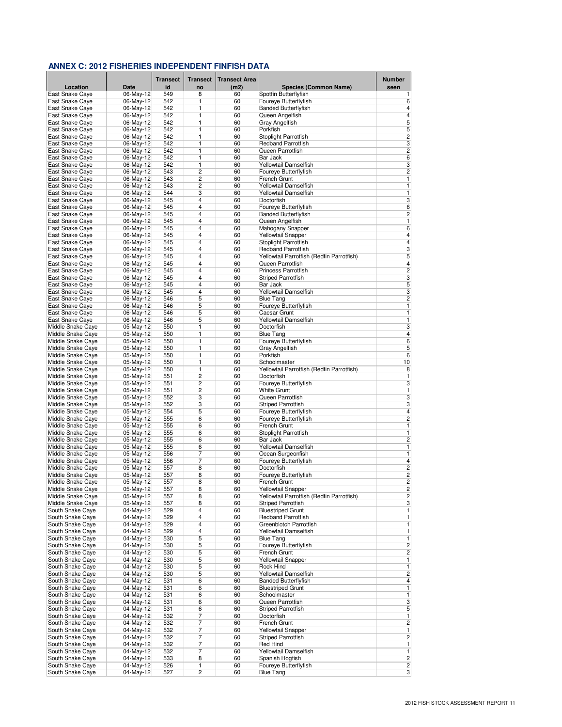## ANNEX C: 2012 FISHERIES INDEPENDENT FINFISH DATA

| Location | Date | Transect id | Transect no | Transect Area (m2) | Species (Common Name) | Number seen |
|---|---|---|---|---|---|---|
| East Snake Caye | 06-May-12 | 549 | 8 | 60 | Spotfin Butterflyfish | 1 |
| East Snake Caye | 06-May-12 | 542 | 1 | 60 | Foureye Butterflyfish | 6 |
| East Snake Caye | 06-May-12 | 542 | 1 | 60 | Banded Butterflyfish | 4 |
| East Snake Caye | 06-May-12 | 542 | 1 | 60 | Queen Angelfish | 4 |
| East Snake Caye | 06-May-12 | 542 | 1 | 60 | Gray Angelfish | 5 |
| East Snake Caye | 06-May-12 | 542 | 1 | 60 | Porkfish | 5 |
| East Snake Caye | 06-May-12 | 542 | 1 | 60 | Stoplight Parrotfish | 2 |
| East Snake Caye | 06-May-12 | 542 | 1 | 60 | Redband Parrotfish | 3 |
| East Snake Caye | 06-May-12 | 542 | 1 | 60 | Queen Parrotfish | 2 |
| East Snake Caye | 06-May-12 | 542 | 1 | 60 | Bar Jack | 6 |
| East Snake Caye | 06-May-12 | 542 | 1 | 60 | Yellowtail Damselfish | 3 |
| East Snake Caye | 06-May-12 | 543 | 2 | 60 | Foureye Butterflyfish | 2 |
| East Snake Caye | 06-May-12 | 543 | 2 | 60 | French Grunt | 1 |
| East Snake Caye | 06-May-12 | 543 | 2 | 60 | Yellowtail Damselfish | 1 |
| East Snake Caye | 06-May-12 | 544 | 3 | 60 | Yellowtail Damselfish | 1 |
| East Snake Caye | 06-May-12 | 545 | 4 | 60 | Doctorfish | 3 |
| East Snake Caye | 06-May-12 | 545 | 4 | 60 | Foureye Butterflyfish | 6 |
| East Snake Caye | 06-May-12 | 545 | 4 | 60 | Banded Butterflyfish | 2 |
| East Snake Caye | 06-May-12 | 545 | 4 | 60 | Queen Angelfish | 1 |
| East Snake Caye | 06-May-12 | 545 | 4 | 60 | Mahogany Snapper | 6 |
| East Snake Caye | 06-May-12 | 545 | 4 | 60 | Yellowtail Snapper | 4 |
| East Snake Caye | 06-May-12 | 545 | 4 | 60 | Stoplight Parrotfish | 4 |
| East Snake Caye | 06-May-12 | 545 | 4 | 60 | Redband Parrotfish | 3 |
| East Snake Caye | 06-May-12 | 545 | 4 | 60 | Yellowtail Parrotfish (Redfin Parrotfish) | 5 |
| East Snake Caye | 06-May-12 | 545 | 4 | 60 | Queen Parrotfish | 4 |
| East Snake Caye | 06-May-12 | 545 | 4 | 60 | Princess Parrotfish | 2 |
| East Snake Caye | 06-May-12 | 545 | 4 | 60 | Striped Parrotfish | 3 |
| East Snake Caye | 06-May-12 | 545 | 4 | 60 | Bar Jack | 5 |
| East Snake Caye | 06-May-12 | 545 | 4 | 60 | Yellowtail Damselfish | 3 |
| East Snake Caye | 06-May-12 | 546 | 5 | 60 | Blue Tang | 2 |
| East Snake Caye | 06-May-12 | 546 | 5 | 60 | Foureye Butterflyfish | 1 |
| East Snake Caye | 06-May-12 | 546 | 5 | 60 | Caesar Grunt | 1 |
| East Snake Caye | 06-May-12 | 546 | 5 | 60 | Yellowtail Damselfish | 1 |
| Middle Snake Caye | 05-May-12 | 550 | 1 | 60 | Doctorfish | 3 |
| Middle Snake Caye | 05-May-12 | 550 | 1 | 60 | Blue Tang | 4 |
| Middle Snake Caye | 05-May-12 | 550 | 1 | 60 | Foureye Butterflyfish | 6 |
| Middle Snake Caye | 05-May-12 | 550 | 1 | 60 | Gray Angelfish | 5 |
| Middle Snake Caye | 05-May-12 | 550 | 1 | 60 | Porkfish | 6 |
| Middle Snake Caye | 05-May-12 | 550 | 1 | 60 | Schoolmaster | 10 |
| Middle Snake Caye | 05-May-12 | 550 | 1 | 60 | Yellowtail Parrotfish (Redfin Parrotfish) | 8 |
| Middle Snake Caye | 05-May-12 | 551 | 2 | 60 | Doctorfish | 1 |
| Middle Snake Caye | 05-May-12 | 551 | 2 | 60 | Foureye Butterflyfish | 3 |
| Middle Snake Caye | 05-May-12 | 551 | 2 | 60 | White Grunt | 1 |
| Middle Snake Caye | 05-May-12 | 552 | 3 | 60 | Queen Parrotfish | 3 |
| Middle Snake Caye | 05-May-12 | 552 | 3 | 60 | Striped Parrotfish | 3 |
| Middle Snake Caye | 05-May-12 | 554 | 5 | 60 | Foureye Butterflyfish | 4 |
| Middle Snake Caye | 05-May-12 | 555 | 6 | 60 | Foureye Butterflyfish | 2 |
| Middle Snake Caye | 05-May-12 | 555 | 6 | 60 | French Grunt | 1 |
| Middle Snake Caye | 05-May-12 | 555 | 6 | 60 | Stoplight Parrotfish | 1 |
| Middle Snake Caye | 05-May-12 | 555 | 6 | 60 | Bar Jack | 2 |
| Middle Snake Caye | 05-May-12 | 555 | 6 | 60 | Yellowtail Damselfish | 1 |
| Middle Snake Caye | 05-May-12 | 556 | 7 | 60 | Ocean Surgeonfish | 1 |
| Middle Snake Caye | 05-May-12 | 556 | 7 | 60 | Foureye Butterflyfish | 4 |
| Middle Snake Caye | 05-May-12 | 557 | 8 | 60 | Doctorfish | 2 |
| Middle Snake Caye | 05-May-12 | 557 | 8 | 60 | Foureye Butterflyfish | 2 |
| Middle Snake Caye | 05-May-12 | 557 | 8 | 60 | French Grunt | 2 |
| Middle Snake Caye | 05-May-12 | 557 | 8 | 60 | Yellowtail Snapper | 2 |
| Middle Snake Caye | 05-May-12 | 557 | 8 | 60 | Yellowtail Parrotfish (Redfin Parrotfish) | 2 |
| Middle Snake Caye | 05-May-12 | 557 | 8 | 60 | Striped Parrotfish | 3 |
| South Snake Caye | 04-May-12 | 529 | 4 | 60 | Bluestriped Grunt | 1 |
| South Snake Caye | 04-May-12 | 529 | 4 | 60 | Redband Parrotfish | 1 |
| South Snake Caye | 04-May-12 | 529 | 4 | 60 | Greenblotch Parrotfish | 1 |
| South Snake Caye | 04-May-12 | 529 | 4 | 60 | Yellowtail Damselfish | 1 |
| South Snake Caye | 04-May-12 | 530 | 5 | 60 | Blue Tang | 1 |
| South Snake Caye | 04-May-12 | 530 | 5 | 60 | Foureye Butterflyfish | 2 |
| South Snake Caye | 04-May-12 | 530 | 5 | 60 | French Grunt | 2 |
| South Snake Caye | 04-May-12 | 530 | 5 | 60 | Yellowtail Snapper | 1 |
| South Snake Caye | 04-May-12 | 530 | 5 | 60 | Rock Hind | 1 |
| South Snake Caye | 04-May-12 | 530 | 5 | 60 | Yellowtail Damselfish | 2 |
| South Snake Caye | 04-May-12 | 531 | 6 | 60 | Banded Butterflyfish | 4 |
| South Snake Caye | 04-May-12 | 531 | 6 | 60 | Bluestriped Grunt | 1 |
| South Snake Caye | 04-May-12 | 531 | 6 | 60 | Schoolmaster | 1 |
| South Snake Caye | 04-May-12 | 531 | 6 | 60 | Queen Parrotfish | 3 |
| South Snake Caye | 04-May-12 | 531 | 6 | 60 | Striped Parrotfish | 5 |
| South Snake Caye | 04-May-12 | 532 | 7 | 60 | Doctorfish | 1 |
| South Snake Caye | 04-May-12 | 532 | 7 | 60 | French Grunt | 2 |
| South Snake Caye | 04-May-12 | 532 | 7 | 60 | Yellowtail Snapper | 1 |
| South Snake Caye | 04-May-12 | 532 | 7 | 60 | Striped Parrotfish | 2 |
| South Snake Caye | 04-May-12 | 532 | 7 | 60 | Red Hind | 1 |
| South Snake Caye | 04-May-12 | 532 | 7 | 60 | Yellowtail Damselfish | 1 |
| South Snake Caye | 04-May-12 | 533 | 8 | 60 | Spanish Hogfish | 2 |
| South Snake Caye | 04-May-12 | 526 | 1 | 60 | Foureye Butterflyfish | 2 |
| South Snake Caye | 04-May-12 | 527 | 2 | 60 | Blue Tang | 3 |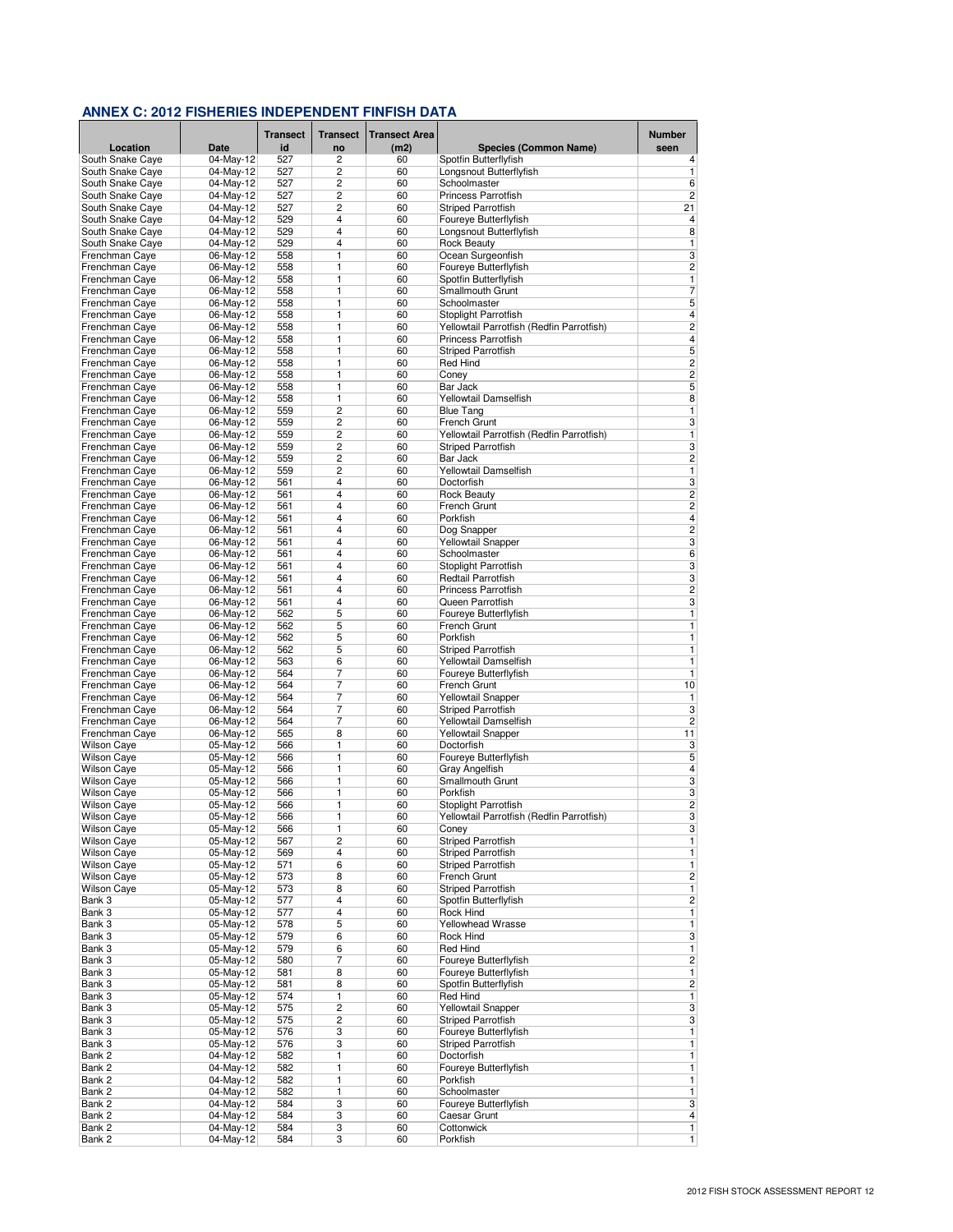## ANNEX C: 2012 FISHERIES INDEPENDENT FINFISH DATA

| Location | Date | Transect id | Transect no | Transect Area (m2) | Species (Common Name) | Number seen |
|---|---|---|---|---|---|---|
| South Snake Caye | 04-May-12 | 527 | 2 | 60 | Spotfin Butterflyfish | 4 |
| South Snake Caye | 04-May-12 | 527 | 2 | 60 | Longsnout Butterflyfish | 1 |
| South Snake Caye | 04-May-12 | 527 | 2 | 60 | Schoolmaster | 6 |
| South Snake Caye | 04-May-12 | 527 | 2 | 60 | Princess Parrotfish | 2 |
| South Snake Caye | 04-May-12 | 527 | 2 | 60 | Striped Parrotfish | 21 |
| South Snake Caye | 04-May-12 | 529 | 4 | 60 | Foureye Butterflyfish | 4 |
| South Snake Caye | 04-May-12 | 529 | 4 | 60 | Longsnout Butterflyfish | 8 |
| South Snake Caye | 04-May-12 | 529 | 4 | 60 | Rock Beauty | 1 |
| Frenchman Caye | 06-May-12 | 558 | 1 | 60 | Ocean Surgeonfish | 3 |
| Frenchman Caye | 06-May-12 | 558 | 1 | 60 | Foureye Butterflyfish | 2 |
| Frenchman Caye | 06-May-12 | 558 | 1 | 60 | Spotfin Butterflyfish | 1 |
| Frenchman Caye | 06-May-12 | 558 | 1 | 60 | Smallmouth Grunt | 7 |
| Frenchman Caye | 06-May-12 | 558 | 1 | 60 | Schoolmaster | 5 |
| Frenchman Caye | 06-May-12 | 558 | 1 | 60 | Stoplight Parrotfish | 4 |
| Frenchman Caye | 06-May-12 | 558 | 1 | 60 | Yellowtail Parrotfish (Redfin Parrotfish) | 2 |
| Frenchman Caye | 06-May-12 | 558 | 1 | 60 | Princess Parrotfish | 4 |
| Frenchman Caye | 06-May-12 | 558 | 1 | 60 | Striped Parrotfish | 5 |
| Frenchman Caye | 06-May-12 | 558 | 1 | 60 | Red Hind | 2 |
| Frenchman Caye | 06-May-12 | 558 | 1 | 60 | Coney | 2 |
| Frenchman Caye | 06-May-12 | 558 | 1 | 60 | Bar Jack | 5 |
| Frenchman Caye | 06-May-12 | 558 | 1 | 60 | Yellowtail Damselfish | 8 |
| Frenchman Caye | 06-May-12 | 559 | 2 | 60 | Blue Tang | 1 |
| Frenchman Caye | 06-May-12 | 559 | 2 | 60 | French Grunt | 3 |
| Frenchman Caye | 06-May-12 | 559 | 2 | 60 | Yellowtail Parrotfish (Redfin Parrotfish) | 1 |
| Frenchman Caye | 06-May-12 | 559 | 2 | 60 | Striped Parrotfish | 3 |
| Frenchman Caye | 06-May-12 | 559 | 2 | 60 | Bar Jack | 2 |
| Frenchman Caye | 06-May-12 | 559 | 2 | 60 | Yellowtail Damselfish | 1 |
| Frenchman Caye | 06-May-12 | 561 | 4 | 60 | Doctorfish | 3 |
| Frenchman Caye | 06-May-12 | 561 | 4 | 60 | Rock Beauty | 2 |
| Frenchman Caye | 06-May-12 | 561 | 4 | 60 | French Grunt | 2 |
| Frenchman Caye | 06-May-12 | 561 | 4 | 60 | Porkfish | 4 |
| Frenchman Caye | 06-May-12 | 561 | 4 | 60 | Dog Snapper | 2 |
| Frenchman Caye | 06-May-12 | 561 | 4 | 60 | Yellowtail Snapper | 3 |
| Frenchman Caye | 06-May-12 | 561 | 4 | 60 | Schoolmaster | 6 |
| Frenchman Caye | 06-May-12 | 561 | 4 | 60 | Stoplight Parrotfish | 3 |
| Frenchman Caye | 06-May-12 | 561 | 4 | 60 | Redtail Parrotfish | 3 |
| Frenchman Caye | 06-May-12 | 561 | 4 | 60 | Princess Parrotfish | 2 |
| Frenchman Caye | 06-May-12 | 561 | 4 | 60 | Queen Parrotfish | 3 |
| Frenchman Caye | 06-May-12 | 562 | 5 | 60 | Foureye Butterflyfish | 1 |
| Frenchman Caye | 06-May-12 | 562 | 5 | 60 | French Grunt | 1 |
| Frenchman Caye | 06-May-12 | 562 | 5 | 60 | Porkfish | 1 |
| Frenchman Caye | 06-May-12 | 562 | 5 | 60 | Striped Parrotfish | 1 |
| Frenchman Caye | 06-May-12 | 563 | 6 | 60 | Yellowtail Damselfish | 1 |
| Frenchman Caye | 06-May-12 | 564 | 7 | 60 | Foureye Butterflyfish | 1 |
| Frenchman Caye | 06-May-12 | 564 | 7 | 60 | French Grunt | 10 |
| Frenchman Caye | 06-May-12 | 564 | 7 | 60 | Yellowtail Snapper | 1 |
| Frenchman Caye | 06-May-12 | 564 | 7 | 60 | Striped Parrotfish | 3 |
| Frenchman Caye | 06-May-12 | 564 | 7 | 60 | Yellowtail Damselfish | 2 |
| Frenchman Caye | 06-May-12 | 565 | 8 | 60 | Yellowtail Snapper | 11 |
| Wilson Caye | 05-May-12 | 566 | 1 | 60 | Doctorfish | 3 |
| Wilson Caye | 05-May-12 | 566 | 1 | 60 | Foureye Butterflyfish | 5 |
| Wilson Caye | 05-May-12 | 566 | 1 | 60 | Gray Angelfish | 4 |
| Wilson Caye | 05-May-12 | 566 | 1 | 60 | Smallmouth Grunt | 3 |
| Wilson Caye | 05-May-12 | 566 | 1 | 60 | Porkfish | 3 |
| Wilson Caye | 05-May-12 | 566 | 1 | 60 | Stoplight Parrotfish | 2 |
| Wilson Caye | 05-May-12 | 566 | 1 | 60 | Yellowtail Parrotfish (Redfin Parrotfish) | 3 |
| Wilson Caye | 05-May-12 | 566 | 1 | 60 | Coney | 3 |
| Wilson Caye | 05-May-12 | 567 | 2 | 60 | Striped Parrotfish | 1 |
| Wilson Caye | 05-May-12 | 569 | 4 | 60 | Striped Parrotfish | 1 |
| Wilson Caye | 05-May-12 | 571 | 6 | 60 | Striped Parrotfish | 1 |
| Wilson Caye | 05-May-12 | 573 | 8 | 60 | French Grunt | 2 |
| Wilson Caye | 05-May-12 | 573 | 8 | 60 | Striped Parrotfish | 1 |
| Bank 3 | 05-May-12 | 577 | 4 | 60 | Spotfin Butterflyfish | 2 |
| Bank 3 | 05-May-12 | 577 | 4 | 60 | Rock Hind | 1 |
| Bank 3 | 05-May-12 | 578 | 5 | 60 | Yellowhead Wrasse | 1 |
| Bank 3 | 05-May-12 | 579 | 6 | 60 | Rock Hind | 3 |
| Bank 3 | 05-May-12 | 579 | 6 | 60 | Red Hind | 1 |
| Bank 3 | 05-May-12 | 580 | 7 | 60 | Foureye Butterflyfish | 2 |
| Bank 3 | 05-May-12 | 581 | 8 | 60 | Foureye Butterflyfish | 1 |
| Bank 3 | 05-May-12 | 581 | 8 | 60 | Spotfin Butterflyfish | 2 |
| Bank 3 | 05-May-12 | 574 | 1 | 60 | Red Hind | 1 |
| Bank 3 | 05-May-12 | 575 | 2 | 60 | Yellowtail Snapper | 3 |
| Bank 3 | 05-May-12 | 575 | 2 | 60 | Striped Parrotfish | 3 |
| Bank 3 | 05-May-12 | 576 | 3 | 60 | Foureye Butterflyfish | 1 |
| Bank 3 | 05-May-12 | 576 | 3 | 60 | Striped Parrotfish | 1 |
| Bank 2 | 04-May-12 | 582 | 1 | 60 | Doctorfish | 1 |
| Bank 2 | 04-May-12 | 582 | 1 | 60 | Foureye Butterflyfish | 1 |
| Bank 2 | 04-May-12 | 582 | 1 | 60 | Porkfish | 1 |
| Bank 2 | 04-May-12 | 582 | 1 | 60 | Schoolmaster | 1 |
| Bank 2 | 04-May-12 | 584 | 3 | 60 | Foureye Butterflyfish | 3 |
| Bank 2 | 04-May-12 | 584 | 3 | 60 | Caesar Grunt | 4 |
| Bank 2 | 04-May-12 | 584 | 3 | 60 | Cottonwick | 1 |
| Bank 2 | 04-May-12 | 584 | 3 | 60 | Porkfish | 1 |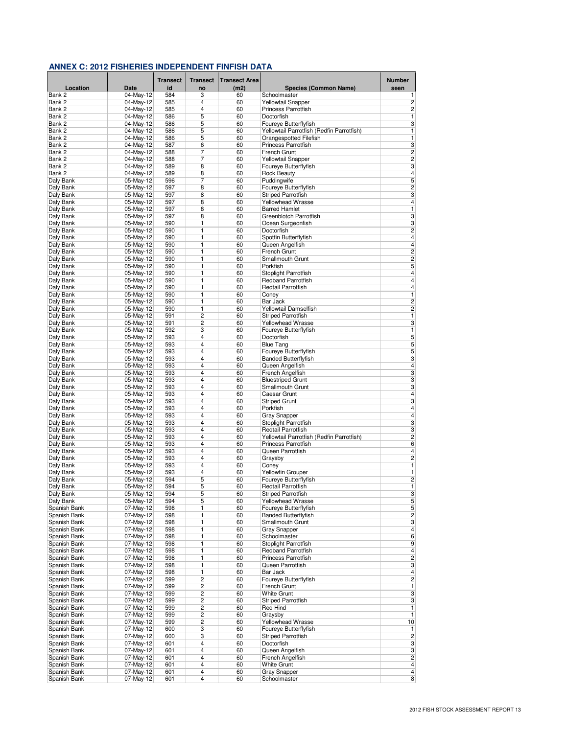## ANNEX C: 2012 FISHERIES INDEPENDENT FINFISH DATA

| Location | Date | Transect id | Transect no | Transect Area (m2) | Species (Common Name) | Number seen |
|---|---|---|---|---|---|---|
| Bank 2 | 04-May-12 | 584 | 3 | 60 | Schoolmaster | 1 |
| Bank 2 | 04-May-12 | 585 | 4 | 60 | Yellowtail Snapper | 2 |
| Bank 2 | 04-May-12 | 585 | 4 | 60 | Princess Parrotfish | 2 |
| Bank 2 | 04-May-12 | 586 | 5 | 60 | Doctorfish | 1 |
| Bank 2 | 04-May-12 | 586 | 5 | 60 | Foureye Butterflyfish | 3 |
| Bank 2 | 04-May-12 | 586 | 5 | 60 | Yellowtail Parrotfish (Redfin Parrotfish) | 1 |
| Bank 2 | 04-May-12 | 586 | 5 | 60 | Orangespotted Filefish | 1 |
| Bank 2 | 04-May-12 | 587 | 6 | 60 | Princess Parrotfish | 3 |
| Bank 2 | 04-May-12 | 588 | 7 | 60 | French Grunt | 2 |
| Bank 2 | 04-May-12 | 588 | 7 | 60 | Yellowtail Snapper | 2 |
| Bank 2 | 04-May-12 | 589 | 8 | 60 | Foureye Butterflyfish | 3 |
| Bank 2 | 04-May-12 | 589 | 8 | 60 | Rock Beauty | 4 |
| Daly Bank | 05-May-12 | 596 | 7 | 60 | Puddingwife | 5 |
| Daly Bank | 05-May-12 | 597 | 8 | 60 | Foureye Butterflyfish | 2 |
| Daly Bank | 05-May-12 | 597 | 8 | 60 | Striped Parrotfish | 3 |
| Daly Bank | 05-May-12 | 597 | 8 | 60 | Yellowhead Wrasse | 4 |
| Daly Bank | 05-May-12 | 597 | 8 | 60 | Barred Hamlet | 1 |
| Daly Bank | 05-May-12 | 597 | 8 | 60 | Greenblotch Parrotfish | 3 |
| Daly Bank | 05-May-12 | 590 | 1 | 60 | Ocean Surgeonfish | 3 |
| Daly Bank | 05-May-12 | 590 | 1 | 60 | Doctorfish | 2 |
| Daly Bank | 05-May-12 | 590 | 1 | 60 | Spotfin Butterflyfish | 4 |
| Daly Bank | 05-May-12 | 590 | 1 | 60 | Queen Angelfish | 4 |
| Daly Bank | 05-May-12 | 590 | 1 | 60 | French Grunt | 2 |
| Daly Bank | 05-May-12 | 590 | 1 | 60 | Smallmouth Grunt | 2 |
| Daly Bank | 05-May-12 | 590 | 1 | 60 | Porkfish | 5 |
| Daly Bank | 05-May-12 | 590 | 1 | 60 | Stoplight Parrotfish | 4 |
| Daly Bank | 05-May-12 | 590 | 1 | 60 | Redband Parrotfish | 4 |
| Daly Bank | 05-May-12 | 590 | 1 | 60 | Redtail Parrotfish | 4 |
| Daly Bank | 05-May-12 | 590 | 1 | 60 | Coney | 1 |
| Daly Bank | 05-May-12 | 590 | 1 | 60 | Bar Jack | 2 |
| Daly Bank | 05-May-12 | 590 | 1 | 60 | Yellowtail Damselfish | 2 |
| Daly Bank | 05-May-12 | 591 | 2 | 60 | Striped Parrotfish | 1 |
| Daly Bank | 05-May-12 | 591 | 2 | 60 | Yellowhead Wrasse | 3 |
| Daly Bank | 05-May-12 | 592 | 3 | 60 | Foureye Butterflyfish | 1 |
| Daly Bank | 05-May-12 | 593 | 4 | 60 | Doctorfish | 5 |
| Daly Bank | 05-May-12 | 593 | 4 | 60 | Blue Tang | 5 |
| Daly Bank | 05-May-12 | 593 | 4 | 60 | Foureye Butterflyfish | 5 |
| Daly Bank | 05-May-12 | 593 | 4 | 60 | Banded Butterflyfish | 3 |
| Daly Bank | 05-May-12 | 593 | 4 | 60 | Queen Angelfish | 4 |
| Daly Bank | 05-May-12 | 593 | 4 | 60 | French Angelfish | 3 |
| Daly Bank | 05-May-12 | 593 | 4 | 60 | Bluestriped Grunt | 3 |
| Daly Bank | 05-May-12 | 593 | 4 | 60 | Smallmouth Grunt | 3 |
| Daly Bank | 05-May-12 | 593 | 4 | 60 | Caesar Grunt | 4 |
| Daly Bank | 05-May-12 | 593 | 4 | 60 | Striped Grunt | 3 |
| Daly Bank | 05-May-12 | 593 | 4 | 60 | Porkfish | 4 |
| Daly Bank | 05-May-12 | 593 | 4 | 60 | Gray Snapper | 4 |
| Daly Bank | 05-May-12 | 593 | 4 | 60 | Stoplight Parrotfish | 3 |
| Daly Bank | 05-May-12 | 593 | 4 | 60 | Redtail Parrotfish | 3 |
| Daly Bank | 05-May-12 | 593 | 4 | 60 | Yellowtail Parrotfish (Redfin Parrotfish) | 2 |
| Daly Bank | 05-May-12 | 593 | 4 | 60 | Princess Parrotfish | 6 |
| Daly Bank | 05-May-12 | 593 | 4 | 60 | Queen Parrotfish | 4 |
| Daly Bank | 05-May-12 | 593 | 4 | 60 | Graysby | 2 |
| Daly Bank | 05-May-12 | 593 | 4 | 60 | Coney | 1 |
| Daly Bank | 05-May-12 | 593 | 4 | 60 | Yellowfin Grouper | 1 |
| Daly Bank | 05-May-12 | 594 | 5 | 60 | Foureye Butterflyfish | 2 |
| Daly Bank | 05-May-12 | 594 | 5 | 60 | Redtail Parrotfish | 1 |
| Daly Bank | 05-May-12 | 594 | 5 | 60 | Striped Parrotfish | 3 |
| Daly Bank | 05-May-12 | 594 | 5 | 60 | Yellowhead Wrasse | 5 |
| Spanish Bank | 07-May-12 | 598 | 1 | 60 | Foureye Butterflyfish | 5 |
| Spanish Bank | 07-May-12 | 598 | 1 | 60 | Banded Butterflyfish | 2 |
| Spanish Bank | 07-May-12 | 598 | 1 | 60 | Smallmouth Grunt | 3 |
| Spanish Bank | 07-May-12 | 598 | 1 | 60 | Gray Snapper | 4 |
| Spanish Bank | 07-May-12 | 598 | 1 | 60 | Schoolmaster | 6 |
| Spanish Bank | 07-May-12 | 598 | 1 | 60 | Stoplight Parrotfish | 9 |
| Spanish Bank | 07-May-12 | 598 | 1 | 60 | Redband Parrotfish | 4 |
| Spanish Bank | 07-May-12 | 598 | 1 | 60 | Princess Parrotfish | 2 |
| Spanish Bank | 07-May-12 | 598 | 1 | 60 | Queen Parrotfish | 3 |
| Spanish Bank | 07-May-12 | 598 | 1 | 60 | Bar Jack | 4 |
| Spanish Bank | 07-May-12 | 599 | 2 | 60 | Foureye Butterflyfish | 2 |
| Spanish Bank | 07-May-12 | 599 | 2 | 60 | French Grunt | 1 |
| Spanish Bank | 07-May-12 | 599 | 2 | 60 | White Grunt | 3 |
| Spanish Bank | 07-May-12 | 599 | 2 | 60 | Striped Parrotfish | 3 |
| Spanish Bank | 07-May-12 | 599 | 2 | 60 | Red Hind | 1 |
| Spanish Bank | 07-May-12 | 599 | 2 | 60 | Graysby | 1 |
| Spanish Bank | 07-May-12 | 599 | 2 | 60 | Yellowhead Wrasse | 10 |
| Spanish Bank | 07-May-12 | 600 | 3 | 60 | Foureye Butterflyfish | 1 |
| Spanish Bank | 07-May-12 | 600 | 3 | 60 | Striped Parrotfish | 2 |
| Spanish Bank | 07-May-12 | 601 | 4 | 60 | Doctorfish | 3 |
| Spanish Bank | 07-May-12 | 601 | 4 | 60 | Queen Angelfish | 3 |
| Spanish Bank | 07-May-12 | 601 | 4 | 60 | French Angelfish | 2 |
| Spanish Bank | 07-May-12 | 601 | 4 | 60 | White Grunt | 4 |
| Spanish Bank | 07-May-12 | 601 | 4 | 60 | Gray Snapper | 4 |
| Spanish Bank | 07-May-12 | 601 | 4 | 60 | Schoolmaster | 8 |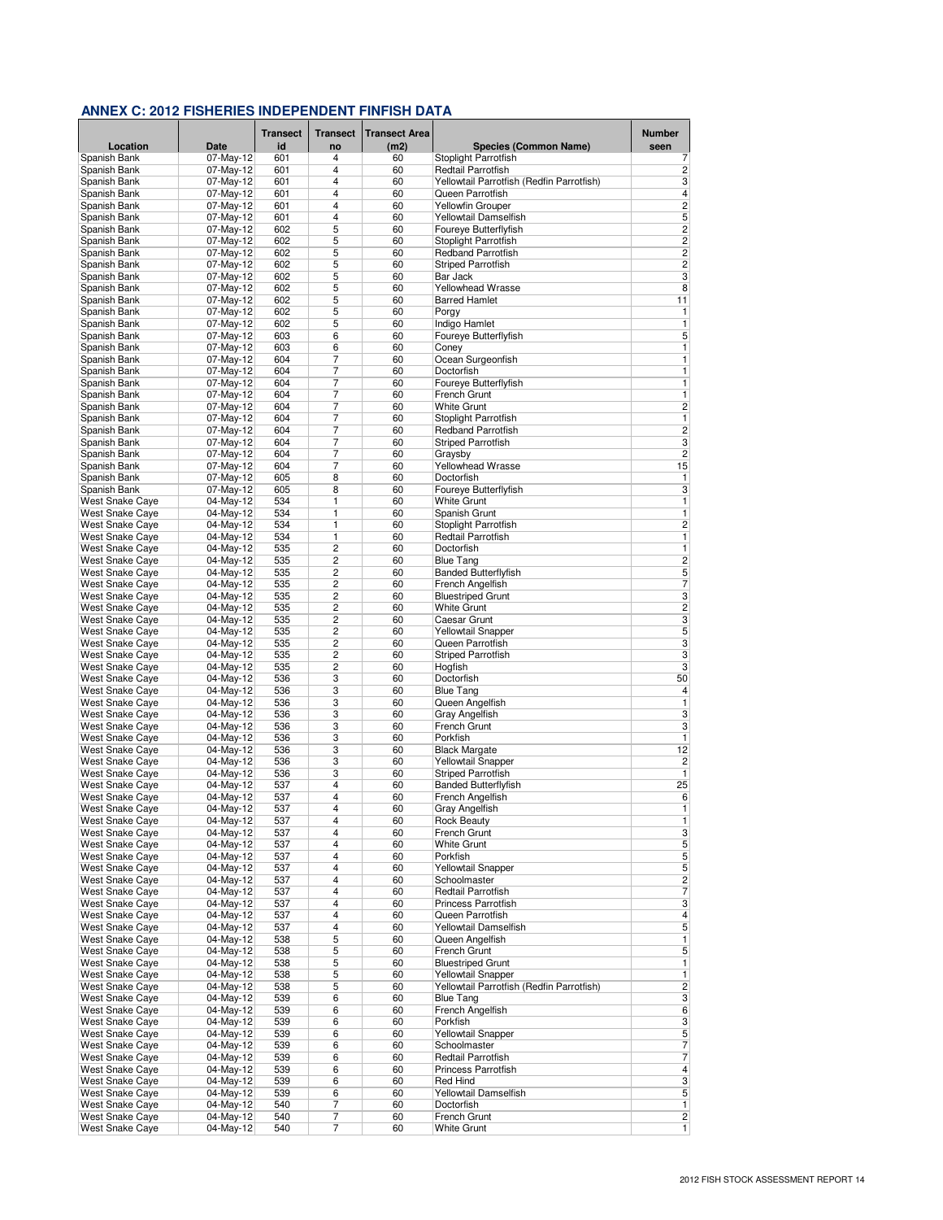## ANNEX C: 2012 FISHERIES INDEPENDENT FINFISH DATA

| Location | Date | Transect id | Transect no | Transect Area (m2) | Species (Common Name) | Number seen |
|---|---|---|---|---|---|---|
| Spanish Bank | 07-May-12 | 601 | 4 | 60 | Stoplight Parrotfish | 7 |
| Spanish Bank | 07-May-12 | 601 | 4 | 60 | Redtail Parrotfish | 2 |
| Spanish Bank | 07-May-12 | 601 | 4 | 60 | Yellowtail Parrotfish (Redfin Parrotfish) | 3 |
| Spanish Bank | 07-May-12 | 601 | 4 | 60 | Queen Parrotfish | 4 |
| Spanish Bank | 07-May-12 | 601 | 4 | 60 | Yellowfin Grouper | 2 |
| Spanish Bank | 07-May-12 | 601 | 4 | 60 | Yellowtail Damselfish | 5 |
| Spanish Bank | 07-May-12 | 602 | 5 | 60 | Foureye Butterflyfish | 2 |
| Spanish Bank | 07-May-12 | 602 | 5 | 60 | Stoplight Parrotfish | 2 |
| Spanish Bank | 07-May-12 | 602 | 5 | 60 | Redband Parrotfish | 2 |
| Spanish Bank | 07-May-12 | 602 | 5 | 60 | Striped Parrotfish | 2 |
| Spanish Bank | 07-May-12 | 602 | 5 | 60 | Bar Jack | 3 |
| Spanish Bank | 07-May-12 | 602 | 5 | 60 | Yellowhead Wrasse | 8 |
| Spanish Bank | 07-May-12 | 602 | 5 | 60 | Barred Hamlet | 11 |
| Spanish Bank | 07-May-12 | 602 | 5 | 60 | Porgy | 1 |
| Spanish Bank | 07-May-12 | 602 | 5 | 60 | Indigo Hamlet | 1 |
| Spanish Bank | 07-May-12 | 603 | 6 | 60 | Foureye Butterflyfish | 5 |
| Spanish Bank | 07-May-12 | 603 | 6 | 60 | Coney | 1 |
| Spanish Bank | 07-May-12 | 604 | 7 | 60 | Ocean Surgeonfish | 1 |
| Spanish Bank | 07-May-12 | 604 | 7 | 60 | Doctorfish | 1 |
| Spanish Bank | 07-May-12 | 604 | 7 | 60 | Foureye Butterflyfish | 1 |
| Spanish Bank | 07-May-12 | 604 | 7 | 60 | French Grunt | 1 |
| Spanish Bank | 07-May-12 | 604 | 7 | 60 | White Grunt | 2 |
| Spanish Bank | 07-May-12 | 604 | 7 | 60 | Stoplight Parrotfish | 1 |
| Spanish Bank | 07-May-12 | 604 | 7 | 60 | Redband Parrotfish | 2 |
| Spanish Bank | 07-May-12 | 604 | 7 | 60 | Striped Parrotfish | 3 |
| Spanish Bank | 07-May-12 | 604 | 7 | 60 | Graysby | 2 |
| Spanish Bank | 07-May-12 | 604 | 7 | 60 | Yellowhead Wrasse | 15 |
| Spanish Bank | 07-May-12 | 605 | 8 | 60 | Doctorfish | 1 |
| Spanish Bank | 07-May-12 | 605 | 8 | 60 | Foureye Butterflyfish | 3 |
| West Snake Caye | 04-May-12 | 534 | 1 | 60 | White Grunt | 1 |
| West Snake Caye | 04-May-12 | 534 | 1 | 60 | Spanish Grunt | 1 |
| West Snake Caye | 04-May-12 | 534 | 1 | 60 | Stoplight Parrotfish | 2 |
| West Snake Caye | 04-May-12 | 534 | 1 | 60 | Redtail Parrotfish | 1 |
| West Snake Caye | 04-May-12 | 535 | 2 | 60 | Doctorfish | 1 |
| West Snake Caye | 04-May-12 | 535 | 2 | 60 | Blue Tang | 2 |
| West Snake Caye | 04-May-12 | 535 | 2 | 60 | Banded Butterflyfish | 5 |
| West Snake Caye | 04-May-12 | 535 | 2 | 60 | French Angelfish | 7 |
| West Snake Caye | 04-May-12 | 535 | 2 | 60 | Bluestriped Grunt | 3 |
| West Snake Caye | 04-May-12 | 535 | 2 | 60 | White Grunt | 2 |
| West Snake Caye | 04-May-12 | 535 | 2 | 60 | Caesar Grunt | 3 |
| West Snake Caye | 04-May-12 | 535 | 2 | 60 | Yellowtail Snapper | 5 |
| West Snake Caye | 04-May-12 | 535 | 2 | 60 | Queen Parrotfish | 3 |
| West Snake Caye | 04-May-12 | 535 | 2 | 60 | Striped Parrotfish | 3 |
| West Snake Caye | 04-May-12 | 535 | 2 | 60 | Hogfish | 3 |
| West Snake Caye | 04-May-12 | 536 | 3 | 60 | Doctorfish | 50 |
| West Snake Caye | 04-May-12 | 536 | 3 | 60 | Blue Tang | 4 |
| West Snake Caye | 04-May-12 | 536 | 3 | 60 | Queen Angelfish | 1 |
| West Snake Caye | 04-May-12 | 536 | 3 | 60 | Gray Angelfish | 3 |
| West Snake Caye | 04-May-12 | 536 | 3 | 60 | French Grunt | 3 |
| West Snake Caye | 04-May-12 | 536 | 3 | 60 | Porkfish | 1 |
| West Snake Caye | 04-May-12 | 536 | 3 | 60 | Black Margate | 12 |
| West Snake Caye | 04-May-12 | 536 | 3 | 60 | Yellowtail Snapper | 2 |
| West Snake Caye | 04-May-12 | 536 | 3 | 60 | Striped Parrotfish | 1 |
| West Snake Caye | 04-May-12 | 537 | 4 | 60 | Banded Butterflyfish | 25 |
| West Snake Caye | 04-May-12 | 537 | 4 | 60 | French Angelfish | 6 |
| West Snake Caye | 04-May-12 | 537 | 4 | 60 | Gray Angelfish | 1 |
| West Snake Caye | 04-May-12 | 537 | 4 | 60 | Rock Beauty | 1 |
| West Snake Caye | 04-May-12 | 537 | 4 | 60 | French Grunt | 3 |
| West Snake Caye | 04-May-12 | 537 | 4 | 60 | White Grunt | 5 |
| West Snake Caye | 04-May-12 | 537 | 4 | 60 | Porkfish | 5 |
| West Snake Caye | 04-May-12 | 537 | 4 | 60 | Yellowtail Snapper | 5 |
| West Snake Caye | 04-May-12 | 537 | 4 | 60 | Schoolmaster | 2 |
| West Snake Caye | 04-May-12 | 537 | 4 | 60 | Redtail Parrotfish | 7 |
| West Snake Caye | 04-May-12 | 537 | 4 | 60 | Princess Parrotfish | 3 |
| West Snake Caye | 04-May-12 | 537 | 4 | 60 | Queen Parrotfish | 4 |
| West Snake Caye | 04-May-12 | 537 | 4 | 60 | Yellowtail Damselfish | 5 |
| West Snake Caye | 04-May-12 | 538 | 5 | 60 | Queen Angelfish | 1 |
| West Snake Caye | 04-May-12 | 538 | 5 | 60 | French Grunt | 5 |
| West Snake Caye | 04-May-12 | 538 | 5 | 60 | Bluestriped Grunt | 1 |
| West Snake Caye | 04-May-12 | 538 | 5 | 60 | Yellowtail Snapper | 1 |
| West Snake Caye | 04-May-12 | 538 | 5 | 60 | Yellowtail Parrotfish (Redfin Parrotfish) | 2 |
| West Snake Caye | 04-May-12 | 539 | 6 | 60 | Blue Tang | 3 |
| West Snake Caye | 04-May-12 | 539 | 6 | 60 | French Angelfish | 6 |
| West Snake Caye | 04-May-12 | 539 | 6 | 60 | Porkfish | 3 |
| West Snake Caye | 04-May-12 | 539 | 6 | 60 | Yellowtail Snapper | 5 |
| West Snake Caye | 04-May-12 | 539 | 6 | 60 | Schoolmaster | 7 |
| West Snake Caye | 04-May-12 | 539 | 6 | 60 | Redtail Parrotfish | 7 |
| West Snake Caye | 04-May-12 | 539 | 6 | 60 | Princess Parrotfish | 4 |
| West Snake Caye | 04-May-12 | 539 | 6 | 60 | Red Hind | 3 |
| West Snake Caye | 04-May-12 | 539 | 6 | 60 | Yellowtail Damselfish | 5 |
| West Snake Caye | 04-May-12 | 540 | 7 | 60 | Doctorfish | 1 |
| West Snake Caye | 04-May-12 | 540 | 7 | 60 | French Grunt | 2 |
| West Snake Caye | 04-May-12 | 540 | 7 | 60 | White Grunt | 1 |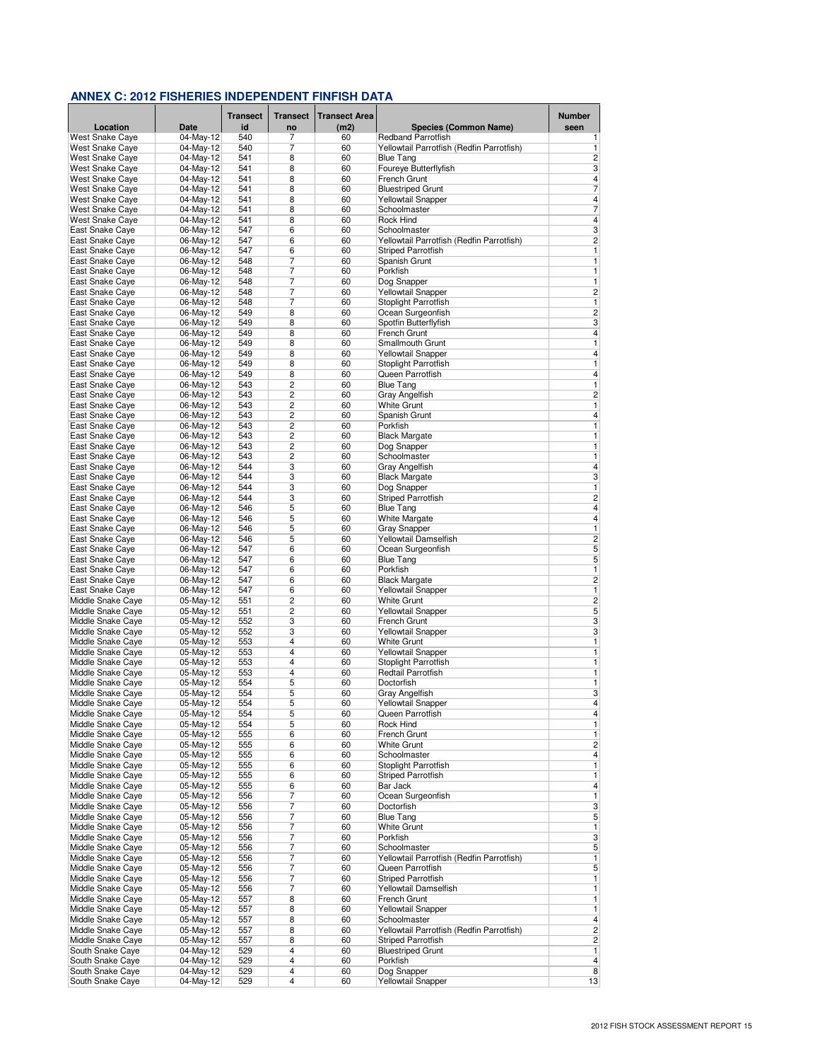## ANNEX C: 2012 FISHERIES INDEPENDENT FINFISH DATA

| Location | Date | Transect id | Transect no | Transect Area (m2) | Species (Common Name) | Number seen |
|---|---|---|---|---|---|---|
| West Snake Caye | 04-May-12 | 540 | 7 | 60 | Redband Parrotfish | 1 |
| West Snake Caye | 04-May-12 | 540 | 7 | 60 | Yellowtail Parrotfish (Redfin Parrotfish) | 1 |
| West Snake Caye | 04-May-12 | 541 | 8 | 60 | Blue Tang | 2 |
| West Snake Caye | 04-May-12 | 541 | 8 | 60 | Foureye Butterflyfish | 3 |
| West Snake Caye | 04-May-12 | 541 | 8 | 60 | French Grunt | 4 |
| West Snake Caye | 04-May-12 | 541 | 8 | 60 | Bluestriped Grunt | 7 |
| West Snake Caye | 04-May-12 | 541 | 8 | 60 | Yellowtail Snapper | 4 |
| West Snake Caye | 04-May-12 | 541 | 8 | 60 | Schoolmaster | 7 |
| West Snake Caye | 04-May-12 | 541 | 8 | 60 | Rock Hind | 4 |
| East Snake Caye | 06-May-12 | 547 | 6 | 60 | Schoolmaster | 3 |
| East Snake Caye | 06-May-12 | 547 | 6 | 60 | Yellowtail Parrotfish (Redfin Parrotfish) | 2 |
| East Snake Caye | 06-May-12 | 547 | 6 | 60 | Striped Parrotfish | 1 |
| East Snake Caye | 06-May-12 | 548 | 7 | 60 | Spanish Grunt | 1 |
| East Snake Caye | 06-May-12 | 548 | 7 | 60 | Porkfish | 1 |
| East Snake Caye | 06-May-12 | 548 | 7 | 60 | Dog Snapper | 1 |
| East Snake Caye | 06-May-12 | 548 | 7 | 60 | Yellowtail Snapper | 2 |
| East Snake Caye | 06-May-12 | 548 | 7 | 60 | Stoplight Parrotfish | 1 |
| East Snake Caye | 06-May-12 | 549 | 8 | 60 | Ocean Surgeonfish | 2 |
| East Snake Caye | 06-May-12 | 549 | 8 | 60 | Spotfin Butterflyfish | 3 |
| East Snake Caye | 06-May-12 | 549 | 8 | 60 | French Grunt | 4 |
| East Snake Caye | 06-May-12 | 549 | 8 | 60 | Smallmouth Grunt | 1 |
| East Snake Caye | 06-May-12 | 549 | 8 | 60 | Yellowtail Snapper | 4 |
| East Snake Caye | 06-May-12 | 549 | 8 | 60 | Stoplight Parrotfish | 1 |
| East Snake Caye | 06-May-12 | 549 | 8 | 60 | Queen Parrotfish | 4 |
| East Snake Caye | 06-May-12 | 543 | 2 | 60 | Blue Tang | 1 |
| East Snake Caye | 06-May-12 | 543 | 2 | 60 | Gray Angelfish | 2 |
| East Snake Caye | 06-May-12 | 543 | 2 | 60 | White Grunt | 1 |
| East Snake Caye | 06-May-12 | 543 | 2 | 60 | Spanish Grunt | 4 |
| East Snake Caye | 06-May-12 | 543 | 2 | 60 | Porkfish | 1 |
| East Snake Caye | 06-May-12 | 543 | 2 | 60 | Black Margate | 1 |
| East Snake Caye | 06-May-12 | 543 | 2 | 60 | Dog Snapper | 1 |
| East Snake Caye | 06-May-12 | 543 | 2 | 60 | Schoolmaster | 1 |
| East Snake Caye | 06-May-12 | 544 | 3 | 60 | Gray Angelfish | 4 |
| East Snake Caye | 06-May-12 | 544 | 3 | 60 | Black Margate | 3 |
| East Snake Caye | 06-May-12 | 544 | 3 | 60 | Dog Snapper | 1 |
| East Snake Caye | 06-May-12 | 544 | 3 | 60 | Striped Parrotfish | 2 |
| East Snake Caye | 06-May-12 | 546 | 5 | 60 | Blue Tang | 4 |
| East Snake Caye | 06-May-12 | 546 | 5 | 60 | White Margate | 4 |
| East Snake Caye | 06-May-12 | 546 | 5 | 60 | Gray Snapper | 1 |
| East Snake Caye | 06-May-12 | 546 | 5 | 60 | Yellowtail Damselfish | 2 |
| East Snake Caye | 06-May-12 | 547 | 6 | 60 | Ocean Surgeonfish | 5 |
| East Snake Caye | 06-May-12 | 547 | 6 | 60 | Blue Tang | 5 |
| East Snake Caye | 06-May-12 | 547 | 6 | 60 | Porkfish | 1 |
| East Snake Caye | 06-May-12 | 547 | 6 | 60 | Black Margate | 2 |
| East Snake Caye | 06-May-12 | 547 | 6 | 60 | Yellowtail Snapper | 1 |
| Middle Snake Caye | 05-May-12 | 551 | 2 | 60 | White Grunt | 2 |
| Middle Snake Caye | 05-May-12 | 551 | 2 | 60 | Yellowtail Snapper | 5 |
| Middle Snake Caye | 05-May-12 | 552 | 3 | 60 | French Grunt | 3 |
| Middle Snake Caye | 05-May-12 | 552 | 3 | 60 | Yellowtail Snapper | 3 |
| Middle Snake Caye | 05-May-12 | 553 | 4 | 60 | White Grunt | 1 |
| Middle Snake Caye | 05-May-12 | 553 | 4 | 60 | Yellowtail Snapper | 1 |
| Middle Snake Caye | 05-May-12 | 553 | 4 | 60 | Stoplight Parrotfish | 1 |
| Middle Snake Caye | 05-May-12 | 553 | 4 | 60 | Redtail Parrotfish | 1 |
| Middle Snake Caye | 05-May-12 | 554 | 5 | 60 | Doctorfish | 1 |
| Middle Snake Caye | 05-May-12 | 554 | 5 | 60 | Gray Angelfish | 3 |
| Middle Snake Caye | 05-May-12 | 554 | 5 | 60 | Yellowtail Snapper | 4 |
| Middle Snake Caye | 05-May-12 | 554 | 5 | 60 | Queen Parrotfish | 4 |
| Middle Snake Caye | 05-May-12 | 554 | 5 | 60 | Rock Hind | 1 |
| Middle Snake Caye | 05-May-12 | 555 | 6 | 60 | French Grunt | 1 |
| Middle Snake Caye | 05-May-12 | 555 | 6 | 60 | White Grunt | 2 |
| Middle Snake Caye | 05-May-12 | 555 | 6 | 60 | Schoolmaster | 4 |
| Middle Snake Caye | 05-May-12 | 555 | 6 | 60 | Stoplight Parrotfish | 1 |
| Middle Snake Caye | 05-May-12 | 555 | 6 | 60 | Striped Parrotfish | 1 |
| Middle Snake Caye | 05-May-12 | 555 | 6 | 60 | Bar Jack | 4 |
| Middle Snake Caye | 05-May-12 | 556 | 7 | 60 | Ocean Surgeonfish | 1 |
| Middle Snake Caye | 05-May-12 | 556 | 7 | 60 | Doctorfish | 3 |
| Middle Snake Caye | 05-May-12 | 556 | 7 | 60 | Blue Tang | 5 |
| Middle Snake Caye | 05-May-12 | 556 | 7 | 60 | White Grunt | 1 |
| Middle Snake Caye | 05-May-12 | 556 | 7 | 60 | Porkfish | 3 |
| Middle Snake Caye | 05-May-12 | 556 | 7 | 60 | Schoolmaster | 5 |
| Middle Snake Caye | 05-May-12 | 556 | 7 | 60 | Yellowtail Parrotfish (Redfin Parrotfish) | 1 |
| Middle Snake Caye | 05-May-12 | 556 | 7 | 60 | Queen Parrotfish | 5 |
| Middle Snake Caye | 05-May-12 | 556 | 7 | 60 | Striped Parrotfish | 1 |
| Middle Snake Caye | 05-May-12 | 556 | 7 | 60 | Yellowtail Damselfish | 1 |
| Middle Snake Caye | 05-May-12 | 557 | 8 | 60 | French Grunt | 1 |
| Middle Snake Caye | 05-May-12 | 557 | 8 | 60 | Yellowtail Snapper | 1 |
| Middle Snake Caye | 05-May-12 | 557 | 8 | 60 | Schoolmaster | 4 |
| Middle Snake Caye | 05-May-12 | 557 | 8 | 60 | Yellowtail Parrotfish (Redfin Parrotfish) | 2 |
| Middle Snake Caye | 05-May-12 | 557 | 8 | 60 | Striped Parrotfish | 2 |
| South Snake Caye | 04-May-12 | 529 | 4 | 60 | Bluestriped Grunt | 1 |
| South Snake Caye | 04-May-12 | 529 | 4 | 60 | Porkfish | 4 |
| South Snake Caye | 04-May-12 | 529 | 4 | 60 | Dog Snapper | 8 |
| South Snake Caye | 04-May-12 | 529 | 4 | 60 | Yellowtail Snapper | 13 |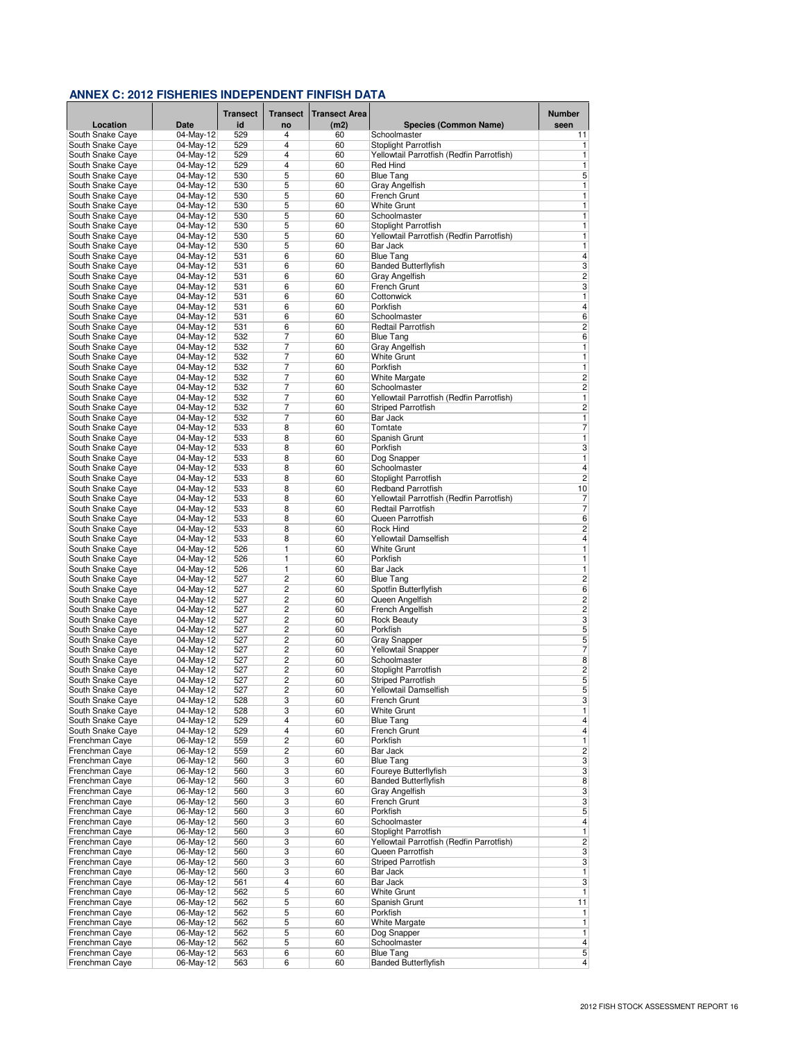## ANNEX C: 2012 FISHERIES INDEPENDENT FINFISH DATA

| Location | Date | Transect id | Transect no | Transect Area (m2) | Species (Common Name) | Number seen |
|---|---|---|---|---|---|---|
| South Snake Caye | 04-May-12 | 529 | 4 | 60 | Schoolmaster | 11 |
| South Snake Caye | 04-May-12 | 529 | 4 | 60 | Stoplight Parrotfish | 1 |
| South Snake Caye | 04-May-12 | 529 | 4 | 60 | Yellowtail Parrotfish (Redfin Parrotfish) | 1 |
| South Snake Caye | 04-May-12 | 529 | 4 | 60 | Red Hind | 1 |
| South Snake Caye | 04-May-12 | 530 | 5 | 60 | Blue Tang | 5 |
| South Snake Caye | 04-May-12 | 530 | 5 | 60 | Gray Angelfish | 1 |
| South Snake Caye | 04-May-12 | 530 | 5 | 60 | French Grunt | 1 |
| South Snake Caye | 04-May-12 | 530 | 5 | 60 | White Grunt | 1 |
| South Snake Caye | 04-May-12 | 530 | 5 | 60 | Schoolmaster | 1 |
| South Snake Caye | 04-May-12 | 530 | 5 | 60 | Stoplight Parrotfish | 1 |
| South Snake Caye | 04-May-12 | 530 | 5 | 60 | Yellowtail Parrotfish (Redfin Parrotfish) | 1 |
| South Snake Caye | 04-May-12 | 530 | 5 | 60 | Bar Jack | 1 |
| South Snake Caye | 04-May-12 | 531 | 6 | 60 | Blue Tang | 4 |
| South Snake Caye | 04-May-12 | 531 | 6 | 60 | Banded Butterflyfish | 3 |
| South Snake Caye | 04-May-12 | 531 | 6 | 60 | Gray Angelfish | 2 |
| South Snake Caye | 04-May-12 | 531 | 6 | 60 | French Grunt | 3 |
| South Snake Caye | 04-May-12 | 531 | 6 | 60 | Cottonwick | 1 |
| South Snake Caye | 04-May-12 | 531 | 6 | 60 | Porkfish | 4 |
| South Snake Caye | 04-May-12 | 531 | 6 | 60 | Schoolmaster | 6 |
| South Snake Caye | 04-May-12 | 531 | 6 | 60 | Redtail Parrotfish | 2 |
| South Snake Caye | 04-May-12 | 532 | 7 | 60 | Blue Tang | 6 |
| South Snake Caye | 04-May-12 | 532 | 7 | 60 | Gray Angelfish | 1 |
| South Snake Caye | 04-May-12 | 532 | 7 | 60 | White Grunt | 1 |
| South Snake Caye | 04-May-12 | 532 | 7 | 60 | Porkfish | 1 |
| South Snake Caye | 04-May-12 | 532 | 7 | 60 | White Margate | 2 |
| South Snake Caye | 04-May-12 | 532 | 7 | 60 | Schoolmaster | 2 |
| South Snake Caye | 04-May-12 | 532 | 7 | 60 | Yellowtail Parrotfish (Redfin Parrotfish) | 1 |
| South Snake Caye | 04-May-12 | 532 | 7 | 60 | Striped Parrotfish | 2 |
| South Snake Caye | 04-May-12 | 532 | 7 | 60 | Bar Jack | 1 |
| South Snake Caye | 04-May-12 | 533 | 8 | 60 | Tomtate | 7 |
| South Snake Caye | 04-May-12 | 533 | 8 | 60 | Spanish Grunt | 1 |
| South Snake Caye | 04-May-12 | 533 | 8 | 60 | Porkfish | 3 |
| South Snake Caye | 04-May-12 | 533 | 8 | 60 | Dog Snapper | 1 |
| South Snake Caye | 04-May-12 | 533 | 8 | 60 | Schoolmaster | 4 |
| South Snake Caye | 04-May-12 | 533 | 8 | 60 | Stoplight Parrotfish | 2 |
| South Snake Caye | 04-May-12 | 533 | 8 | 60 | Redband Parrotfish | 10 |
| South Snake Caye | 04-May-12 | 533 | 8 | 60 | Yellowtail Parrotfish (Redfin Parrotfish) | 7 |
| South Snake Caye | 04-May-12 | 533 | 8 | 60 | Redtail Parrotfish | 7 |
| South Snake Caye | 04-May-12 | 533 | 8 | 60 | Queen Parrotfish | 6 |
| South Snake Caye | 04-May-12 | 533 | 8 | 60 | Rock Hind | 2 |
| South Snake Caye | 04-May-12 | 533 | 8 | 60 | Yellowtail Damselfish | 4 |
| South Snake Caye | 04-May-12 | 526 | 1 | 60 | White Grunt | 1 |
| South Snake Caye | 04-May-12 | 526 | 1 | 60 | Porkfish | 1 |
| South Snake Caye | 04-May-12 | 526 | 1 | 60 | Bar Jack | 1 |
| South Snake Caye | 04-May-12 | 527 | 2 | 60 | Blue Tang | 2 |
| South Snake Caye | 04-May-12 | 527 | 2 | 60 | Spotfin Butterflyfish | 6 |
| South Snake Caye | 04-May-12 | 527 | 2 | 60 | Queen Angelfish | 2 |
| South Snake Caye | 04-May-12 | 527 | 2 | 60 | French Angelfish | 2 |
| South Snake Caye | 04-May-12 | 527 | 2 | 60 | Rock Beauty | 3 |
| South Snake Caye | 04-May-12 | 527 | 2 | 60 | Porkfish | 5 |
| South Snake Caye | 04-May-12 | 527 | 2 | 60 | Gray Snapper | 5 |
| South Snake Caye | 04-May-12 | 527 | 2 | 60 | Yellowtail Snapper | 7 |
| South Snake Caye | 04-May-12 | 527 | 2 | 60 | Schoolmaster | 8 |
| South Snake Caye | 04-May-12 | 527 | 2 | 60 | Stoplight Parrotfish | 2 |
| South Snake Caye | 04-May-12 | 527 | 2 | 60 | Striped Parrotfish | 5 |
| South Snake Caye | 04-May-12 | 527 | 2 | 60 | Yellowtail Damselfish | 5 |
| South Snake Caye | 04-May-12 | 528 | 3 | 60 | French Grunt | 3 |
| South Snake Caye | 04-May-12 | 528 | 3 | 60 | White Grunt | 1 |
| South Snake Caye | 04-May-12 | 529 | 4 | 60 | Blue Tang | 4 |
| South Snake Caye | 04-May-12 | 529 | 4 | 60 | French Grunt | 4 |
| Frenchman Caye | 06-May-12 | 559 | 2 | 60 | Porkfish | 1 |
| Frenchman Caye | 06-May-12 | 559 | 2 | 60 | Bar Jack | 2 |
| Frenchman Caye | 06-May-12 | 560 | 3 | 60 | Blue Tang | 3 |
| Frenchman Caye | 06-May-12 | 560 | 3 | 60 | Foureye Butterflyfish | 3 |
| Frenchman Caye | 06-May-12 | 560 | 3 | 60 | Banded Butterflyfish | 8 |
| Frenchman Caye | 06-May-12 | 560 | 3 | 60 | Gray Angelfish | 3 |
| Frenchman Caye | 06-May-12 | 560 | 3 | 60 | French Grunt | 3 |
| Frenchman Caye | 06-May-12 | 560 | 3 | 60 | Porkfish | 5 |
| Frenchman Caye | 06-May-12 | 560 | 3 | 60 | Schoolmaster | 4 |
| Frenchman Caye | 06-May-12 | 560 | 3 | 60 | Stoplight Parrotfish | 1 |
| Frenchman Caye | 06-May-12 | 560 | 3 | 60 | Yellowtail Parrotfish (Redfin Parrotfish) | 2 |
| Frenchman Caye | 06-May-12 | 560 | 3 | 60 | Queen Parrotfish | 3 |
| Frenchman Caye | 06-May-12 | 560 | 3 | 60 | Striped Parrotfish | 3 |
| Frenchman Caye | 06-May-12 | 560 | 3 | 60 | Bar Jack | 1 |
| Frenchman Caye | 06-May-12 | 561 | 4 | 60 | Bar Jack | 3 |
| Frenchman Caye | 06-May-12 | 562 | 5 | 60 | White Grunt | 1 |
| Frenchman Caye | 06-May-12 | 562 | 5 | 60 | Spanish Grunt | 11 |
| Frenchman Caye | 06-May-12 | 562 | 5 | 60 | Porkfish | 1 |
| Frenchman Caye | 06-May-12 | 562 | 5 | 60 | White Margate | 1 |
| Frenchman Caye | 06-May-12 | 562 | 5 | 60 | Dog Snapper | 1 |
| Frenchman Caye | 06-May-12 | 562 | 5 | 60 | Schoolmaster | 4 |
| Frenchman Caye | 06-May-12 | 563 | 6 | 60 | Blue Tang | 5 |
| Frenchman Caye | 06-May-12 | 563 | 6 | 60 | Banded Butterflyfish | 4 |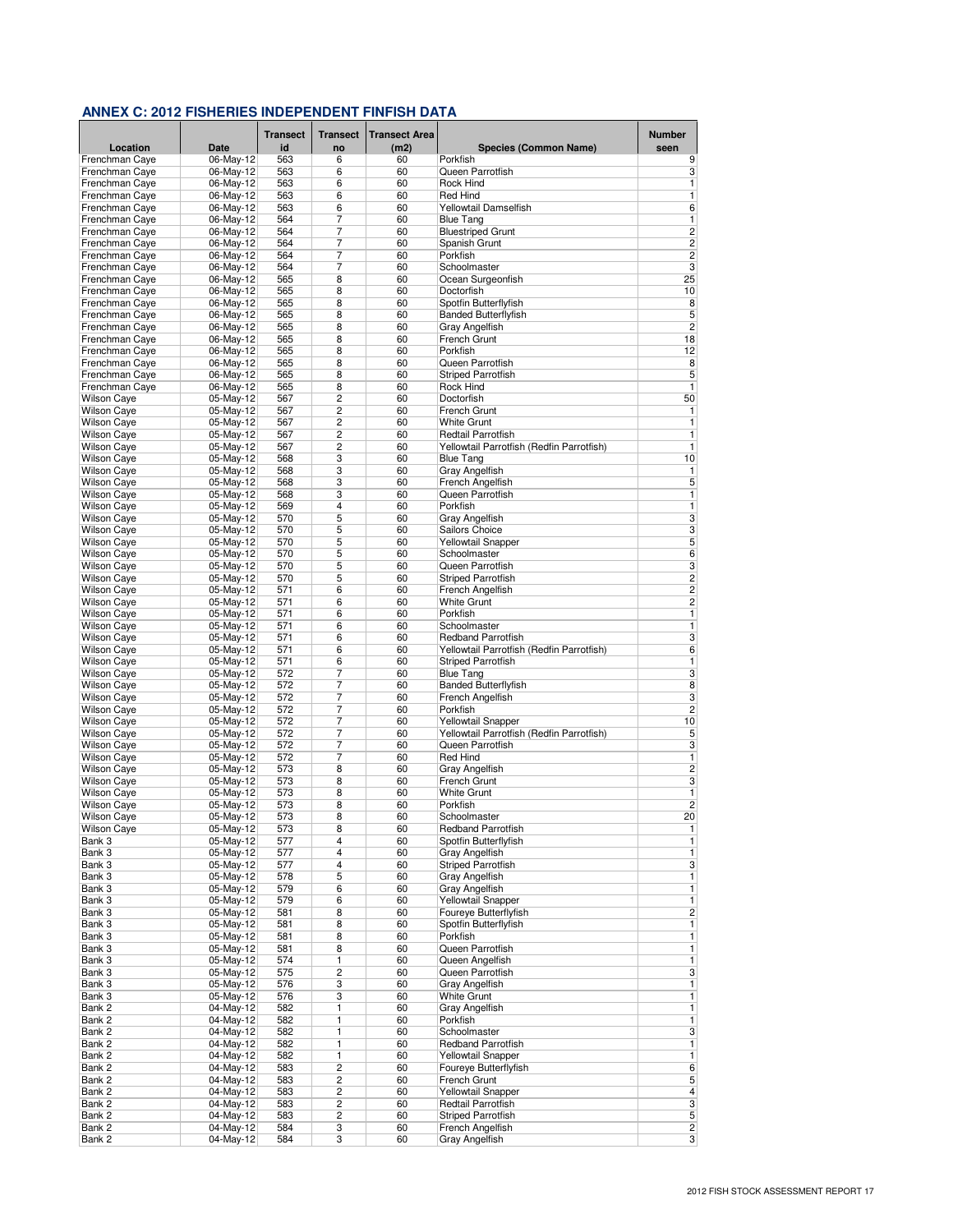## ANNEX C: 2012 FISHERIES INDEPENDENT FINFISH DATA

| Location | Date | Transect id | Transect no | Transect Area (m2) | Species (Common Name) | Number seen |
|---|---|---|---|---|---|---|
| Frenchman Caye | 06-May-12 | 563 | 6 | 60 | Porkfish | 9 |
| Frenchman Caye | 06-May-12 | 563 | 6 | 60 | Queen Parrotfish | 3 |
| Frenchman Caye | 06-May-12 | 563 | 6 | 60 | Rock Hind | 1 |
| Frenchman Caye | 06-May-12 | 563 | 6 | 60 | Red Hind | 1 |
| Frenchman Caye | 06-May-12 | 563 | 6 | 60 | Yellowtail Damselfish | 6 |
| Frenchman Caye | 06-May-12 | 564 | 7 | 60 | Blue Tang | 1 |
| Frenchman Caye | 06-May-12 | 564 | 7 | 60 | Bluestriped Grunt | 2 |
| Frenchman Caye | 06-May-12 | 564 | 7 | 60 | Spanish Grunt | 2 |
| Frenchman Caye | 06-May-12 | 564 | 7 | 60 | Porkfish | 2 |
| Frenchman Caye | 06-May-12 | 564 | 7 | 60 | Schoolmaster | 3 |
| Frenchman Caye | 06-May-12 | 565 | 8 | 60 | Ocean Surgeonfish | 25 |
| Frenchman Caye | 06-May-12 | 565 | 8 | 60 | Doctorfish | 10 |
| Frenchman Caye | 06-May-12 | 565 | 8 | 60 | Spotfin Butterflyfish | 8 |
| Frenchman Caye | 06-May-12 | 565 | 8 | 60 | Banded Butterflyfish | 5 |
| Frenchman Caye | 06-May-12 | 565 | 8 | 60 | Gray Angelfish | 2 |
| Frenchman Caye | 06-May-12 | 565 | 8 | 60 | French Grunt | 18 |
| Frenchman Caye | 06-May-12 | 565 | 8 | 60 | Porkfish | 12 |
| Frenchman Caye | 06-May-12 | 565 | 8 | 60 | Queen Parrotfish | 8 |
| Frenchman Caye | 06-May-12 | 565 | 8 | 60 | Striped Parrotfish | 5 |
| Frenchman Caye | 06-May-12 | 565 | 8 | 60 | Rock Hind | 1 |
| Wilson Caye | 05-May-12 | 567 | 2 | 60 | Doctorfish | 50 |
| Wilson Caye | 05-May-12 | 567 | 2 | 60 | French Grunt | 1 |
| Wilson Caye | 05-May-12 | 567 | 2 | 60 | White Grunt | 1 |
| Wilson Caye | 05-May-12 | 567 | 2 | 60 | Redtail Parrotfish | 1 |
| Wilson Caye | 05-May-12 | 567 | 2 | 60 | Yellowtail Parrotfish (Redfin Parrotfish) | 1 |
| Wilson Caye | 05-May-12 | 568 | 3 | 60 | Blue Tang | 10 |
| Wilson Caye | 05-May-12 | 568 | 3 | 60 | Gray Angelfish | 1 |
| Wilson Caye | 05-May-12 | 568 | 3 | 60 | French Angelfish | 5 |
| Wilson Caye | 05-May-12 | 568 | 3 | 60 | Queen Parrotfish | 1 |
| Wilson Caye | 05-May-12 | 569 | 4 | 60 | Porkfish | 1 |
| Wilson Caye | 05-May-12 | 570 | 5 | 60 | Gray Angelfish | 3 |
| Wilson Caye | 05-May-12 | 570 | 5 | 60 | Sailors Choice | 3 |
| Wilson Caye | 05-May-12 | 570 | 5 | 60 | Yellowtail Snapper | 5 |
| Wilson Caye | 05-May-12 | 570 | 5 | 60 | Schoolmaster | 6 |
| Wilson Caye | 05-May-12 | 570 | 5 | 60 | Queen Parrotfish | 3 |
| Wilson Caye | 05-May-12 | 570 | 5 | 60 | Striped Parrotfish | 2 |
| Wilson Caye | 05-May-12 | 571 | 6 | 60 | French Angelfish | 2 |
| Wilson Caye | 05-May-12 | 571 | 6 | 60 | White Grunt | 2 |
| Wilson Caye | 05-May-12 | 571 | 6 | 60 | Porkfish | 1 |
| Wilson Caye | 05-May-12 | 571 | 6 | 60 | Schoolmaster | 1 |
| Wilson Caye | 05-May-12 | 571 | 6 | 60 | Redband Parrotfish | 3 |
| Wilson Caye | 05-May-12 | 571 | 6 | 60 | Yellowtail Parrotfish (Redfin Parrotfish) | 6 |
| Wilson Caye | 05-May-12 | 571 | 6 | 60 | Striped Parrotfish | 1 |
| Wilson Caye | 05-May-12 | 572 | 7 | 60 | Blue Tang | 3 |
| Wilson Caye | 05-May-12 | 572 | 7 | 60 | Banded Butterflyfish | 8 |
| Wilson Caye | 05-May-12 | 572 | 7 | 60 | French Angelfish | 3 |
| Wilson Caye | 05-May-12 | 572 | 7 | 60 | Porkfish | 2 |
| Wilson Caye | 05-May-12 | 572 | 7 | 60 | Yellowtail Snapper | 10 |
| Wilson Caye | 05-May-12 | 572 | 7 | 60 | Yellowtail Parrotfish (Redfin Parrotfish) | 5 |
| Wilson Caye | 05-May-12 | 572 | 7 | 60 | Queen Parrotfish | 3 |
| Wilson Caye | 05-May-12 | 572 | 7 | 60 | Red Hind | 1 |
| Wilson Caye | 05-May-12 | 573 | 8 | 60 | Gray Angelfish | 2 |
| Wilson Caye | 05-May-12 | 573 | 8 | 60 | French Grunt | 3 |
| Wilson Caye | 05-May-12 | 573 | 8 | 60 | White Grunt | 1 |
| Wilson Caye | 05-May-12 | 573 | 8 | 60 | Porkfish | 2 |
| Wilson Caye | 05-May-12 | 573 | 8 | 60 | Schoolmaster | 20 |
| Wilson Caye | 05-May-12 | 573 | 8 | 60 | Redband Parrotfish | 1 |
| Bank 3 | 05-May-12 | 577 | 4 | 60 | Spotfin Butterflyfish | 1 |
| Bank 3 | 05-May-12 | 577 | 4 | 60 | Gray Angelfish | 1 |
| Bank 3 | 05-May-12 | 577 | 4 | 60 | Striped Parrotfish | 3 |
| Bank 3 | 05-May-12 | 578 | 5 | 60 | Gray Angelfish | 1 |
| Bank 3 | 05-May-12 | 579 | 6 | 60 | Gray Angelfish | 1 |
| Bank 3 | 05-May-12 | 579 | 6 | 60 | Yellowtail Snapper | 1 |
| Bank 3 | 05-May-12 | 581 | 8 | 60 | Foureye Butterflyfish | 2 |
| Bank 3 | 05-May-12 | 581 | 8 | 60 | Spotfin Butterflyfish | 1 |
| Bank 3 | 05-May-12 | 581 | 8 | 60 | Porkfish | 1 |
| Bank 3 | 05-May-12 | 581 | 8 | 60 | Queen Parrotfish | 1 |
| Bank 3 | 05-May-12 | 574 | 1 | 60 | Queen Angelfish | 1 |
| Bank 3 | 05-May-12 | 575 | 2 | 60 | Queen Parrotfish | 3 |
| Bank 3 | 05-May-12 | 576 | 3 | 60 | Gray Angelfish | 1 |
| Bank 3 | 05-May-12 | 576 | 3 | 60 | White Grunt | 1 |
| Bank 2 | 04-May-12 | 582 | 1 | 60 | Gray Angelfish | 1 |
| Bank 2 | 04-May-12 | 582 | 1 | 60 | Porkfish | 1 |
| Bank 2 | 04-May-12 | 582 | 1 | 60 | Schoolmaster | 3 |
| Bank 2 | 04-May-12 | 582 | 1 | 60 | Redband Parrotfish | 1 |
| Bank 2 | 04-May-12 | 582 | 1 | 60 | Yellowtail Snapper | 1 |
| Bank 2 | 04-May-12 | 583 | 2 | 60 | Foureye Butterflyfish | 6 |
| Bank 2 | 04-May-12 | 583 | 2 | 60 | French Grunt | 5 |
| Bank 2 | 04-May-12 | 583 | 2 | 60 | Yellowtail Snapper | 4 |
| Bank 2 | 04-May-12 | 583 | 2 | 60 | Redtail Parrotfish | 3 |
| Bank 2 | 04-May-12 | 583 | 2 | 60 | Striped Parrotfish | 5 |
| Bank 2 | 04-May-12 | 584 | 3 | 60 | French Angelfish | 2 |
| Bank 2 | 04-May-12 | 584 | 3 | 60 | Gray Angelfish | 3 |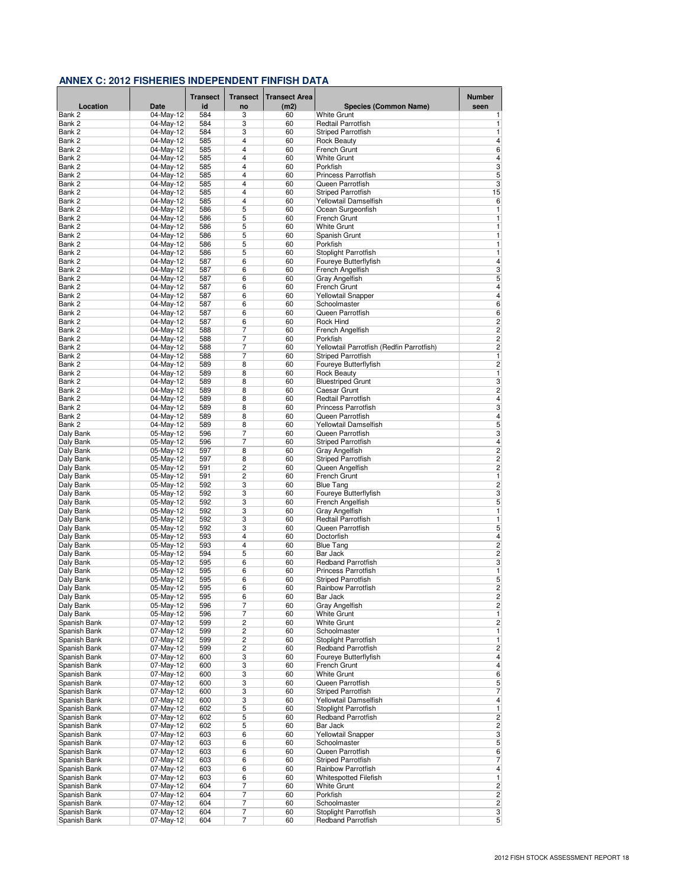## ANNEX C: 2012 FISHERIES INDEPENDENT FINFISH DATA

| Location | Date | Transect id | Transect no | Transect Area (m2) | Species (Common Name) | Number seen |
|---|---|---|---|---|---|---|
| Bank 2 | 04-May-12 | 584 | 3 | 60 | White Grunt | 1 |
| Bank 2 | 04-May-12 | 584 | 3 | 60 | Redtail Parrotfish | 1 |
| Bank 2 | 04-May-12 | 584 | 3 | 60 | Striped Parrotfish | 1 |
| Bank 2 | 04-May-12 | 585 | 4 | 60 | Rock Beauty | 4 |
| Bank 2 | 04-May-12 | 585 | 4 | 60 | French Grunt | 6 |
| Bank 2 | 04-May-12 | 585 | 4 | 60 | White Grunt | 4 |
| Bank 2 | 04-May-12 | 585 | 4 | 60 | Porkfish | 3 |
| Bank 2 | 04-May-12 | 585 | 4 | 60 | Princess Parrotfish | 5 |
| Bank 2 | 04-May-12 | 585 | 4 | 60 | Queen Parrotfish | 3 |
| Bank 2 | 04-May-12 | 585 | 4 | 60 | Striped Parrotfish | 15 |
| Bank 2 | 04-May-12 | 585 | 4 | 60 | Yellowtail Damselfish | 6 |
| Bank 2 | 04-May-12 | 586 | 5 | 60 | Ocean Surgeonfish | 1 |
| Bank 2 | 04-May-12 | 586 | 5 | 60 | French Grunt | 1 |
| Bank 2 | 04-May-12 | 586 | 5 | 60 | White Grunt | 1 |
| Bank 2 | 04-May-12 | 586 | 5 | 60 | Spanish Grunt | 1 |
| Bank 2 | 04-May-12 | 586 | 5 | 60 | Porkfish | 1 |
| Bank 2 | 04-May-12 | 586 | 5 | 60 | Stoplight Parrotfish | 1 |
| Bank 2 | 04-May-12 | 587 | 6 | 60 | Foureye Butterflyfish | 4 |
| Bank 2 | 04-May-12 | 587 | 6 | 60 | French Angelfish | 3 |
| Bank 2 | 04-May-12 | 587 | 6 | 60 | Gray Angelfish | 5 |
| Bank 2 | 04-May-12 | 587 | 6 | 60 | French Grunt | 4 |
| Bank 2 | 04-May-12 | 587 | 6 | 60 | Yellowtail Snapper | 4 |
| Bank 2 | 04-May-12 | 587 | 6 | 60 | Schoolmaster | 6 |
| Bank 2 | 04-May-12 | 587 | 6 | 60 | Queen Parrotfish | 6 |
| Bank 2 | 04-May-12 | 587 | 6 | 60 | Rock Hind | 2 |
| Bank 2 | 04-May-12 | 588 | 7 | 60 | French Angelfish | 2 |
| Bank 2 | 04-May-12 | 588 | 7 | 60 | Porkfish | 2 |
| Bank 2 | 04-May-12 | 588 | 7 | 60 | Yellowtail Parrotfish (Redfin Parrotfish) | 2 |
| Bank 2 | 04-May-12 | 588 | 7 | 60 | Striped Parrotfish | 1 |
| Bank 2 | 04-May-12 | 589 | 8 | 60 | Foureye Butterflyfish | 2 |
| Bank 2 | 04-May-12 | 589 | 8 | 60 | Rock Beauty | 1 |
| Bank 2 | 04-May-12 | 589 | 8 | 60 | Bluestriped Grunt | 3 |
| Bank 2 | 04-May-12 | 589 | 8 | 60 | Caesar Grunt | 2 |
| Bank 2 | 04-May-12 | 589 | 8 | 60 | Redtail Parrotfish | 4 |
| Bank 2 | 04-May-12 | 589 | 8 | 60 | Princess Parrotfish | 3 |
| Bank 2 | 04-May-12 | 589 | 8 | 60 | Queen Parrotfish | 4 |
| Bank 2 | 04-May-12 | 589 | 8 | 60 | Yellowtail Damselfish | 5 |
| Daly Bank | 05-May-12 | 596 | 7 | 60 | Queen Parrotfish | 3 |
| Daly Bank | 05-May-12 | 596 | 7 | 60 | Striped Parrotfish | 4 |
| Daly Bank | 05-May-12 | 597 | 8 | 60 | Gray Angelfish | 2 |
| Daly Bank | 05-May-12 | 597 | 8 | 60 | Striped Parrotfish | 2 |
| Daly Bank | 05-May-12 | 591 | 2 | 60 | Queen Angelfish | 2 |
| Daly Bank | 05-May-12 | 591 | 2 | 60 | French Grunt | 1 |
| Daly Bank | 05-May-12 | 592 | 3 | 60 | Blue Tang | 2 |
| Daly Bank | 05-May-12 | 592 | 3 | 60 | Foureye Butterflyfish | 3 |
| Daly Bank | 05-May-12 | 592 | 3 | 60 | French Angelfish | 5 |
| Daly Bank | 05-May-12 | 592 | 3 | 60 | Gray Angelfish | 1 |
| Daly Bank | 05-May-12 | 592 | 3 | 60 | Redtail Parrotfish | 1 |
| Daly Bank | 05-May-12 | 592 | 3 | 60 | Queen Parrotfish | 5 |
| Daly Bank | 05-May-12 | 593 | 4 | 60 | Doctorfish | 4 |
| Daly Bank | 05-May-12 | 593 | 4 | 60 | Blue Tang | 2 |
| Daly Bank | 05-May-12 | 594 | 5 | 60 | Bar Jack | 2 |
| Daly Bank | 05-May-12 | 595 | 6 | 60 | Redband Parrotfish | 3 |
| Daly Bank | 05-May-12 | 595 | 6 | 60 | Princess Parrotfish | 1 |
| Daly Bank | 05-May-12 | 595 | 6 | 60 | Striped Parrotfish | 5 |
| Daly Bank | 05-May-12 | 595 | 6 | 60 | Rainbow Parrotfish | 2 |
| Daly Bank | 05-May-12 | 595 | 6 | 60 | Bar Jack | 2 |
| Daly Bank | 05-May-12 | 596 | 7 | 60 | Gray Angelfish | 2 |
| Daly Bank | 05-May-12 | 596 | 7 | 60 | White Grunt | 1 |
| Spanish Bank | 07-May-12 | 599 | 2 | 60 | White Grunt | 2 |
| Spanish Bank | 07-May-12 | 599 | 2 | 60 | Schoolmaster | 1 |
| Spanish Bank | 07-May-12 | 599 | 2 | 60 | Stoplight Parrotfish | 1 |
| Spanish Bank | 07-May-12 | 599 | 2 | 60 | Redband Parrotfish | 2 |
| Spanish Bank | 07-May-12 | 600 | 3 | 60 | Foureye Butterflyfish | 4 |
| Spanish Bank | 07-May-12 | 600 | 3 | 60 | French Grunt | 4 |
| Spanish Bank | 07-May-12 | 600 | 3 | 60 | White Grunt | 6 |
| Spanish Bank | 07-May-12 | 600 | 3 | 60 | Queen Parrotfish | 5 |
| Spanish Bank | 07-May-12 | 600 | 3 | 60 | Striped Parrotfish | 7 |
| Spanish Bank | 07-May-12 | 600 | 3 | 60 | Yellowtail Damselfish | 4 |
| Spanish Bank | 07-May-12 | 602 | 5 | 60 | Stoplight Parrotfish | 1 |
| Spanish Bank | 07-May-12 | 602 | 5 | 60 | Redband Parrotfish | 2 |
| Spanish Bank | 07-May-12 | 602 | 5 | 60 | Bar Jack | 2 |
| Spanish Bank | 07-May-12 | 603 | 6 | 60 | Yellowtail Snapper | 3 |
| Spanish Bank | 07-May-12 | 603 | 6 | 60 | Schoolmaster | 5 |
| Spanish Bank | 07-May-12 | 603 | 6 | 60 | Queen Parrotfish | 6 |
| Spanish Bank | 07-May-12 | 603 | 6 | 60 | Striped Parrotfish | 7 |
| Spanish Bank | 07-May-12 | 603 | 6 | 60 | Rainbow Parrotfish | 4 |
| Spanish Bank | 07-May-12 | 603 | 6 | 60 | Whitespotted Filefish | 1 |
| Spanish Bank | 07-May-12 | 604 | 7 | 60 | White Grunt | 2 |
| Spanish Bank | 07-May-12 | 604 | 7 | 60 | Porkfish | 2 |
| Spanish Bank | 07-May-12 | 604 | 7 | 60 | Schoolmaster | 2 |
| Spanish Bank | 07-May-12 | 604 | 7 | 60 | Stoplight Parrotfish | 3 |
| Spanish Bank | 07-May-12 | 604 | 7 | 60 | Redband Parrotfish | 5 |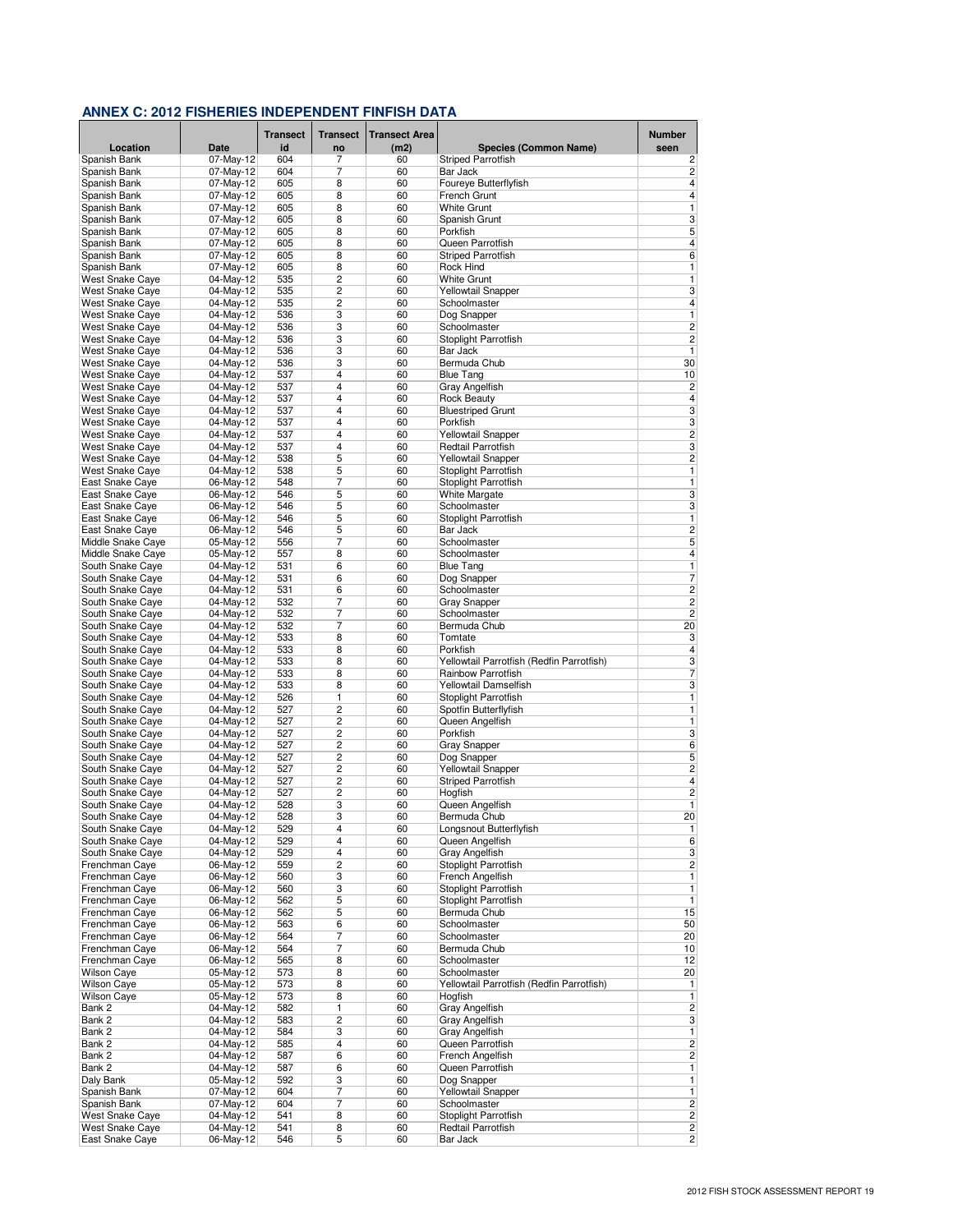## ANNEX C: 2012 FISHERIES INDEPENDENT FINFISH DATA

| Location | Date | Transect id | Transect no | Transect Area (m2) | Species (Common Name) | Number seen |
|---|---|---|---|---|---|---|
| Spanish Bank | 07-May-12 | 604 | 7 | 60 | Striped Parrotfish | 2 |
| Spanish Bank | 07-May-12 | 604 | 7 | 60 | Bar Jack | 2 |
| Spanish Bank | 07-May-12 | 605 | 8 | 60 | Foureye Butterflyfish | 4 |
| Spanish Bank | 07-May-12 | 605 | 8 | 60 | French Grunt | 4 |
| Spanish Bank | 07-May-12 | 605 | 8 | 60 | White Grunt | 1 |
| Spanish Bank | 07-May-12 | 605 | 8 | 60 | Spanish Grunt | 3 |
| Spanish Bank | 07-May-12 | 605 | 8 | 60 | Porkfish | 5 |
| Spanish Bank | 07-May-12 | 605 | 8 | 60 | Queen Parrotfish | 4 |
| Spanish Bank | 07-May-12 | 605 | 8 | 60 | Striped Parrotfish | 6 |
| Spanish Bank | 07-May-12 | 605 | 8 | 60 | Rock Hind | 1 |
| West Snake Caye | 04-May-12 | 535 | 2 | 60 | White Grunt | 1 |
| West Snake Caye | 04-May-12 | 535 | 2 | 60 | Yellowtail Snapper | 3 |
| West Snake Caye | 04-May-12 | 535 | 2 | 60 | Schoolmaster | 4 |
| West Snake Caye | 04-May-12 | 536 | 3 | 60 | Dog Snapper | 1 |
| West Snake Caye | 04-May-12 | 536 | 3 | 60 | Schoolmaster | 2 |
| West Snake Caye | 04-May-12 | 536 | 3 | 60 | Stoplight Parrotfish | 2 |
| West Snake Caye | 04-May-12 | 536 | 3 | 60 | Bar Jack | 1 |
| West Snake Caye | 04-May-12 | 536 | 3 | 60 | Bermuda Chub | 30 |
| West Snake Caye | 04-May-12 | 537 | 4 | 60 | Blue Tang | 10 |
| West Snake Caye | 04-May-12 | 537 | 4 | 60 | Gray Angelfish | 2 |
| West Snake Caye | 04-May-12 | 537 | 4 | 60 | Rock Beauty | 4 |
| West Snake Caye | 04-May-12 | 537 | 4 | 60 | Bluestriped Grunt | 3 |
| West Snake Caye | 04-May-12 | 537 | 4 | 60 | Porkfish | 3 |
| West Snake Caye | 04-May-12 | 537 | 4 | 60 | Yellowtail Snapper | 2 |
| West Snake Caye | 04-May-12 | 537 | 4 | 60 | Redtail Parrotfish | 3 |
| West Snake Caye | 04-May-12 | 538 | 5 | 60 | Yellowtail Snapper | 2 |
| West Snake Caye | 04-May-12 | 538 | 5 | 60 | Stoplight Parrotfish | 1 |
| East Snake Caye | 06-May-12 | 548 | 7 | 60 | Stoplight Parrotfish | 1 |
| East Snake Caye | 06-May-12 | 546 | 5 | 60 | White Margate | 3 |
| East Snake Caye | 06-May-12 | 546 | 5 | 60 | Schoolmaster | 3 |
| East Snake Caye | 06-May-12 | 546 | 5 | 60 | Stoplight Parrotfish | 1 |
| East Snake Caye | 06-May-12 | 546 | 5 | 60 | Bar Jack | 2 |
| Middle Snake Caye | 05-May-12 | 556 | 7 | 60 | Schoolmaster | 5 |
| Middle Snake Caye | 05-May-12 | 557 | 8 | 60 | Schoolmaster | 4 |
| South Snake Caye | 04-May-12 | 531 | 6 | 60 | Blue Tang | 1 |
| South Snake Caye | 04-May-12 | 531 | 6 | 60 | Dog Snapper | 7 |
| South Snake Caye | 04-May-12 | 531 | 6 | 60 | Schoolmaster | 2 |
| South Snake Caye | 04-May-12 | 532 | 7 | 60 | Gray Snapper | 2 |
| South Snake Caye | 04-May-12 | 532 | 7 | 60 | Schoolmaster | 2 |
| South Snake Caye | 04-May-12 | 532 | 7 | 60 | Bermuda Chub | 20 |
| South Snake Caye | 04-May-12 | 533 | 8 | 60 | Tomtate | 3 |
| South Snake Caye | 04-May-12 | 533 | 8 | 60 | Porkfish | 4 |
| South Snake Caye | 04-May-12 | 533 | 8 | 60 | Yellowtail Parrotfish (Redfin Parrotfish) | 3 |
| South Snake Caye | 04-May-12 | 533 | 8 | 60 | Rainbow Parrotfish | 7 |
| South Snake Caye | 04-May-12 | 533 | 8 | 60 | Yellowtail Damselfish | 3 |
| South Snake Caye | 04-May-12 | 526 | 1 | 60 | Stoplight Parrotfish | 1 |
| South Snake Caye | 04-May-12 | 527 | 2 | 60 | Spotfin Butterflyfish | 1 |
| South Snake Caye | 04-May-12 | 527 | 2 | 60 | Queen Angelfish | 1 |
| South Snake Caye | 04-May-12 | 527 | 2 | 60 | Porkfish | 3 |
| South Snake Caye | 04-May-12 | 527 | 2 | 60 | Gray Snapper | 6 |
| South Snake Caye | 04-May-12 | 527 | 2 | 60 | Dog Snapper | 5 |
| South Snake Caye | 04-May-12 | 527 | 2 | 60 | Yellowtail Snapper | 2 |
| South Snake Caye | 04-May-12 | 527 | 2 | 60 | Striped Parrotfish | 4 |
| South Snake Caye | 04-May-12 | 527 | 2 | 60 | Hogfish | 2 |
| South Snake Caye | 04-May-12 | 528 | 3 | 60 | Queen Angelfish | 1 |
| South Snake Caye | 04-May-12 | 528 | 3 | 60 | Bermuda Chub | 20 |
| South Snake Caye | 04-May-12 | 529 | 4 | 60 | Longsnout Butterflyfish | 1 |
| South Snake Caye | 04-May-12 | 529 | 4 | 60 | Queen Angelfish | 6 |
| South Snake Caye | 04-May-12 | 529 | 4 | 60 | Gray Angelfish | 3 |
| Frenchman Caye | 06-May-12 | 559 | 2 | 60 | Stoplight Parrotfish | 2 |
| Frenchman Caye | 06-May-12 | 560 | 3 | 60 | French Angelfish | 1 |
| Frenchman Caye | 06-May-12 | 560 | 3 | 60 | Stoplight Parrotfish | 1 |
| Frenchman Caye | 06-May-12 | 562 | 5 | 60 | Stoplight Parrotfish | 1 |
| Frenchman Caye | 06-May-12 | 562 | 5 | 60 | Bermuda Chub | 15 |
| Frenchman Caye | 06-May-12 | 563 | 6 | 60 | Schoolmaster | 50 |
| Frenchman Caye | 06-May-12 | 564 | 7 | 60 | Schoolmaster | 20 |
| Frenchman Caye | 06-May-12 | 564 | 7 | 60 | Bermuda Chub | 10 |
| Frenchman Caye | 06-May-12 | 565 | 8 | 60 | Schoolmaster | 12 |
| Wilson Caye | 05-May-12 | 573 | 8 | 60 | Schoolmaster | 20 |
| Wilson Caye | 05-May-12 | 573 | 8 | 60 | Yellowtail Parrotfish (Redfin Parrotfish) | 1 |
| Wilson Caye | 05-May-12 | 573 | 8 | 60 | Hogfish | 1 |
| Bank 2 | 04-May-12 | 582 | 1 | 60 | Gray Angelfish | 2 |
| Bank 2 | 04-May-12 | 583 | 2 | 60 | Gray Angelfish | 3 |
| Bank 2 | 04-May-12 | 584 | 3 | 60 | Gray Angelfish | 1 |
| Bank 2 | 04-May-12 | 585 | 4 | 60 | Queen Parrotfish | 2 |
| Bank 2 | 04-May-12 | 587 | 6 | 60 | French Angelfish | 2 |
| Bank 2 | 04-May-12 | 587 | 6 | 60 | Queen Parrotfish | 1 |
| Daly Bank | 05-May-12 | 592 | 3 | 60 | Dog Snapper | 1 |
| Spanish Bank | 07-May-12 | 604 | 7 | 60 | Yellowtail Snapper | 1 |
| Spanish Bank | 07-May-12 | 604 | 7 | 60 | Schoolmaster | 2 |
| West Snake Caye | 04-May-12 | 541 | 8 | 60 | Stoplight Parrotfish | 2 |
| West Snake Caye | 04-May-12 | 541 | 8 | 60 | Redtail Parrotfish | 2 |
| East Snake Caye | 06-May-12 | 546 | 5 | 60 | Bar Jack | 2 |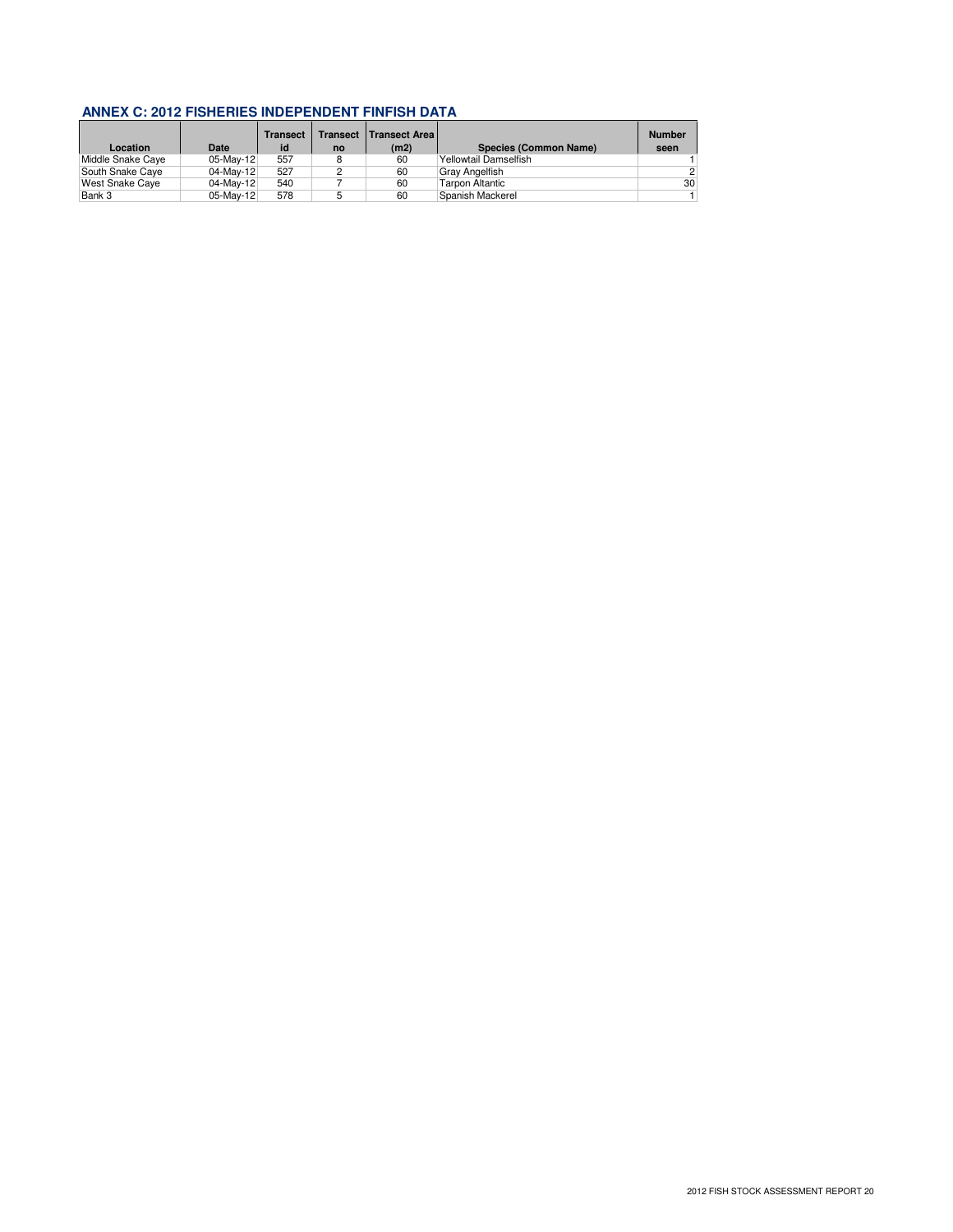## ANNEX C: 2012 FISHERIES INDEPENDENT FINFISH DATA

| Location | Date | Transect id | Transect no | Transect Area (m2) | Species (Common Name) | Number seen |
|---|---|---|---|---|---|---|
| Middle Snake Caye | 05-May-12 | 557 | 8 | 60 | Yellowtail Damselfish | 1 |
| South Snake Caye | 04-May-12 | 527 | 2 | 60 | Gray Angelfish | 2 |
| West Snake Caye | 04-May-12 | 540 | 7 | 60 | Tarpon Altantic | 30 |
| Bank 3 | 05-May-12 | 578 | 5 | 60 | Spanish Mackerel | 1 |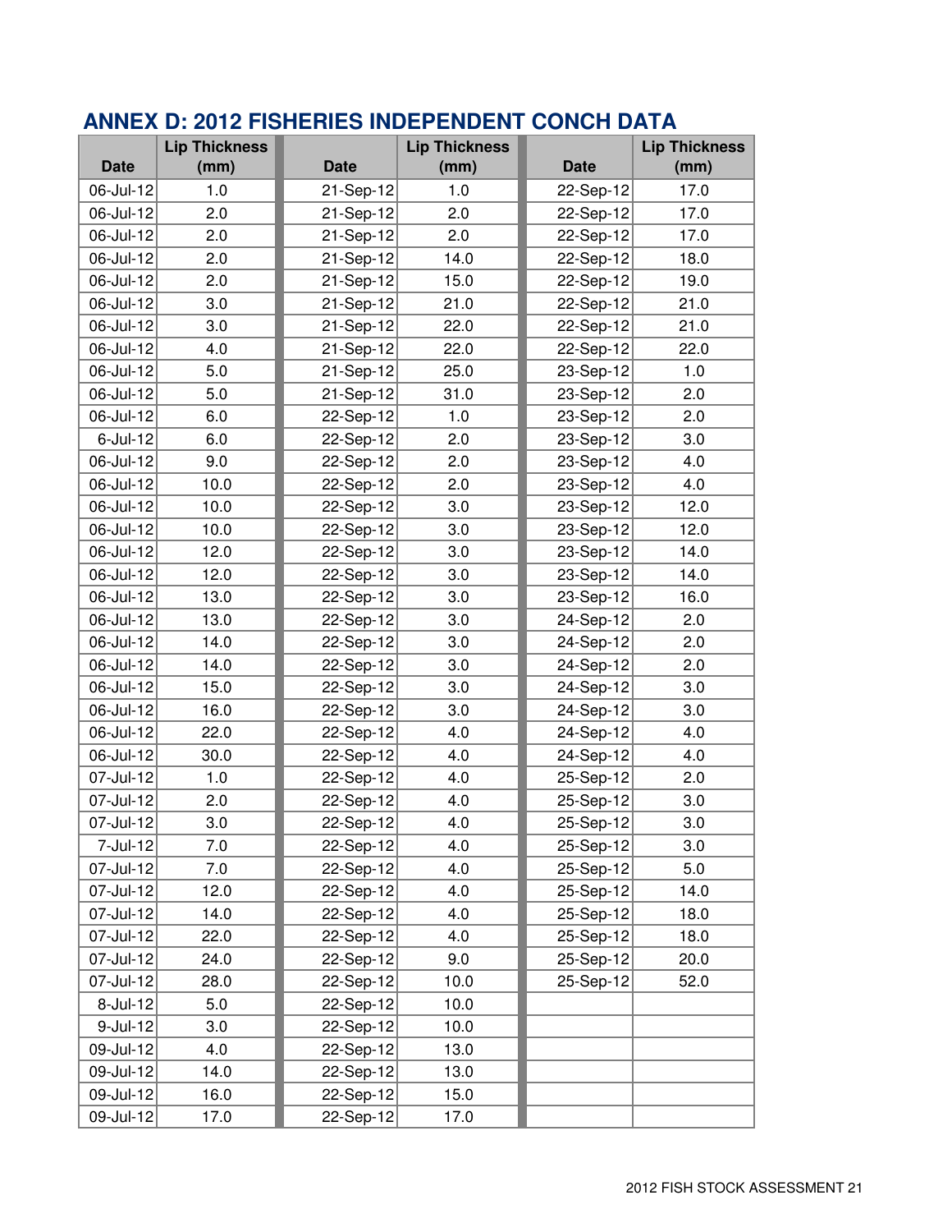## ANNEX D: 2012 FISHERIES INDEPENDENT CONCH DATA

| Date | Lip Thickness (mm) | Date | Lip Thickness (mm) | Date | Lip Thickness (mm) |
|---|---|---|---|---|---|
| 06-Jul-12 | 1.0 | 21-Sep-12 | 1.0 | 22-Sep-12 | 17.0 |
| 06-Jul-12 | 2.0 | 21-Sep-12 | 2.0 | 22-Sep-12 | 17.0 |
| 06-Jul-12 | 2.0 | 21-Sep-12 | 2.0 | 22-Sep-12 | 17.0 |
| 06-Jul-12 | 2.0 | 21-Sep-12 | 14.0 | 22-Sep-12 | 18.0 |
| 06-Jul-12 | 2.0 | 21-Sep-12 | 15.0 | 22-Sep-12 | 19.0 |
| 06-Jul-12 | 3.0 | 21-Sep-12 | 21.0 | 22-Sep-12 | 21.0 |
| 06-Jul-12 | 3.0 | 21-Sep-12 | 22.0 | 22-Sep-12 | 21.0 |
| 06-Jul-12 | 4.0 | 21-Sep-12 | 22.0 | 22-Sep-12 | 22.0 |
| 06-Jul-12 | 5.0 | 21-Sep-12 | 25.0 | 23-Sep-12 | 1.0 |
| 06-Jul-12 | 5.0 | 21-Sep-12 | 31.0 | 23-Sep-12 | 2.0 |
| 06-Jul-12 | 6.0 | 22-Sep-12 | 1.0 | 23-Sep-12 | 2.0 |
| 6-Jul-12 | 6.0 | 22-Sep-12 | 2.0 | 23-Sep-12 | 3.0 |
| 06-Jul-12 | 9.0 | 22-Sep-12 | 2.0 | 23-Sep-12 | 4.0 |
| 06-Jul-12 | 10.0 | 22-Sep-12 | 2.0 | 23-Sep-12 | 4.0 |
| 06-Jul-12 | 10.0 | 22-Sep-12 | 3.0 | 23-Sep-12 | 12.0 |
| 06-Jul-12 | 10.0 | 22-Sep-12 | 3.0 | 23-Sep-12 | 12.0 |
| 06-Jul-12 | 12.0 | 22-Sep-12 | 3.0 | 23-Sep-12 | 14.0 |
| 06-Jul-12 | 12.0 | 22-Sep-12 | 3.0 | 23-Sep-12 | 14.0 |
| 06-Jul-12 | 13.0 | 22-Sep-12 | 3.0 | 23-Sep-12 | 16.0 |
| 06-Jul-12 | 13.0 | 22-Sep-12 | 3.0 | 24-Sep-12 | 2.0 |
| 06-Jul-12 | 14.0 | 22-Sep-12 | 3.0 | 24-Sep-12 | 2.0 |
| 06-Jul-12 | 14.0 | 22-Sep-12 | 3.0 | 24-Sep-12 | 2.0 |
| 06-Jul-12 | 15.0 | 22-Sep-12 | 3.0 | 24-Sep-12 | 3.0 |
| 06-Jul-12 | 16.0 | 22-Sep-12 | 3.0 | 24-Sep-12 | 3.0 |
| 06-Jul-12 | 22.0 | 22-Sep-12 | 4.0 | 24-Sep-12 | 4.0 |
| 06-Jul-12 | 30.0 | 22-Sep-12 | 4.0 | 24-Sep-12 | 4.0 |
| 07-Jul-12 | 1.0 | 22-Sep-12 | 4.0 | 25-Sep-12 | 2.0 |
| 07-Jul-12 | 2.0 | 22-Sep-12 | 4.0 | 25-Sep-12 | 3.0 |
| 07-Jul-12 | 3.0 | 22-Sep-12 | 4.0 | 25-Sep-12 | 3.0 |
| 7-Jul-12 | 7.0 | 22-Sep-12 | 4.0 | 25-Sep-12 | 3.0 |
| 07-Jul-12 | 7.0 | 22-Sep-12 | 4.0 | 25-Sep-12 | 5.0 |
| 07-Jul-12 | 12.0 | 22-Sep-12 | 4.0 | 25-Sep-12 | 14.0 |
| 07-Jul-12 | 14.0 | 22-Sep-12 | 4.0 | 25-Sep-12 | 18.0 |
| 07-Jul-12 | 22.0 | 22-Sep-12 | 4.0 | 25-Sep-12 | 18.0 |
| 07-Jul-12 | 24.0 | 22-Sep-12 | 9.0 | 25-Sep-12 | 20.0 |
| 07-Jul-12 | 28.0 | 22-Sep-12 | 10.0 | 25-Sep-12 | 52.0 |
| 8-Jul-12 | 5.0 | 22-Sep-12 | 10.0 | | |
| 9-Jul-12 | 3.0 | 22-Sep-12 | 10.0 | | |
| 09-Jul-12 | 4.0 | 22-Sep-12 | 13.0 | | |
| 09-Jul-12 | 14.0 | 22-Sep-12 | 13.0 | | |
| 09-Jul-12 | 16.0 | 22-Sep-12 | 15.0 | | |
| 09-Jul-12 | 17.0 | 22-Sep-12 | 17.0 | | |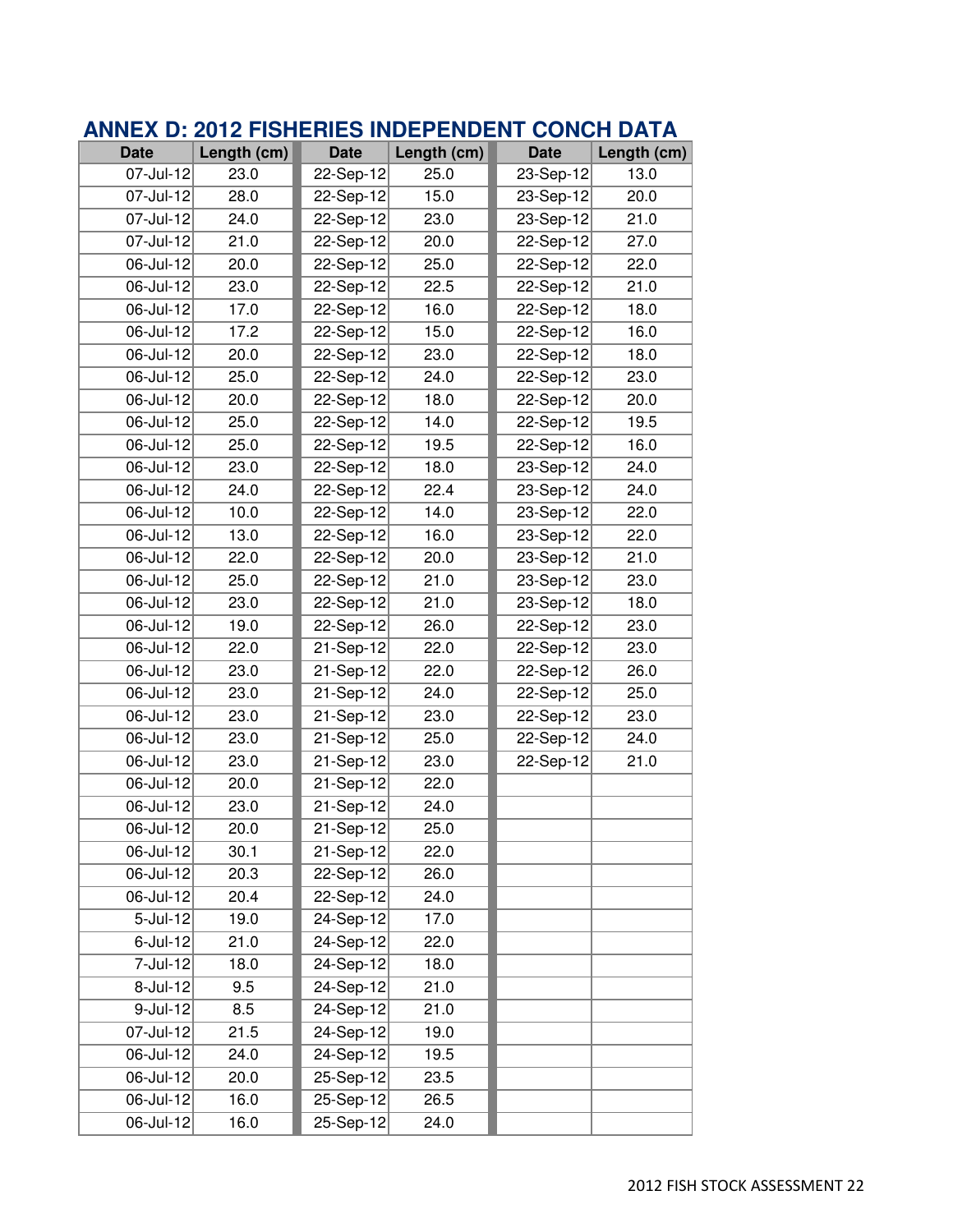## ANNEX D: 2012 FISHERIES INDEPENDENT CONCH DATA

| Date | Length (cm) | Date | Length (cm) | Date | Length (cm) |
|---|---|---|---|---|---|
| 07-Jul-12 | 23.0 | 22-Sep-12 | 25.0 | 23-Sep-12 | 13.0 |
| 07-Jul-12 | 28.0 | 22-Sep-12 | 15.0 | 23-Sep-12 | 20.0 |
| 07-Jul-12 | 24.0 | 22-Sep-12 | 23.0 | 23-Sep-12 | 21.0 |
| 07-Jul-12 | 21.0 | 22-Sep-12 | 20.0 | 22-Sep-12 | 27.0 |
| 06-Jul-12 | 20.0 | 22-Sep-12 | 25.0 | 22-Sep-12 | 22.0 |
| 06-Jul-12 | 23.0 | 22-Sep-12 | 22.5 | 22-Sep-12 | 21.0 |
| 06-Jul-12 | 17.0 | 22-Sep-12 | 16.0 | 22-Sep-12 | 18.0 |
| 06-Jul-12 | 17.2 | 22-Sep-12 | 15.0 | 22-Sep-12 | 16.0 |
| 06-Jul-12 | 20.0 | 22-Sep-12 | 23.0 | 22-Sep-12 | 18.0 |
| 06-Jul-12 | 25.0 | 22-Sep-12 | 24.0 | 22-Sep-12 | 23.0 |
| 06-Jul-12 | 20.0 | 22-Sep-12 | 18.0 | 22-Sep-12 | 20.0 |
| 06-Jul-12 | 25.0 | 22-Sep-12 | 14.0 | 22-Sep-12 | 19.5 |
| 06-Jul-12 | 25.0 | 22-Sep-12 | 19.5 | 22-Sep-12 | 16.0 |
| 06-Jul-12 | 23.0 | 22-Sep-12 | 18.0 | 23-Sep-12 | 24.0 |
| 06-Jul-12 | 24.0 | 22-Sep-12 | 22.4 | 23-Sep-12 | 24.0 |
| 06-Jul-12 | 10.0 | 22-Sep-12 | 14.0 | 23-Sep-12 | 22.0 |
| 06-Jul-12 | 13.0 | 22-Sep-12 | 16.0 | 23-Sep-12 | 22.0 |
| 06-Jul-12 | 22.0 | 22-Sep-12 | 20.0 | 23-Sep-12 | 21.0 |
| 06-Jul-12 | 25.0 | 22-Sep-12 | 21.0 | 23-Sep-12 | 23.0 |
| 06-Jul-12 | 23.0 | 22-Sep-12 | 21.0 | 23-Sep-12 | 18.0 |
| 06-Jul-12 | 19.0 | 22-Sep-12 | 26.0 | 22-Sep-12 | 23.0 |
| 06-Jul-12 | 22.0 | 21-Sep-12 | 22.0 | 22-Sep-12 | 23.0 |
| 06-Jul-12 | 23.0 | 21-Sep-12 | 22.0 | 22-Sep-12 | 26.0 |
| 06-Jul-12 | 23.0 | 21-Sep-12 | 24.0 | 22-Sep-12 | 25.0 |
| 06-Jul-12 | 23.0 | 21-Sep-12 | 23.0 | 22-Sep-12 | 23.0 |
| 06-Jul-12 | 23.0 | 21-Sep-12 | 25.0 | 22-Sep-12 | 24.0 |
| 06-Jul-12 | 23.0 | 21-Sep-12 | 23.0 | 22-Sep-12 | 21.0 |
| 06-Jul-12 | 20.0 | 21-Sep-12 | 22.0 | | |
| 06-Jul-12 | 23.0 | 21-Sep-12 | 24.0 | | |
| 06-Jul-12 | 20.0 | 21-Sep-12 | 25.0 | | |
| 06-Jul-12 | 30.1 | 21-Sep-12 | 22.0 | | |
| 06-Jul-12 | 20.3 | 22-Sep-12 | 26.0 | | |
| 06-Jul-12 | 20.4 | 22-Sep-12 | 24.0 | | |
| 5-Jul-12 | 19.0 | 24-Sep-12 | 17.0 | | |
| 6-Jul-12 | 21.0 | 24-Sep-12 | 22.0 | | |
| 7-Jul-12 | 18.0 | 24-Sep-12 | 18.0 | | |
| 8-Jul-12 | 9.5 | 24-Sep-12 | 21.0 | | |
| 9-Jul-12 | 8.5 | 24-Sep-12 | 21.0 | | |
| 07-Jul-12 | 21.5 | 24-Sep-12 | 19.0 | | |
| 06-Jul-12 | 24.0 | 24-Sep-12 | 19.5 | | |
| 06-Jul-12 | 20.0 | 25-Sep-12 | 23.5 | | |
| 06-Jul-12 | 16.0 | 25-Sep-12 | 26.5 | | |
| 06-Jul-12 | 16.0 | 25-Sep-12 | 24.0 | | |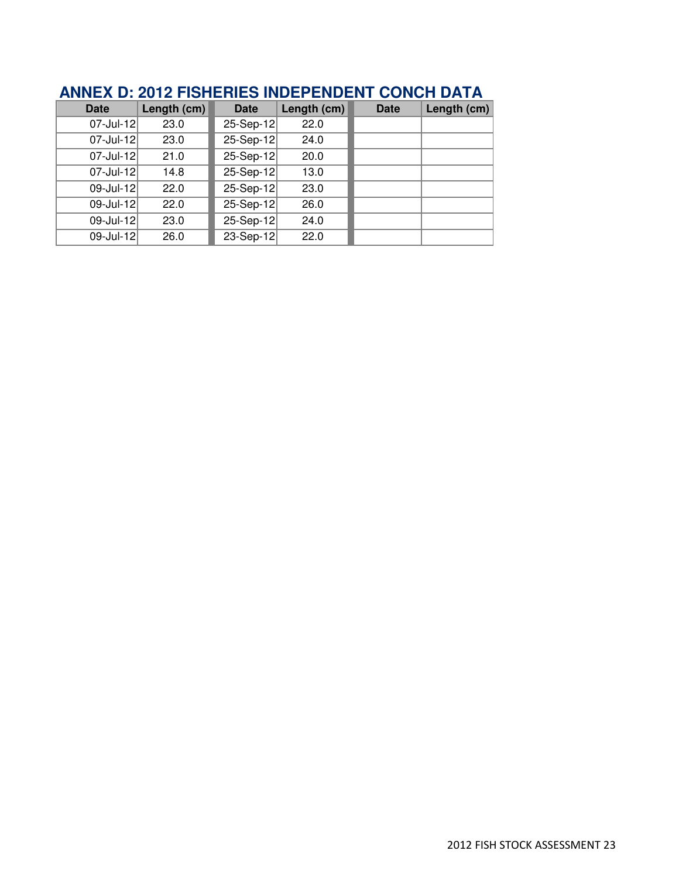## ANNEX D: 2012 FISHERIES INDEPENDENT CONCH DATA

| Date | Length (cm) | Date | Length (cm) | Date | Length (cm) |
|---|---|---|---|---|---|
| 07-Jul-12 | 23.0 | 25-Sep-12 | 22.0 | | |
| 07-Jul-12 | 23.0 | 25-Sep-12 | 24.0 | | |
| 07-Jul-12 | 21.0 | 25-Sep-12 | 20.0 | | |
| 07-Jul-12 | 14.8 | 25-Sep-12 | 13.0 | | |
| 09-Jul-12 | 22.0 | 25-Sep-12 | 23.0 | | |
| 09-Jul-12 | 22.0 | 25-Sep-12 | 26.0 | | |
| 09-Jul-12 | 23.0 | 25-Sep-12 | 24.0 | | |
| 09-Jul-12 | 26.0 | 23-Sep-12 | 22.0 | | |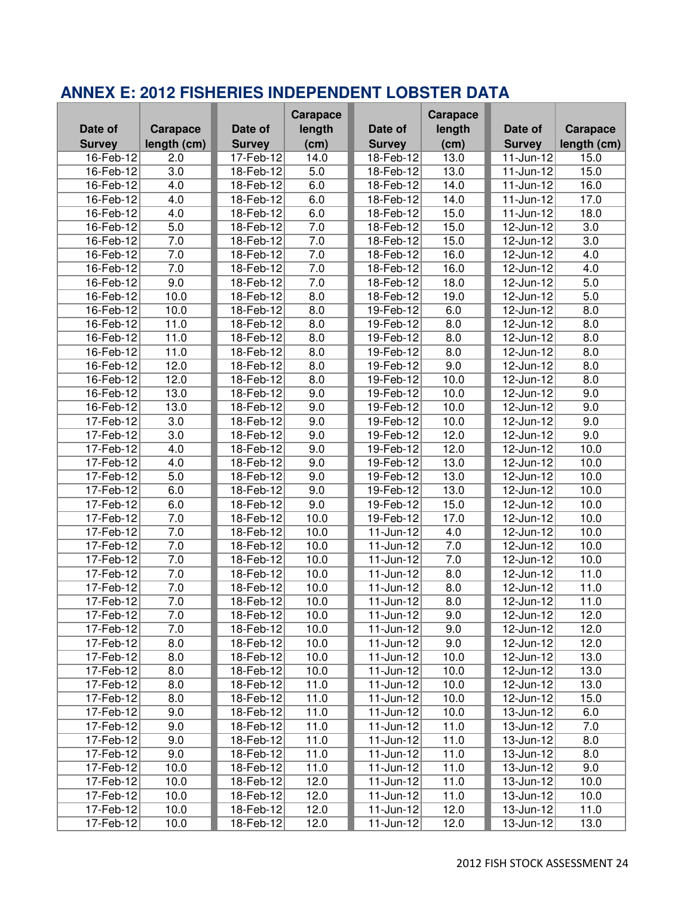## ANNEX E: 2012 FISHERIES INDEPENDENT LOBSTER DATA

| Date of Survey | Carapace length (cm) | Date of Survey | Carapace length (cm) | Date of Survey | Carapace length (cm) | Date of Survey | Carapace length (cm) |
|---|---|---|---|---|---|---|---|
| 16-Feb-12 | 2.0 | 17-Feb-12 | 14.0 | 18-Feb-12 | 13.0 | 11-Jun-12 | 15.0 |
| 16-Feb-12 | 3.0 | 18-Feb-12 | 5.0 | 18-Feb-12 | 13.0 | 11-Jun-12 | 15.0 |
| 16-Feb-12 | 4.0 | 18-Feb-12 | 6.0 | 18-Feb-12 | 14.0 | 11-Jun-12 | 16.0 |
| 16-Feb-12 | 4.0 | 18-Feb-12 | 6.0 | 18-Feb-12 | 14.0 | 11-Jun-12 | 17.0 |
| 16-Feb-12 | 4.0 | 18-Feb-12 | 6.0 | 18-Feb-12 | 15.0 | 11-Jun-12 | 18.0 |
| 16-Feb-12 | 5.0 | 18-Feb-12 | 7.0 | 18-Feb-12 | 15.0 | 12-Jun-12 | 3.0 |
| 16-Feb-12 | 7.0 | 18-Feb-12 | 7.0 | 18-Feb-12 | 15.0 | 12-Jun-12 | 3.0 |
| 16-Feb-12 | 7.0 | 18-Feb-12 | 7.0 | 18-Feb-12 | 16.0 | 12-Jun-12 | 4.0 |
| 16-Feb-12 | 7.0 | 18-Feb-12 | 7.0 | 18-Feb-12 | 16.0 | 12-Jun-12 | 4.0 |
| 16-Feb-12 | 9.0 | 18-Feb-12 | 7.0 | 18-Feb-12 | 18.0 | 12-Jun-12 | 5.0 |
| 16-Feb-12 | 10.0 | 18-Feb-12 | 8.0 | 18-Feb-12 | 19.0 | 12-Jun-12 | 5.0 |
| 16-Feb-12 | 10.0 | 18-Feb-12 | 8.0 | 19-Feb-12 | 6.0 | 12-Jun-12 | 8.0 |
| 16-Feb-12 | 11.0 | 18-Feb-12 | 8.0 | 19-Feb-12 | 8.0 | 12-Jun-12 | 8.0 |
| 16-Feb-12 | 11.0 | 18-Feb-12 | 8.0 | 19-Feb-12 | 8.0 | 12-Jun-12 | 8.0 |
| 16-Feb-12 | 11.0 | 18-Feb-12 | 8.0 | 19-Feb-12 | 8.0 | 12-Jun-12 | 8.0 |
| 16-Feb-12 | 12.0 | 18-Feb-12 | 8.0 | 19-Feb-12 | 9.0 | 12-Jun-12 | 8.0 |
| 16-Feb-12 | 12.0 | 18-Feb-12 | 8.0 | 19-Feb-12 | 10.0 | 12-Jun-12 | 8.0 |
| 16-Feb-12 | 13.0 | 18-Feb-12 | 9.0 | 19-Feb-12 | 10.0 | 12-Jun-12 | 9.0 |
| 16-Feb-12 | 13.0 | 18-Feb-12 | 9.0 | 19-Feb-12 | 10.0 | 12-Jun-12 | 9.0 |
| 17-Feb-12 | 3.0 | 18-Feb-12 | 9.0 | 19-Feb-12 | 10.0 | 12-Jun-12 | 9.0 |
| 17-Feb-12 | 3.0 | 18-Feb-12 | 9.0 | 19-Feb-12 | 12.0 | 12-Jun-12 | 9.0 |
| 17-Feb-12 | 4.0 | 18-Feb-12 | 9.0 | 19-Feb-12 | 12.0 | 12-Jun-12 | 10.0 |
| 17-Feb-12 | 4.0 | 18-Feb-12 | 9.0 | 19-Feb-12 | 13.0 | 12-Jun-12 | 10.0 |
| 17-Feb-12 | 5.0 | 18-Feb-12 | 9.0 | 19-Feb-12 | 13.0 | 12-Jun-12 | 10.0 |
| 17-Feb-12 | 6.0 | 18-Feb-12 | 9.0 | 19-Feb-12 | 13.0 | 12-Jun-12 | 10.0 |
| 17-Feb-12 | 6.0 | 18-Feb-12 | 9.0 | 19-Feb-12 | 15.0 | 12-Jun-12 | 10.0 |
| 17-Feb-12 | 7.0 | 18-Feb-12 | 10.0 | 19-Feb-12 | 17.0 | 12-Jun-12 | 10.0 |
| 17-Feb-12 | 7.0 | 18-Feb-12 | 10.0 | 11-Jun-12 | 4.0 | 12-Jun-12 | 10.0 |
| 17-Feb-12 | 7.0 | 18-Feb-12 | 10.0 | 11-Jun-12 | 7.0 | 12-Jun-12 | 10.0 |
| 17-Feb-12 | 7.0 | 18-Feb-12 | 10.0 | 11-Jun-12 | 7.0 | 12-Jun-12 | 10.0 |
| 17-Feb-12 | 7.0 | 18-Feb-12 | 10.0 | 11-Jun-12 | 8.0 | 12-Jun-12 | 11.0 |
| 17-Feb-12 | 7.0 | 18-Feb-12 | 10.0 | 11-Jun-12 | 8.0 | 12-Jun-12 | 11.0 |
| 17-Feb-12 | 7.0 | 18-Feb-12 | 10.0 | 11-Jun-12 | 8.0 | 12-Jun-12 | 11.0 |
| 17-Feb-12 | 7.0 | 18-Feb-12 | 10.0 | 11-Jun-12 | 9.0 | 12-Jun-12 | 12.0 |
| 17-Feb-12 | 7.0 | 18-Feb-12 | 10.0 | 11-Jun-12 | 9.0 | 12-Jun-12 | 12.0 |
| 17-Feb-12 | 8.0 | 18-Feb-12 | 10.0 | 11-Jun-12 | 9.0 | 12-Jun-12 | 12.0 |
| 17-Feb-12 | 8.0 | 18-Feb-12 | 10.0 | 11-Jun-12 | 10.0 | 12-Jun-12 | 13.0 |
| 17-Feb-12 | 8.0 | 18-Feb-12 | 10.0 | 11-Jun-12 | 10.0 | 12-Jun-12 | 13.0 |
| 17-Feb-12 | 8.0 | 18-Feb-12 | 11.0 | 11-Jun-12 | 10.0 | 12-Jun-12 | 13.0 |
| 17-Feb-12 | 8.0 | 18-Feb-12 | 11.0 | 11-Jun-12 | 10.0 | 12-Jun-12 | 15.0 |
| 17-Feb-12 | 9.0 | 18-Feb-12 | 11.0 | 11-Jun-12 | 10.0 | 13-Jun-12 | 6.0 |
| 17-Feb-12 | 9.0 | 18-Feb-12 | 11.0 | 11-Jun-12 | 11.0 | 13-Jun-12 | 7.0 |
| 17-Feb-12 | 9.0 | 18-Feb-12 | 11.0 | 11-Jun-12 | 11.0 | 13-Jun-12 | 8.0 |
| 17-Feb-12 | 9.0 | 18-Feb-12 | 11.0 | 11-Jun-12 | 11.0 | 13-Jun-12 | 8.0 |
| 17-Feb-12 | 10.0 | 18-Feb-12 | 11.0 | 11-Jun-12 | 11.0 | 13-Jun-12 | 9.0 |
| 17-Feb-12 | 10.0 | 18-Feb-12 | 12.0 | 11-Jun-12 | 11.0 | 13-Jun-12 | 10.0 |
| 17-Feb-12 | 10.0 | 18-Feb-12 | 12.0 | 11-Jun-12 | 11.0 | 13-Jun-12 | 10.0 |
| 17-Feb-12 | 10.0 | 18-Feb-12 | 12.0 | 11-Jun-12 | 12.0 | 13-Jun-12 | 11.0 |
| 17-Feb-12 | 10.0 | 18-Feb-12 | 12.0 | 11-Jun-12 | 12.0 | 13-Jun-12 | 13.0 |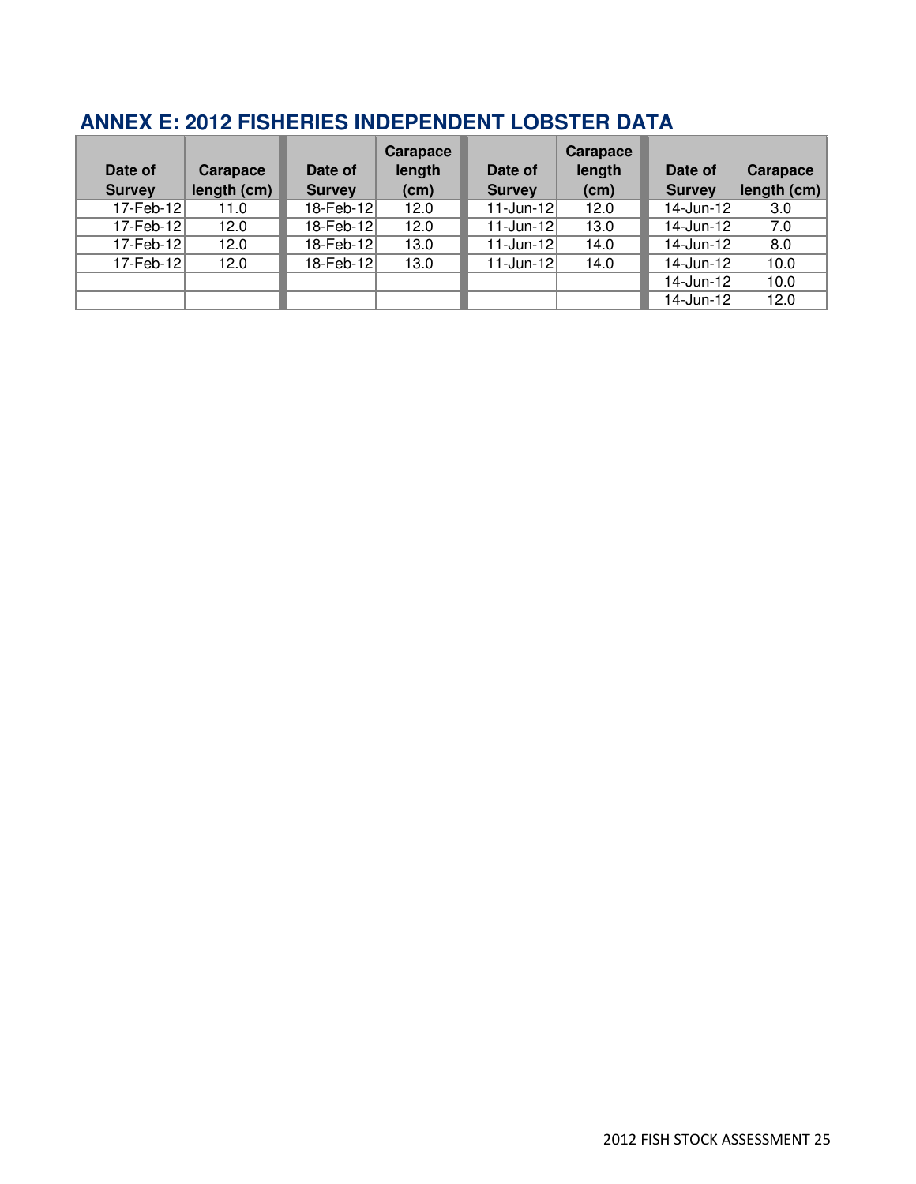## ANNEX E: 2012 FISHERIES INDEPENDENT LOBSTER DATA

| Date of Survey | Carapace length (cm) | Date of Survey | Carapace length (cm) | Date of Survey | Carapace length (cm) | Date of Survey | Carapace length (cm) |
|---|---|---|---|---|---|---|---|
| 17-Feb-12 | 11.0 | 18-Feb-12 | 12.0 | 11-Jun-12 | 12.0 | 14-Jun-12 | 3.0 |
| 17-Feb-12 | 12.0 | 18-Feb-12 | 12.0 | 11-Jun-12 | 13.0 | 14-Jun-12 | 7.0 |
| 17-Feb-12 | 12.0 | 18-Feb-12 | 13.0 | 11-Jun-12 | 14.0 | 14-Jun-12 | 8.0 |
| 17-Feb-12 | 12.0 | 18-Feb-12 | 13.0 | 11-Jun-12 | 14.0 | 14-Jun-12 | 10.0 |
| | | | | | | 14-Jun-12 | 10.0 |
| | | | | | | 14-Jun-12 | 12.0 |